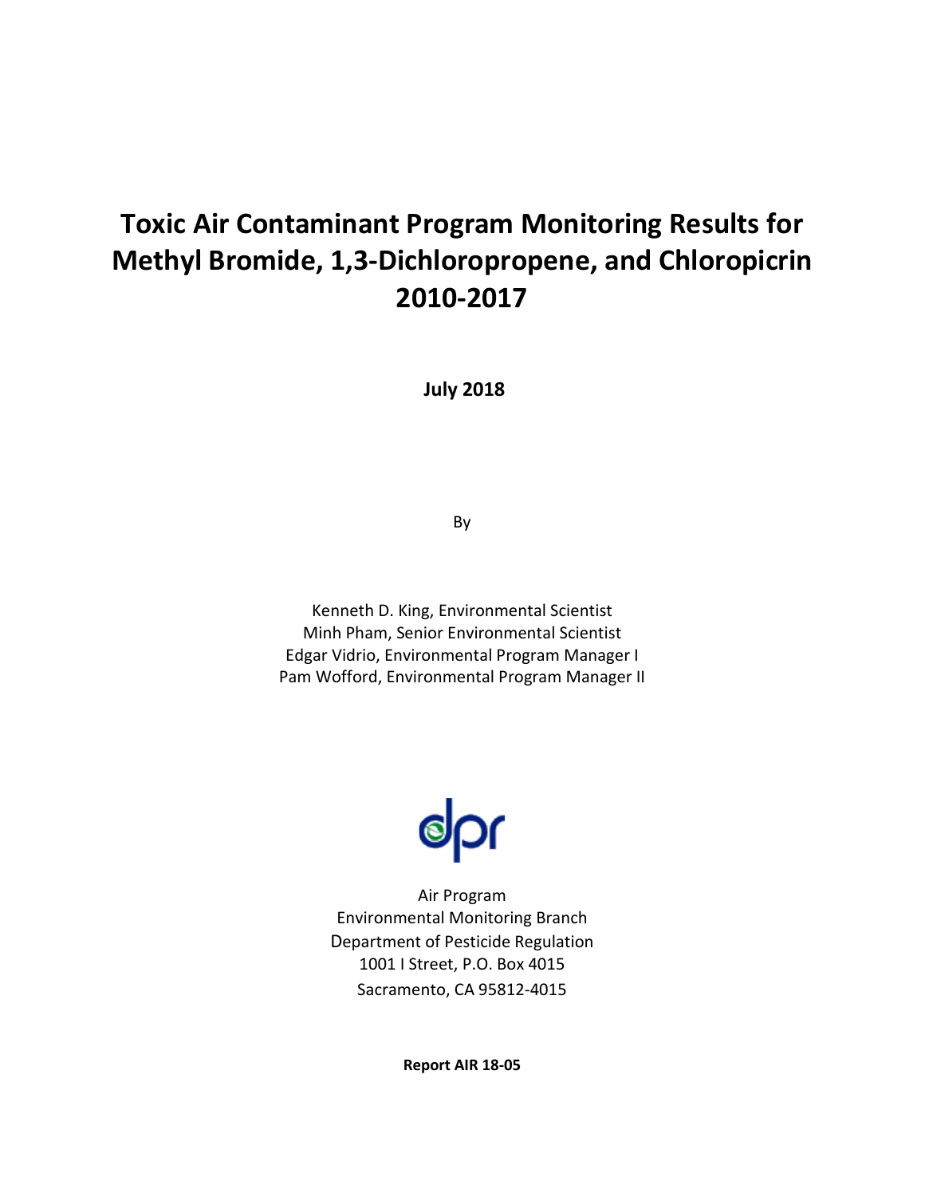# Toxic Air Contaminant Program Monitoring Results for Methyl Bromide, 1,3-Dichloropropene, and Chloropicrin 2010-2017

**July 2018**

By

Kenneth D. King, Environmental Scientist
Minh Pham, Senior Environmental Scientist
Edgar Vidrio, Environmental Program Manager I
Pam Wofford, Environmental Program Manager II

dpr

Air Program
Environmental Monitoring Branch
Department of Pesticide Regulation
1001 I Street, P.O. Box 4015
Sacramento, CA 95812-4015

**Report AIR 18-05**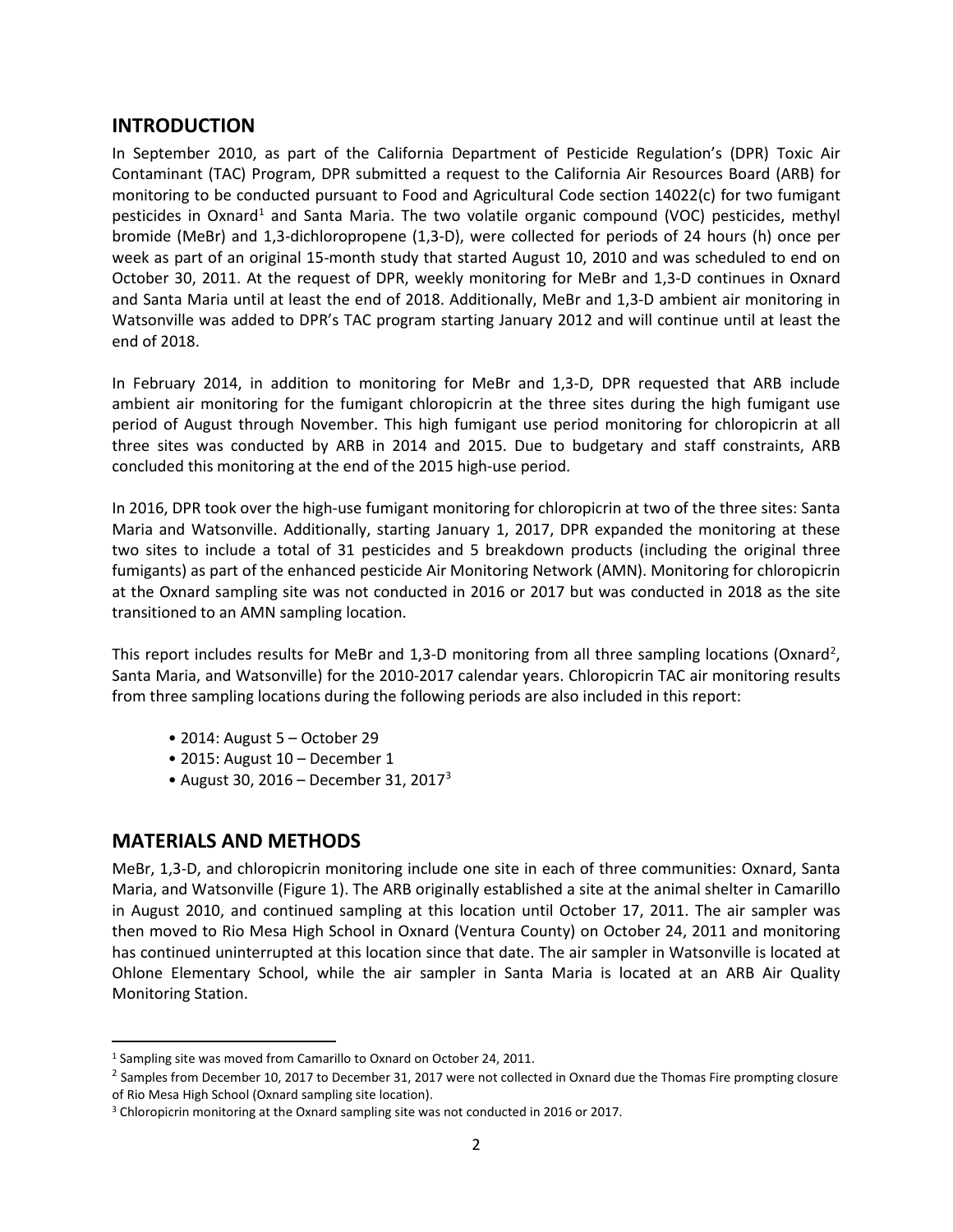## INTRODUCTION

In September 2010, as part of the California Department of Pesticide Regulation's (DPR) Toxic Air Contaminant (TAC) Program, DPR submitted a request to the California Air Resources Board (ARB) for monitoring to be conducted pursuant to Food and Agricultural Code section 14022(c) for two fumigant pesticides in Oxnard[1] and Santa Maria. The two volatile organic compound (VOC) pesticides, methyl bromide (MeBr) and 1,3-dichloropropene (1,3-D), were collected for periods of 24 hours (h) once per week as part of an original 15-month study that started August 10, 2010 and was scheduled to end on October 30, 2011. At the request of DPR, weekly monitoring for MeBr and 1,3-D continues in Oxnard and Santa Maria until at least the end of 2018. Additionally, MeBr and 1,3-D ambient air monitoring in Watsonville was added to DPR's TAC program starting January 2012 and will continue until at least the end of 2018.

In February 2014, in addition to monitoring for MeBr and 1,3-D, DPR requested that ARB include ambient air monitoring for the fumigant chloropicrin at the three sites during the high fumigant use period of August through November. This high fumigant use period monitoring for chloropicrin at all three sites was conducted by ARB in 2014 and 2015. Due to budgetary and staff constraints, ARB concluded this monitoring at the end of the 2015 high-use period.

In 2016, DPR took over the high-use fumigant monitoring for chloropicrin at two of the three sites: Santa Maria and Watsonville. Additionally, starting January 1, 2017, DPR expanded the monitoring at these two sites to include a total of 31 pesticides and 5 breakdown products (including the original three fumigants) as part of the enhanced pesticide Air Monitoring Network (AMN). Monitoring for chloropicrin at the Oxnard sampling site was not conducted in 2016 or 2017 but was conducted in 2018 as the site transitioned to an AMN sampling location.

This report includes results for MeBr and 1,3-D monitoring from all three sampling locations (Oxnard[2], Santa Maria, and Watsonville) for the 2010-2017 calendar years. Chloropicrin TAC air monitoring results from three sampling locations during the following periods are also included in this report:

- 2014: August 5 – October 29
- 2015: August 10 – December 1
- August 30, 2016 – December 31, 2017[3]

## MATERIALS AND METHODS

MeBr, 1,3-D, and chloropicrin monitoring include one site in each of three communities: Oxnard, Santa Maria, and Watsonville (Figure 1). The ARB originally established a site at the animal shelter in Camarillo in August 2010, and continued sampling at this location until October 17, 2011. The air sampler was then moved to Rio Mesa High School in Oxnard (Ventura County) on October 24, 2011 and monitoring has continued uninterrupted at this location since that date. The air sampler in Watsonville is located at Ohlone Elementary School, while the air sampler in Santa Maria is located at an ARB Air Quality Monitoring Station.

---

[1] Sampling site was moved from Camarillo to Oxnard on October 24, 2011.

[2] Samples from December 10, 2017 to December 31, 2017 were not collected in Oxnard due the Thomas Fire prompting closure of Rio Mesa High School (Oxnard sampling site location).

[3] Chloropicrin monitoring at the Oxnard sampling site was not conducted in 2016 or 2017.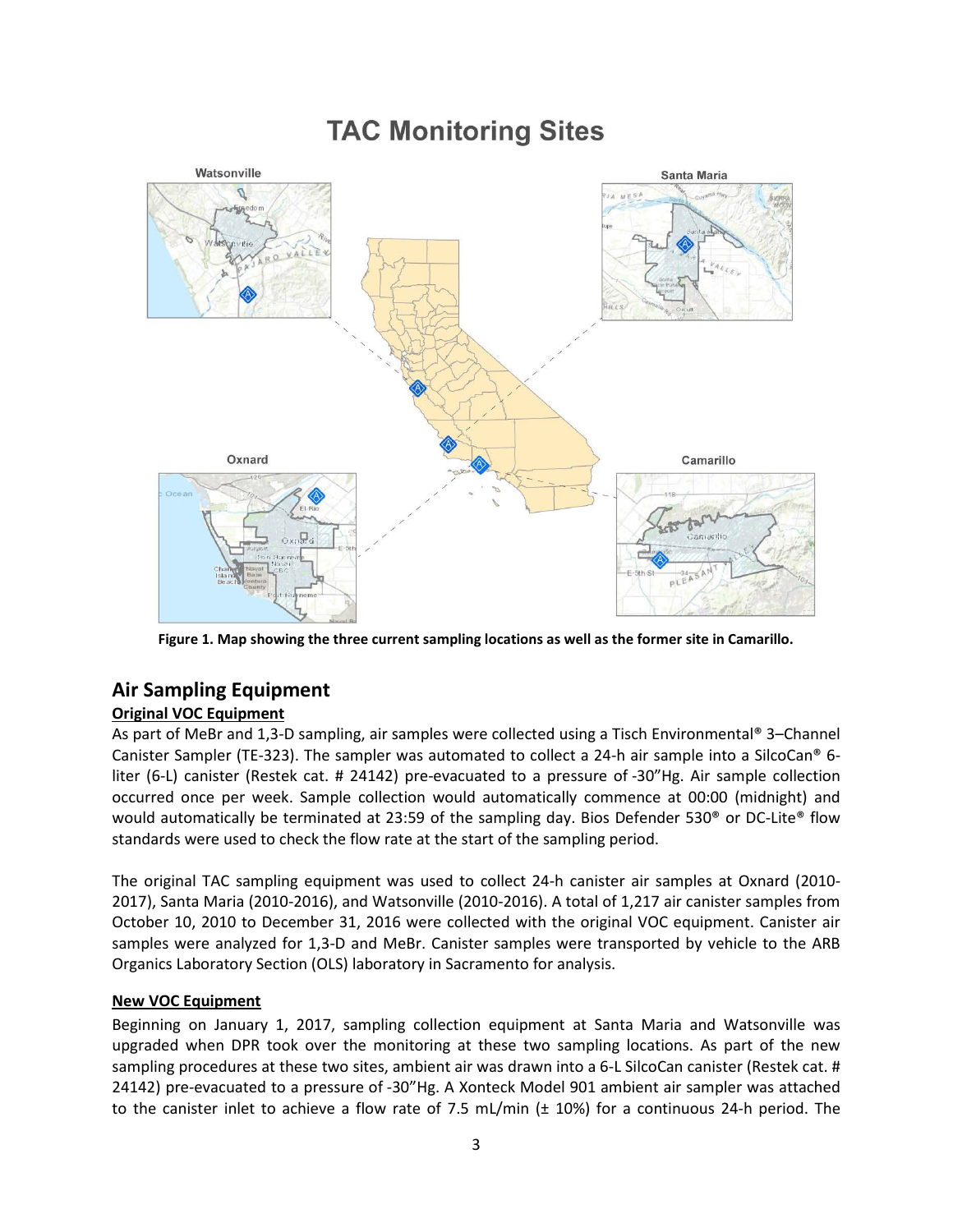# TAC Monitoring Sites

Figure 1. Map showing the three current sampling locations as well as the former site in Camarillo.

## Air Sampling Equipment

### Original VOC Equipment

As part of MeBr and 1,3-D sampling, air samples were collected using a Tisch Environmental® 3–Channel Canister Sampler (TE-323). The sampler was automated to collect a 24-h air sample into a SilcoCan® 6-liter (6-L) canister (Restek cat. # 24142) pre-evacuated to a pressure of -30"Hg. Air sample collection occurred once per week. Sample collection would automatically commence at 00:00 (midnight) and would automatically be terminated at 23:59 of the sampling day. Bios Defender 530® or DC-Lite® flow standards were used to check the flow rate at the start of the sampling period.

The original TAC sampling equipment was used to collect 24-h canister air samples at Oxnard (2010-2017), Santa Maria (2010-2016), and Watsonville (2010-2016). A total of 1,217 air canister samples from October 10, 2010 to December 31, 2016 were collected with the original VOC equipment. Canister air samples were analyzed for 1,3-D and MeBr. Canister samples were transported by vehicle to the ARB Organics Laboratory Section (OLS) laboratory in Sacramento for analysis.

### New VOC Equipment

Beginning on January 1, 2017, sampling collection equipment at Santa Maria and Watsonville was upgraded when DPR took over the monitoring at these two sampling locations. As part of the new sampling procedures at these two sites, ambient air was drawn into a 6-L SilcoCan canister (Restek cat. # 24142) pre-evacuated to a pressure of -30"Hg. A Xonteck Model 901 ambient air sampler was attached to the canister inlet to achieve a flow rate of 7.5 mL/min (± 10%) for a continuous 24-h period. The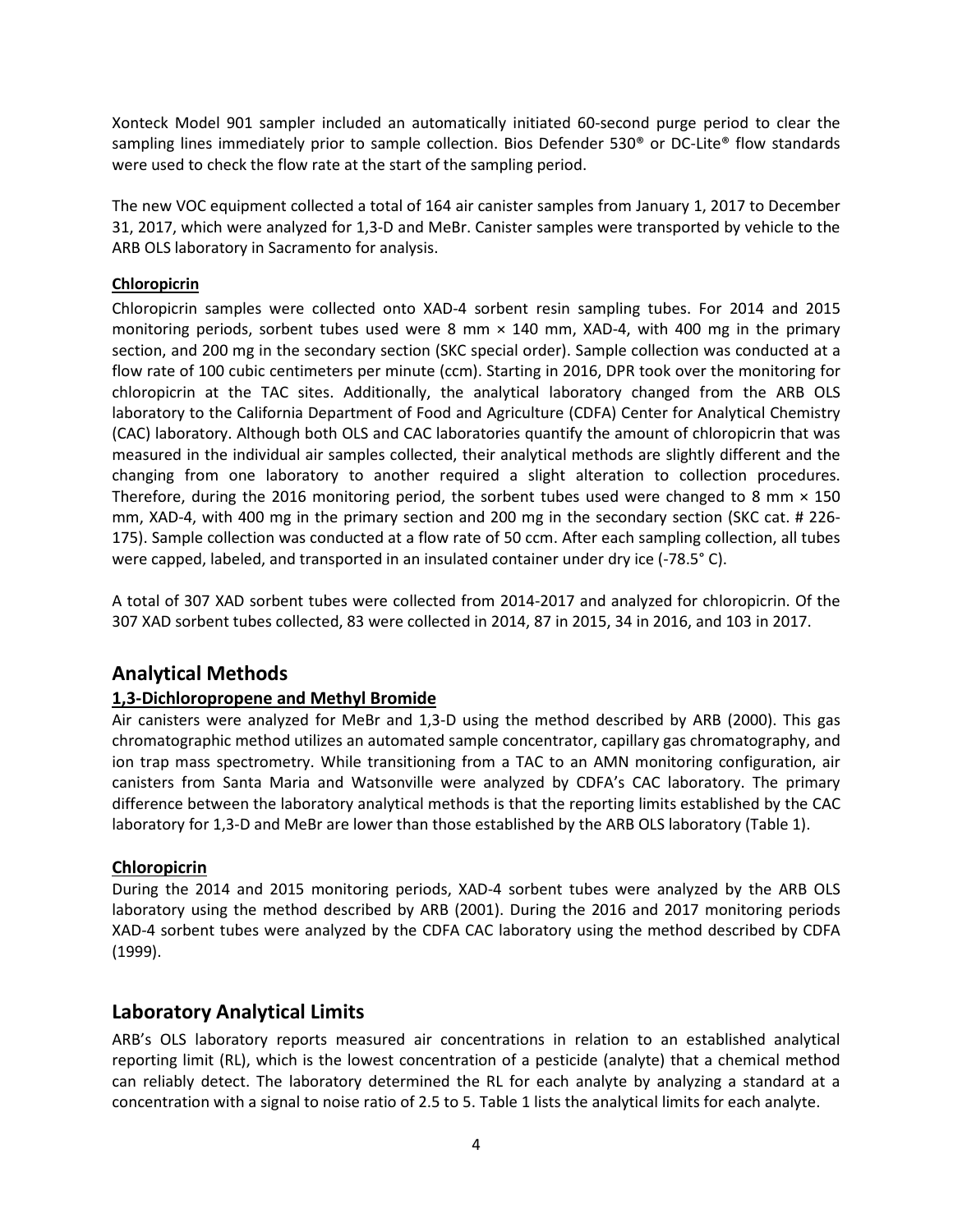Xonteck Model 901 sampler included an automatically initiated 60-second purge period to clear the sampling lines immediately prior to sample collection. Bios Defender 530® or DC-Lite® flow standards were used to check the flow rate at the start of the sampling period.

The new VOC equipment collected a total of 164 air canister samples from January 1, 2017 to December 31, 2017, which were analyzed for 1,3-D and MeBr. Canister samples were transported by vehicle to the ARB OLS laboratory in Sacramento for analysis.

**Chloropicrin**

Chloropicrin samples were collected onto XAD-4 sorbent resin sampling tubes. For 2014 and 2015 monitoring periods, sorbent tubes used were 8 mm × 140 mm, XAD-4, with 400 mg in the primary section, and 200 mg in the secondary section (SKC special order). Sample collection was conducted at a flow rate of 100 cubic centimeters per minute (ccm). Starting in 2016, DPR took over the monitoring for chloropicrin at the TAC sites. Additionally, the analytical laboratory changed from the ARB OLS laboratory to the California Department of Food and Agriculture (CDFA) Center for Analytical Chemistry (CAC) laboratory. Although both OLS and CAC laboratories quantify the amount of chloropicrin that was measured in the individual air samples collected, their analytical methods are slightly different and the changing from one laboratory to another required a slight alteration to collection procedures. Therefore, during the 2016 monitoring period, the sorbent tubes used were changed to 8 mm × 150 mm, XAD-4, with 400 mg in the primary section and 200 mg in the secondary section (SKC cat. # 226-175). Sample collection was conducted at a flow rate of 50 ccm. After each sampling collection, all tubes were capped, labeled, and transported in an insulated container under dry ice (-78.5° C).

A total of 307 XAD sorbent tubes were collected from 2014-2017 and analyzed for chloropicrin. Of the 307 XAD sorbent tubes collected, 83 were collected in 2014, 87 in 2015, 34 in 2016, and 103 in 2017.

## Analytical Methods

**1,3-Dichloropropene and Methyl Bromide**

Air canisters were analyzed for MeBr and 1,3-D using the method described by ARB (2000). This gas chromatographic method utilizes an automated sample concentrator, capillary gas chromatography, and ion trap mass spectrometry. While transitioning from a TAC to an AMN monitoring configuration, air canisters from Santa Maria and Watsonville were analyzed by CDFA's CAC laboratory. The primary difference between the laboratory analytical methods is that the reporting limits established by the CAC laboratory for 1,3-D and MeBr are lower than those established by the ARB OLS laboratory (Table 1).

**Chloropicrin**

During the 2014 and 2015 monitoring periods, XAD-4 sorbent tubes were analyzed by the ARB OLS laboratory using the method described by ARB (2001). During the 2016 and 2017 monitoring periods XAD-4 sorbent tubes were analyzed by the CDFA CAC laboratory using the method described by CDFA (1999).

## Laboratory Analytical Limits

ARB's OLS laboratory reports measured air concentrations in relation to an established analytical reporting limit (RL), which is the lowest concentration of a pesticide (analyte) that a chemical method can reliably detect. The laboratory determined the RL for each analyte by analyzing a standard at a concentration with a signal to noise ratio of 2.5 to 5. Table 1 lists the analytical limits for each analyte.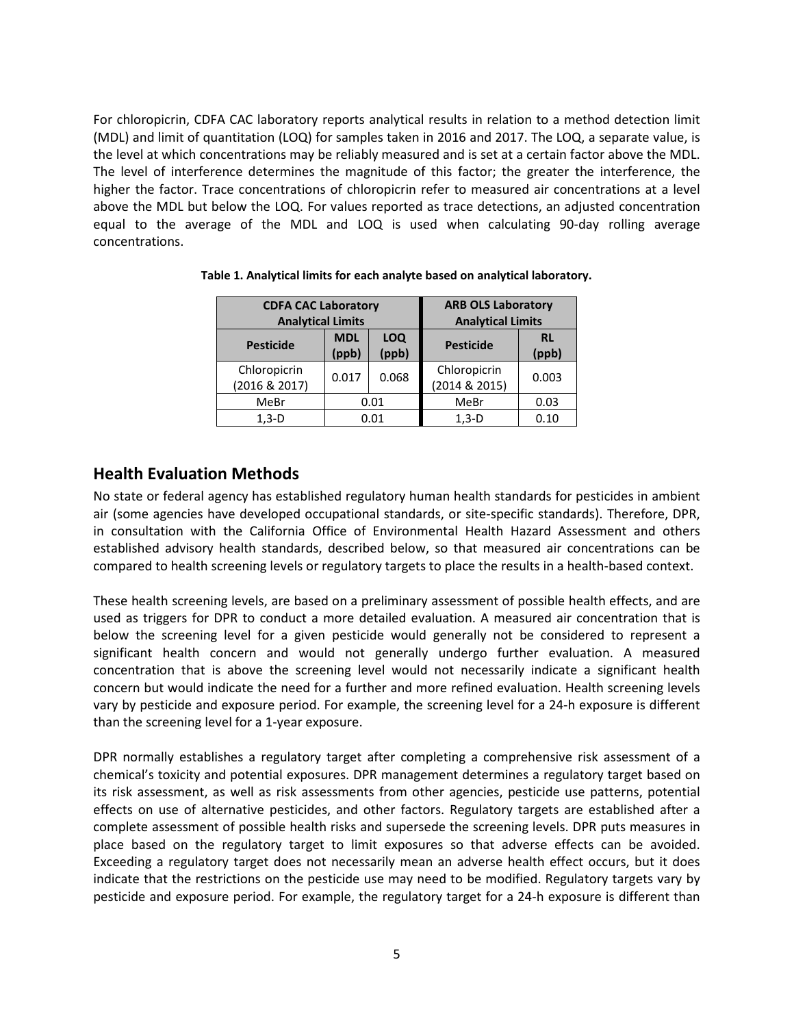For chloropicrin, CDFA CAC laboratory reports analytical results in relation to a method detection limit (MDL) and limit of quantitation (LOQ) for samples taken in 2016 and 2017. The LOQ, a separate value, is the level at which concentrations may be reliably measured and is set at a certain factor above the MDL. The level of interference determines the magnitude of this factor; the greater the interference, the higher the factor. Trace concentrations of chloropicrin refer to measured air concentrations at a level above the MDL but below the LOQ. For values reported as trace detections, an adjusted concentration equal to the average of the MDL and LOQ is used when calculating 90-day rolling average concentrations.

**Table 1. Analytical limits for each analyte based on analytical laboratory.**

| CDFA CAC Laboratory Analytical Limits | | | ARB OLS Laboratory Analytical Limits | |
|---|---|---|---|---|
| **Pesticide** | **MDL (ppb)** | **LOQ (ppb)** | **Pesticide** | **RL (ppb)** |
| Chloropicrin (2016 & 2017) | 0.017 | 0.068 | Chloropicrin (2014 & 2015) | 0.003 |
| MeBr | 0.01 | | MeBr | 0.03 |
| 1,3-D | 0.01 | | 1,3-D | 0.10 |

## Health Evaluation Methods

No state or federal agency has established regulatory human health standards for pesticides in ambient air (some agencies have developed occupational standards, or site-specific standards). Therefore, DPR, in consultation with the California Office of Environmental Health Hazard Assessment and others established advisory health standards, described below, so that measured air concentrations can be compared to health screening levels or regulatory targets to place the results in a health-based context.

These health screening levels, are based on a preliminary assessment of possible health effects, and are used as triggers for DPR to conduct a more detailed evaluation. A measured air concentration that is below the screening level for a given pesticide would generally not be considered to represent a significant health concern and would not generally undergo further evaluation. A measured concentration that is above the screening level would not necessarily indicate a significant health concern but would indicate the need for a further and more refined evaluation. Health screening levels vary by pesticide and exposure period. For example, the screening level for a 24-h exposure is different than the screening level for a 1-year exposure.

DPR normally establishes a regulatory target after completing a comprehensive risk assessment of a chemical's toxicity and potential exposures. DPR management determines a regulatory target based on its risk assessment, as well as risk assessments from other agencies, pesticide use patterns, potential effects on use of alternative pesticides, and other factors. Regulatory targets are established after a complete assessment of possible health risks and supersede the screening levels. DPR puts measures in place based on the regulatory target to limit exposures so that adverse effects can be avoided. Exceeding a regulatory target does not necessarily mean an adverse health effect occurs, but it does indicate that the restrictions on the pesticide use may need to be modified. Regulatory targets vary by pesticide and exposure period. For example, the regulatory target for a 24-h exposure is different than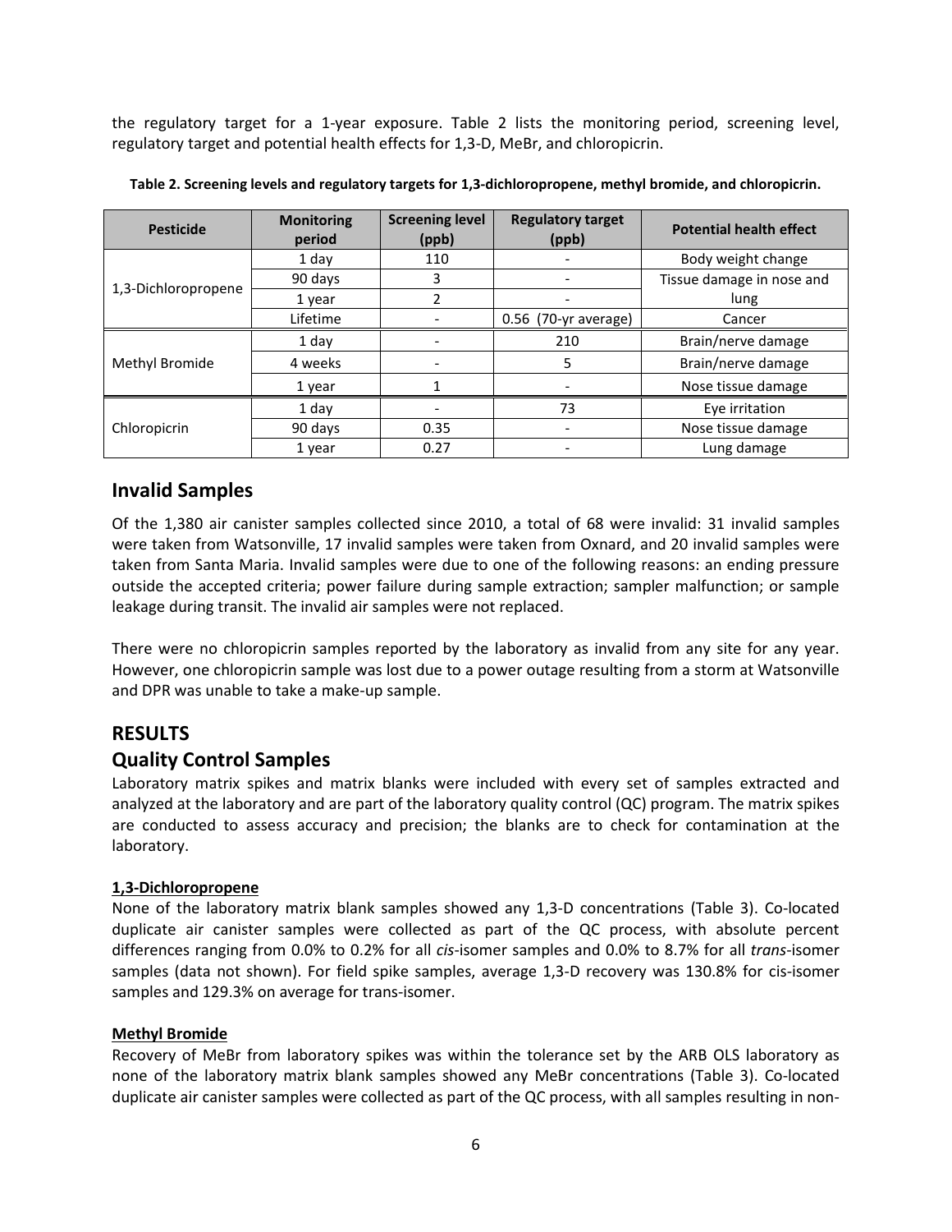the regulatory target for a 1-year exposure. Table 2 lists the monitoring period, screening level, regulatory target and potential health effects for 1,3-D, MeBr, and chloropicrin.

**Table 2. Screening levels and regulatory targets for 1,3-dichloropropene, methyl bromide, and chloropicrin.**

| Pesticide | Monitoring period | Screening level (ppb) | Regulatory target (ppb) | Potential health effect |
|---|---|---|---|---|
| 1,3-Dichloropropene | 1 day | 110 | - | Body weight change |
| | 90 days | 3 | - | Tissue damage in nose and lung |
| | 1 year | 2 | - | |
| | Lifetime | - | 0.56 (70-yr average) | Cancer |
| Methyl Bromide | 1 day | - | 210 | Brain/nerve damage |
| | 4 weeks | - | 5 | Brain/nerve damage |
| | 1 year | 1 | - | Nose tissue damage |
| Chloropicrin | 1 day | - | 73 | Eye irritation |
| | 90 days | 0.35 | - | Nose tissue damage |
| | 1 year | 0.27 | - | Lung damage |

## Invalid Samples

Of the 1,380 air canister samples collected since 2010, a total of 68 were invalid: 31 invalid samples were taken from Watsonville, 17 invalid samples were taken from Oxnard, and 20 invalid samples were taken from Santa Maria. Invalid samples were due to one of the following reasons: an ending pressure outside the accepted criteria; power failure during sample extraction; sampler malfunction; or sample leakage during transit. The invalid air samples were not replaced.

There were no chloropicrin samples reported by the laboratory as invalid from any site for any year. However, one chloropicrin sample was lost due to a power outage resulting from a storm at Watsonville and DPR was unable to take a make-up sample.

# RESULTS

## Quality Control Samples

Laboratory matrix spikes and matrix blanks were included with every set of samples extracted and analyzed at the laboratory and are part of the laboratory quality control (QC) program. The matrix spikes are conducted to assess accuracy and precision; the blanks are to check for contamination at the laboratory.

**1,3-Dichloropropene**

None of the laboratory matrix blank samples showed any 1,3-D concentrations (Table 3). Co-located duplicate air canister samples were collected as part of the QC process, with absolute percent differences ranging from 0.0% to 0.2% for all *cis*-isomer samples and 0.0% to 8.7% for all *trans*-isomer samples (data not shown). For field spike samples, average 1,3-D recovery was 130.8% for cis-isomer samples and 129.3% on average for trans-isomer.

**Methyl Bromide**

Recovery of MeBr from laboratory spikes was within the tolerance set by the ARB OLS laboratory as none of the laboratory matrix blank samples showed any MeBr concentrations (Table 3). Co-located duplicate air canister samples were collected as part of the QC process, with all samples resulting in non-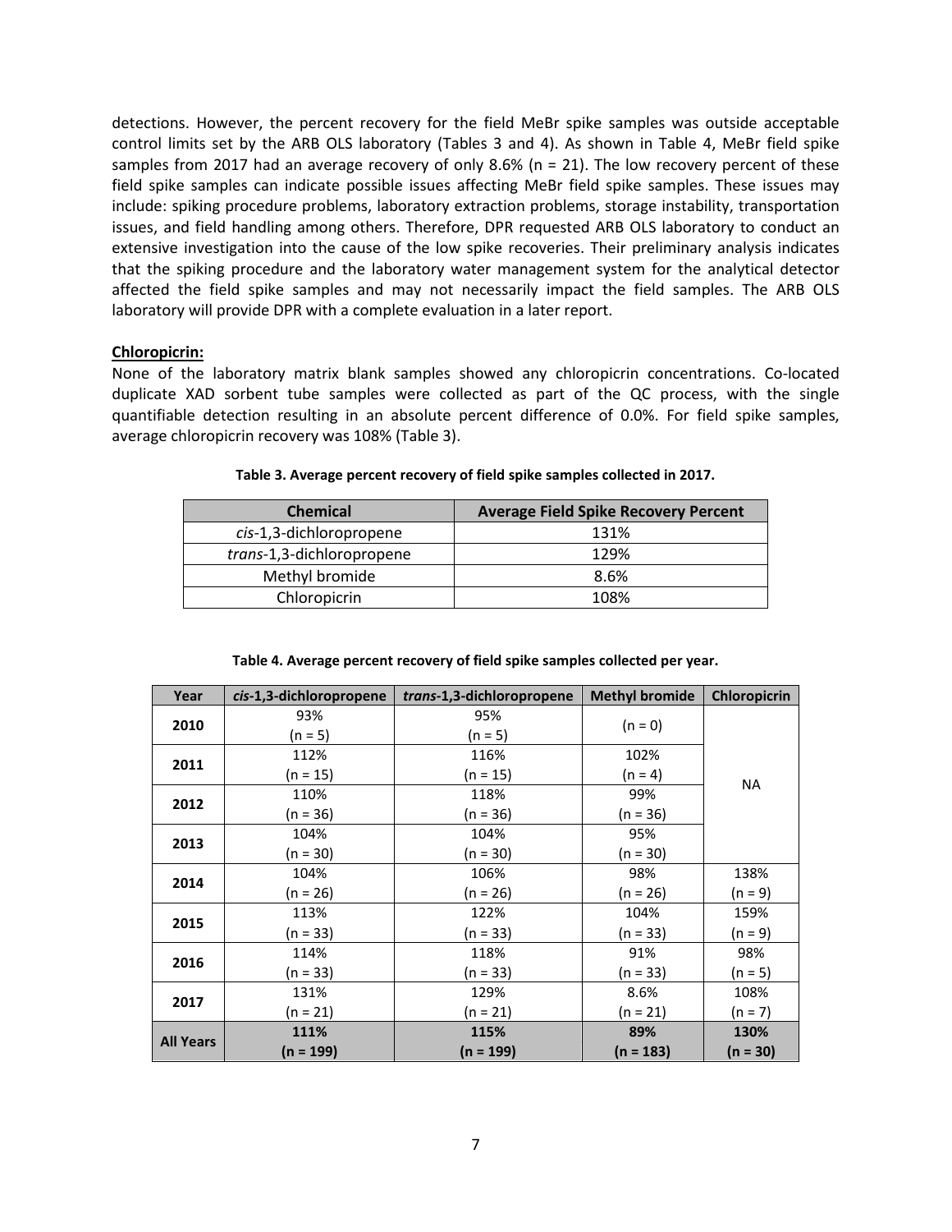detections. However, the percent recovery for the field MeBr spike samples was outside acceptable control limits set by the ARB OLS laboratory (Tables 3 and 4). As shown in Table 4, MeBr field spike samples from 2017 had an average recovery of only 8.6% (n = 21). The low recovery percent of these field spike samples can indicate possible issues affecting MeBr field spike samples. These issues may include: spiking procedure problems, laboratory extraction problems, storage instability, transportation issues, and field handling among others. Therefore, DPR requested ARB OLS laboratory to conduct an extensive investigation into the cause of the low spike recoveries. Their preliminary analysis indicates that the spiking procedure and the laboratory water management system for the analytical detector affected the field spike samples and may not necessarily impact the field samples. The ARB OLS laboratory will provide DPR with a complete evaluation in a later report.

**Chloropicrin:**

None of the laboratory matrix blank samples showed any chloropicrin concentrations. Co-located duplicate XAD sorbent tube samples were collected as part of the QC process, with the single quantifiable detection resulting in an absolute percent difference of 0.0%. For field spike samples, average chloropicrin recovery was 108% (Table 3).

**Table 3. Average percent recovery of field spike samples collected in 2017.**

| Chemical | Average Field Spike Recovery Percent |
|---|---|
| *cis*-1,3-dichloropropene | 131% |
| *trans*-1,3-dichloropropene | 129% |
| Methyl bromide | 8.6% |
| Chloropicrin | 108% |

**Table 4. Average percent recovery of field spike samples collected per year.**

| Year | *cis*-1,3-dichloropropene | *trans*-1,3-dichloropropene | Methyl bromide | Chloropicrin |
|---|---|---|---|---|
| 2010 | 93% (n = 5) | 95% (n = 5) | (n = 0) | NA |
| 2011 | 112% (n = 15) | 116% (n = 15) | 102% (n = 4) | NA |
| 2012 | 110% (n = 36) | 118% (n = 36) | 99% (n = 36) | NA |
| 2013 | 104% (n = 30) | 104% (n = 30) | 95% (n = 30) | NA |
| 2014 | 104% (n = 26) | 106% (n = 26) | 98% (n = 26) | 138% (n = 9) |
| 2015 | 113% (n = 33) | 122% (n = 33) | 104% (n = 33) | 159% (n = 9) |
| 2016 | 114% (n = 33) | 118% (n = 33) | 91% (n = 33) | 98% (n = 5) |
| 2017 | 131% (n = 21) | 129% (n = 21) | 8.6% (n = 21) | 108% (n = 7) |
| **All Years** | **111% (n = 199)** | **115% (n = 199)** | **89% (n = 183)** | **130% (n = 30)** |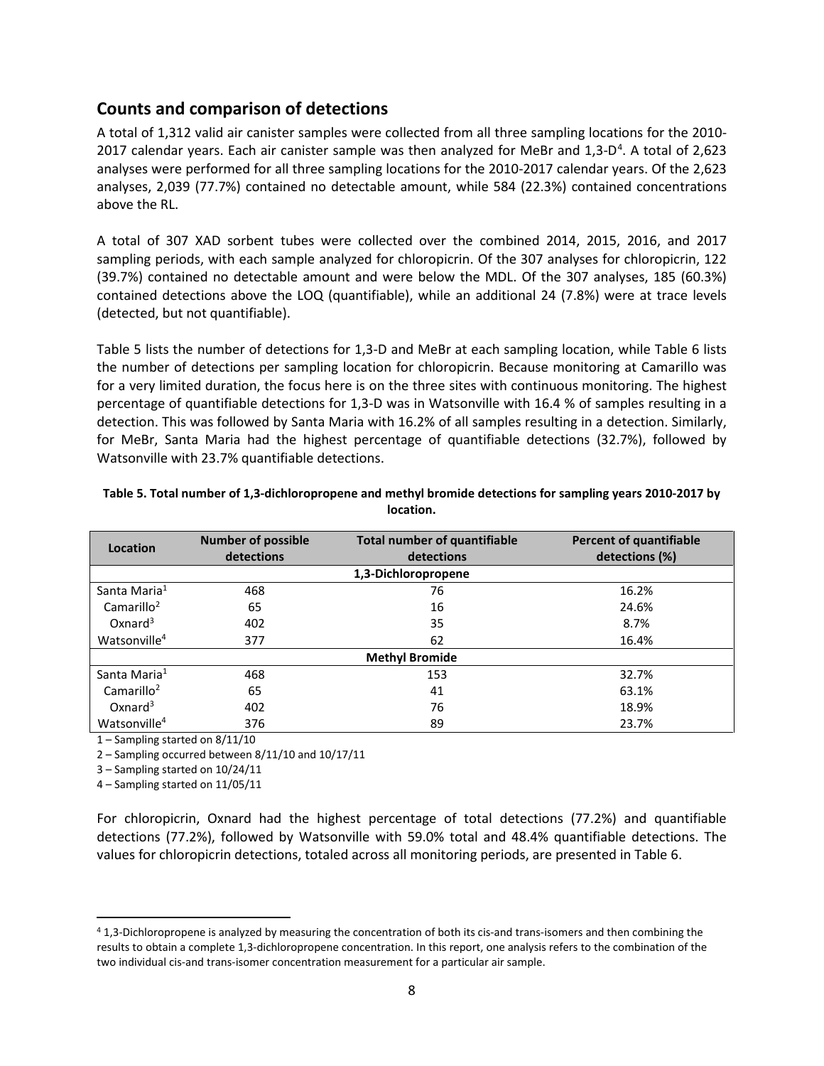## Counts and comparison of detections

A total of 1,312 valid air canister samples were collected from all three sampling locations for the 2010-2017 calendar years. Each air canister sample was then analyzed for MeBr and 1,3-D[4]. A total of 2,623 analyses were performed for all three sampling locations for the 2010-2017 calendar years. Of the 2,623 analyses, 2,039 (77.7%) contained no detectable amount, while 584 (22.3%) contained concentrations above the RL.

A total of 307 XAD sorbent tubes were collected over the combined 2014, 2015, 2016, and 2017 sampling periods, with each sample analyzed for chloropicrin. Of the 307 analyses for chloropicrin, 122 (39.7%) contained no detectable amount and were below the MDL. Of the 307 analyses, 185 (60.3%) contained detections above the LOQ (quantifiable), while an additional 24 (7.8%) were at trace levels (detected, but not quantifiable).

Table 5 lists the number of detections for 1,3-D and MeBr at each sampling location, while Table 6 lists the number of detections per sampling location for chloropicrin. Because monitoring at Camarillo was for a very limited duration, the focus here is on the three sites with continuous monitoring. The highest percentage of quantifiable detections for 1,3-D was in Watsonville with 16.4 % of samples resulting in a detection. This was followed by Santa Maria with 16.2% of all samples resulting in a detection. Similarly, for MeBr, Santa Maria had the highest percentage of quantifiable detections (32.7%), followed by Watsonville with 23.7% quantifiable detections.

**Table 5. Total number of 1,3-dichloropropene and methyl bromide detections for sampling years 2010-2017 by location.**

| Location | Number of possible detections | Total number of quantifiable detections | Percent of quantifiable detections (%) |
|---|---|---|---|
| | | **1,3-Dichloropropene** | |
| Santa Maria[1] | 468 | 76 | 16.2% |
| Camarillo[2] | 65 | 16 | 24.6% |
| Oxnard[3] | 402 | 35 | 8.7% |
| Watsonville[4] | 377 | 62 | 16.4% |
| | | **Methyl Bromide** | |
| Santa Maria[1] | 468 | 153 | 32.7% |
| Camarillo[2] | 65 | 41 | 63.1% |
| Oxnard[3] | 402 | 76 | 18.9% |
| Watsonville[4] | 376 | 89 | 23.7% |

1 – Sampling started on 8/11/10

2 – Sampling occurred between 8/11/10 and 10/17/11

3 – Sampling started on 10/24/11

4 – Sampling started on 11/05/11

For chloropicrin, Oxnard had the highest percentage of total detections (77.2%) and quantifiable detections (77.2%), followed by Watsonville with 59.0% total and 48.4% quantifiable detections. The values for chloropicrin detections, totaled across all monitoring periods, are presented in Table 6.

[4] 1,3-Dichloropropene is analyzed by measuring the concentration of both its cis-and trans-isomers and then combining the results to obtain a complete 1,3-dichloropropene concentration. In this report, one analysis refers to the combination of the two individual cis-and trans-isomer concentration measurement for a particular air sample.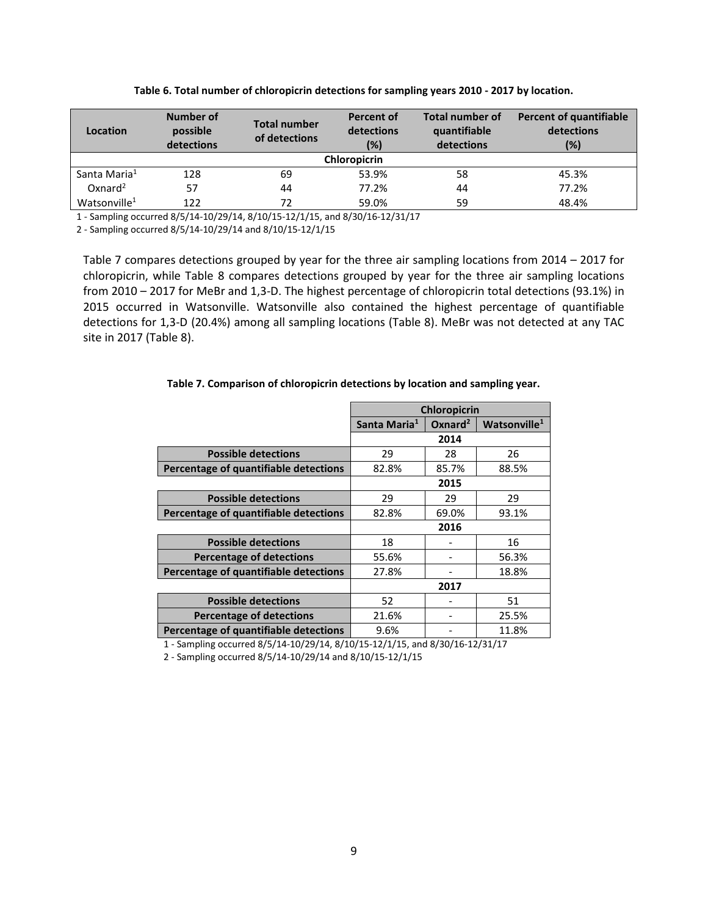**Table 6. Total number of chloropicrin detections for sampling years 2010 - 2017 by location.**

| Location | Number of possible detections | Total number of detections | Percent of detections (%) | Total number of quantifiable detections | Percent of quantifiable detections (%) |
|---|---|---|---|---|---|
| | | | Chloropicrin | | |
| Santa Maria[1] | 128 | 69 | 53.9% | 58 | 45.3% |
| Oxnard[2] | 57 | 44 | 77.2% | 44 | 77.2% |
| Watsonville[1] | 122 | 72 | 59.0% | 59 | 48.4% |

1 - Sampling occurred 8/5/14-10/29/14, 8/10/15-12/1/15, and 8/30/16-12/31/17

2 - Sampling occurred 8/5/14-10/29/14 and 8/10/15-12/1/15

Table 7 compares detections grouped by year for the three air sampling locations from 2014 – 2017 for chloropicrin, while Table 8 compares detections grouped by year for the three air sampling locations from 2010 – 2017 for MeBr and 1,3-D. The highest percentage of chloropicrin total detections (93.1%) in 2015 occurred in Watsonville. Watsonville also contained the highest percentage of quantifiable detections for 1,3-D (20.4%) among all sampling locations (Table 8). MeBr was not detected at any TAC site in 2017 (Table 8).

**Table 7. Comparison of chloropicrin detections by location and sampling year.**

| | Chloropicrin | | |
|---|---|---|---|
| | Santa Maria[1] | Oxnard[2] | Watsonville[1] |
| | 2014 | | |
| Possible detections | 29 | 28 | 26 |
| Percentage of quantifiable detections | 82.8% | 85.7% | 88.5% |
| | 2015 | | |
| Possible detections | 29 | 29 | 29 |
| Percentage of quantifiable detections | 82.8% | 69.0% | 93.1% |
| | 2016 | | |
| Possible detections | 18 | - | 16 |
| Percentage of detections | 55.6% | - | 56.3% |
| Percentage of quantifiable detections | 27.8% | - | 18.8% |
| | 2017 | | |
| Possible detections | 52 | - | 51 |
| Percentage of detections | 21.6% | - | 25.5% |
| Percentage of quantifiable detections | 9.6% | - | 11.8% |

1 - Sampling occurred 8/5/14-10/29/14, 8/10/15-12/1/15, and 8/30/16-12/31/17

2 - Sampling occurred 8/5/14-10/29/14 and 8/10/15-12/1/15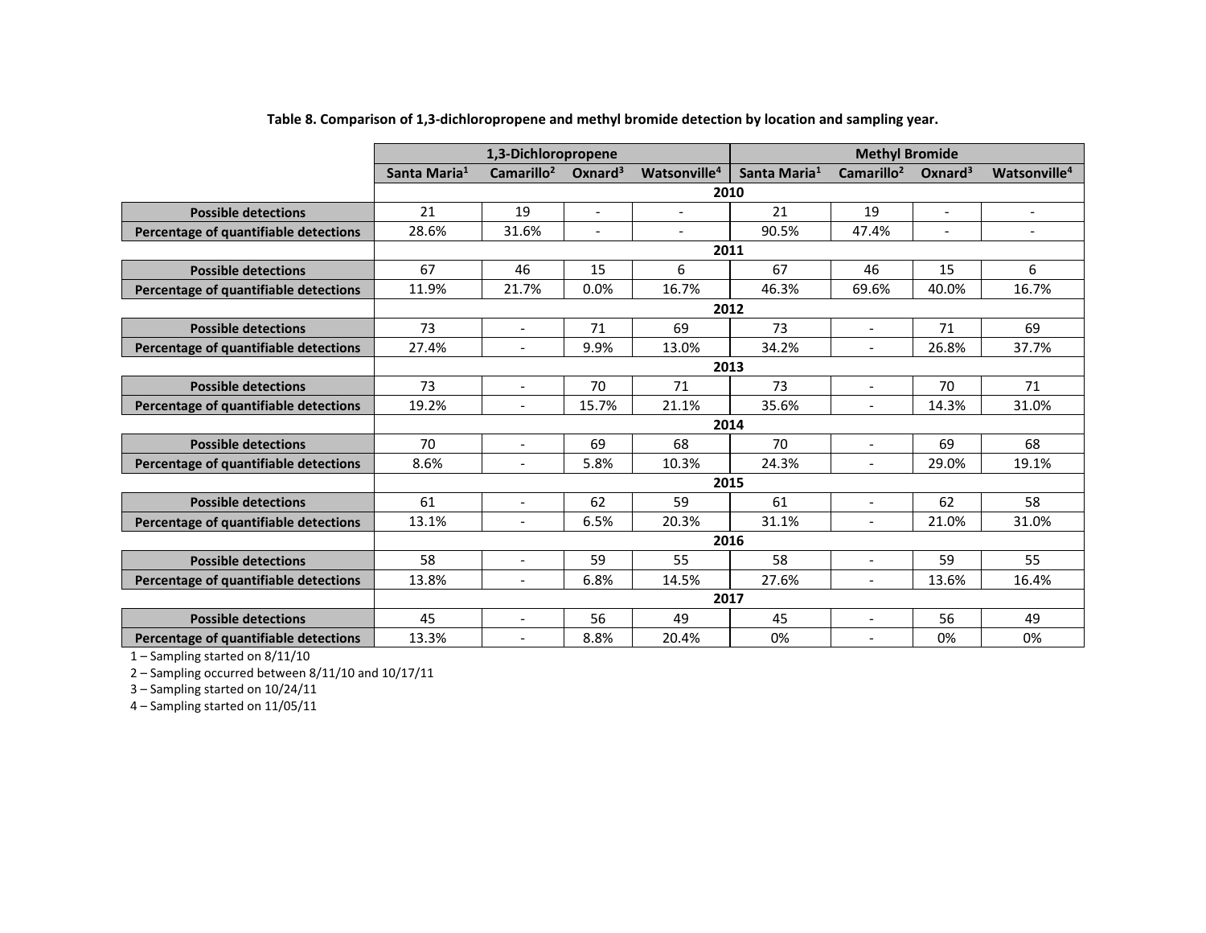**Table 8. Comparison of 1,3-dichloropropene and methyl bromide detection by location and sampling year.**

| | 1,3-Dichloropropene | | | | Methyl Bromide | | | |
|---|---|---|---|---|---|---|---|---|
| | Santa Maria[1] | Camarillo[2] | Oxnard[3] | Watsonville[4] | Santa Maria[1] | Camarillo[2] | Oxnard[3] | Watsonville[4] |
| | **2010** | | | | | | | |
| **Possible detections** | 21 | 19 | - | - | 21 | 19 | - | - |
| **Percentage of quantifiable detections** | 28.6% | 31.6% | - | - | 90.5% | 47.4% | - | - |
| | **2011** | | | | | | | |
| **Possible detections** | 67 | 46 | 15 | 6 | 67 | 46 | 15 | 6 |
| **Percentage of quantifiable detections** | 11.9% | 21.7% | 0.0% | 16.7% | 46.3% | 69.6% | 40.0% | 16.7% |
| | **2012** | | | | | | | |
| **Possible detections** | 73 | - | 71 | 69 | 73 | - | 71 | 69 |
| **Percentage of quantifiable detections** | 27.4% | - | 9.9% | 13.0% | 34.2% | - | 26.8% | 37.7% |
| | **2013** | | | | | | | |
| **Possible detections** | 73 | - | 70 | 71 | 73 | - | 70 | 71 |
| **Percentage of quantifiable detections** | 19.2% | - | 15.7% | 21.1% | 35.6% | - | 14.3% | 31.0% |
| | **2014** | | | | | | | |
| **Possible detections** | 70 | - | 69 | 68 | 70 | - | 69 | 68 |
| **Percentage of quantifiable detections** | 8.6% | - | 5.8% | 10.3% | 24.3% | - | 29.0% | 19.1% |
| | **2015** | | | | | | | |
| **Possible detections** | 61 | - | 62 | 59 | 61 | - | 62 | 58 |
| **Percentage of quantifiable detections** | 13.1% | - | 6.5% | 20.3% | 31.1% | - | 21.0% | 31.0% |
| | **2016** | | | | | | | |
| **Possible detections** | 58 | - | 59 | 55 | 58 | - | 59 | 55 |
| **Percentage of quantifiable detections** | 13.8% | - | 6.8% | 14.5% | 27.6% | - | 13.6% | 16.4% |
| | **2017** | | | | | | | |
| **Possible detections** | 45 | - | 56 | 49 | 45 | - | 56 | 49 |
| **Percentage of quantifiable detections** | 13.3% | - | 8.8% | 20.4% | 0% | - | 0% | 0% |

1 – Sampling started on 8/11/10

2 – Sampling occurred between 8/11/10 and 10/17/11

3 – Sampling started on 10/24/11

4 – Sampling started on 11/05/11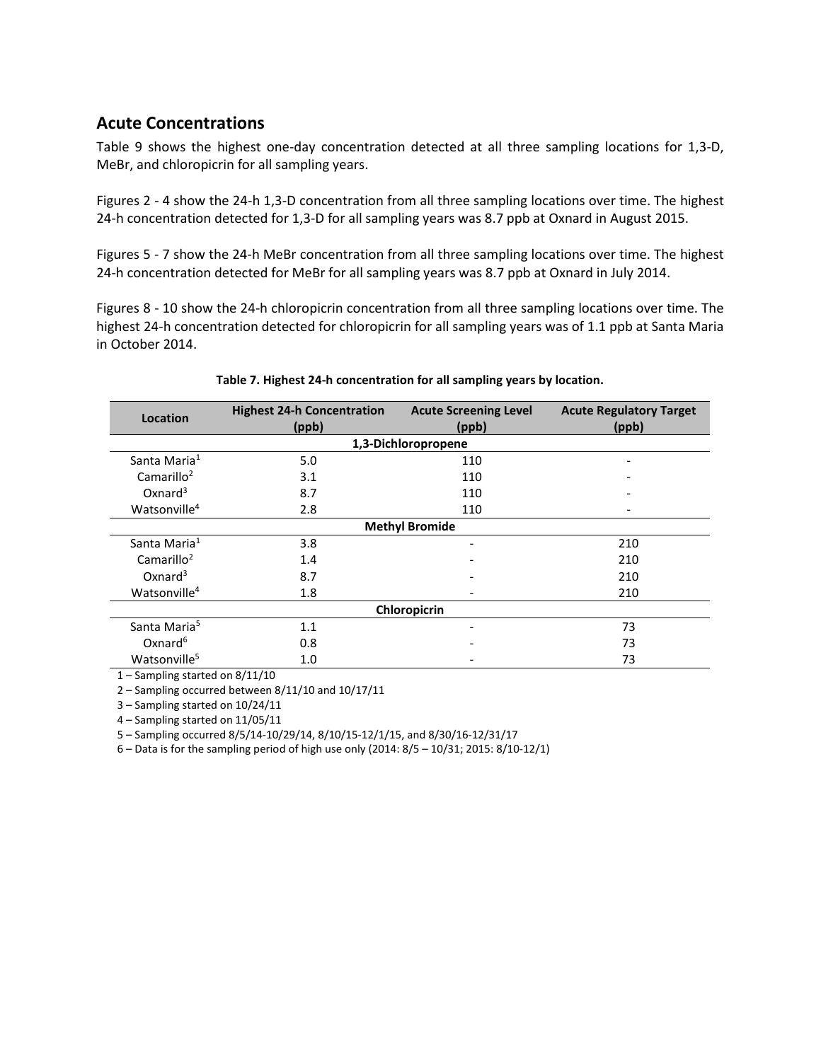## Acute Concentrations

Table 9 shows the highest one-day concentration detected at all three sampling locations for 1,3-D, MeBr, and chloropicrin for all sampling years.

Figures 2 - 4 show the 24-h 1,3-D concentration from all three sampling locations over time. The highest 24-h concentration detected for 1,3-D for all sampling years was 8.7 ppb at Oxnard in August 2015.

Figures 5 - 7 show the 24-h MeBr concentration from all three sampling locations over time. The highest 24-h concentration detected for MeBr for all sampling years was 8.7 ppb at Oxnard in July 2014.

Figures 8 - 10 show the 24-h chloropicrin concentration from all three sampling locations over time. The highest 24-h concentration detected for chloropicrin for all sampling years was of 1.1 ppb at Santa Maria in October 2014.

**Table 7. Highest 24-h concentration for all sampling years by location.**

| Location | Highest 24-h Concentration (ppb) | Acute Screening Level (ppb) | Acute Regulatory Target (ppb) |
|---|---|---|---|
| | | **1,3-Dichloropropene** | |
| Santa Maria[1] | 5.0 | 110 | - |
| Camarillo[2] | 3.1 | 110 | - |
| Oxnard[3] | 8.7 | 110 | - |
| Watsonville[4] | 2.8 | 110 | - |
| | | **Methyl Bromide** | |
| Santa Maria[1] | 3.8 | - | 210 |
| Camarillo[2] | 1.4 | - | 210 |
| Oxnard[3] | 8.7 | - | 210 |
| Watsonville[4] | 1.8 | - | 210 |
| | | **Chloropicrin** | |
| Santa Maria[5] | 1.1 | - | 73 |
| Oxnard[6] | 0.8 | - | 73 |
| Watsonville[5] | 1.0 | - | 73 |

1 – Sampling started on 8/11/10

2 – Sampling occurred between 8/11/10 and 10/17/11

3 – Sampling started on 10/24/11

4 – Sampling started on 11/05/11

5 – Sampling occurred 8/5/14-10/29/14, 8/10/15-12/1/15, and 8/30/16-12/31/17

6 – Data is for the sampling period of high use only (2014: 8/5 – 10/31; 2015: 8/10-12/1)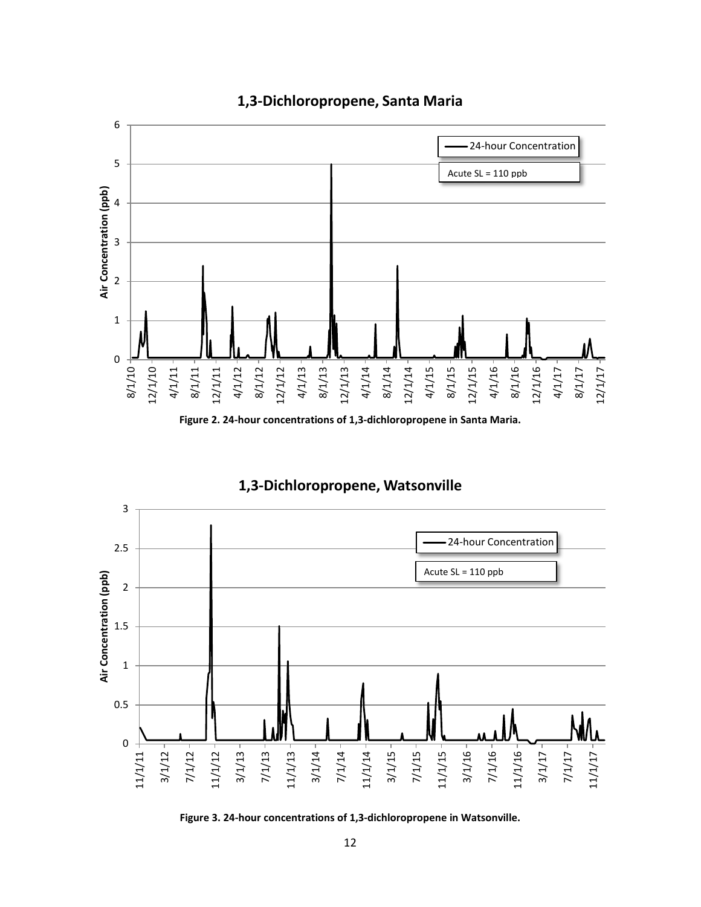**Figure 2. 24-hour concentrations of 1,3-dichloropropene in Santa Maria.**

**Figure 3. 24-hour concentrations of 1,3-dichloropropene in Watsonville.**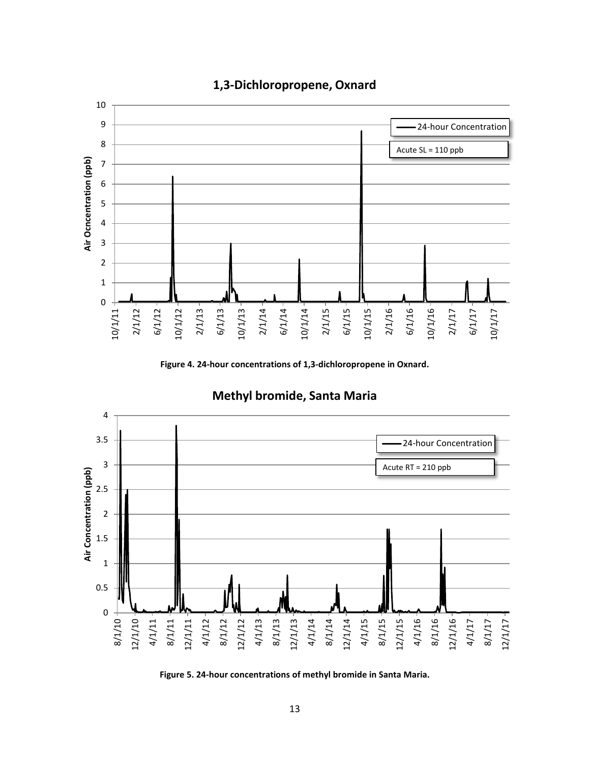Figure 4. 24-hour concentrations of 1,3-dichloropropene in Oxnard.

Figure 5. 24-hour concentrations of methyl bromide in Santa Maria.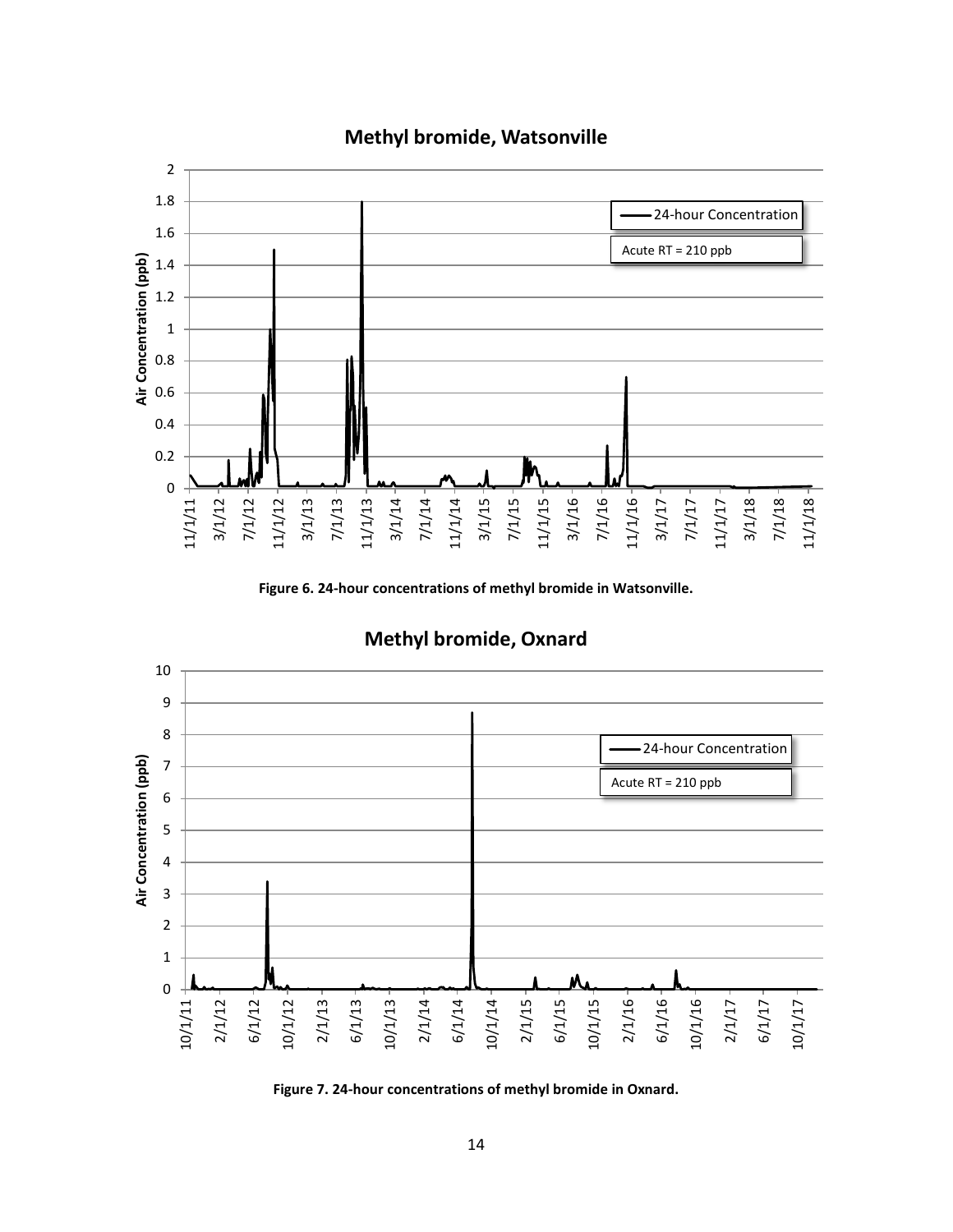Figure 6. 24-hour concentrations of methyl bromide in Watsonville.

Figure 7. 24-hour concentrations of methyl bromide in Oxnard.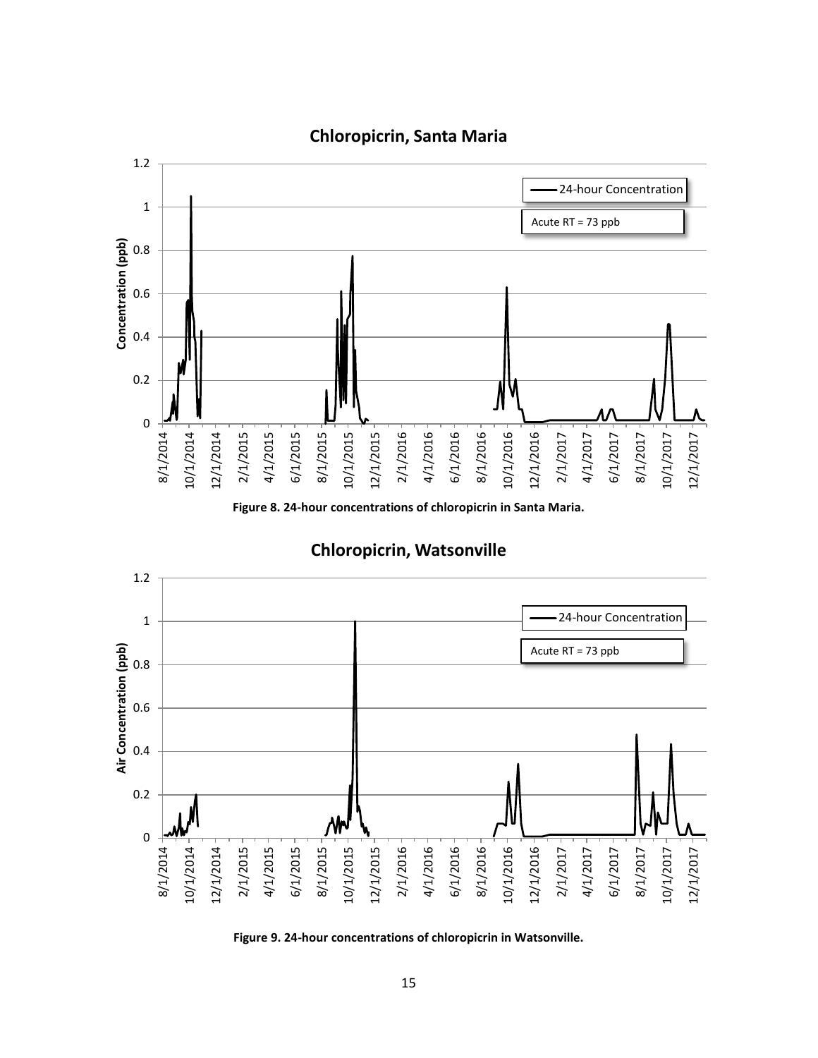**Figure 8. 24-hour concentrations of chloropicrin in Santa Maria.**

**Figure 9. 24-hour concentrations of chloropicrin in Watsonville.**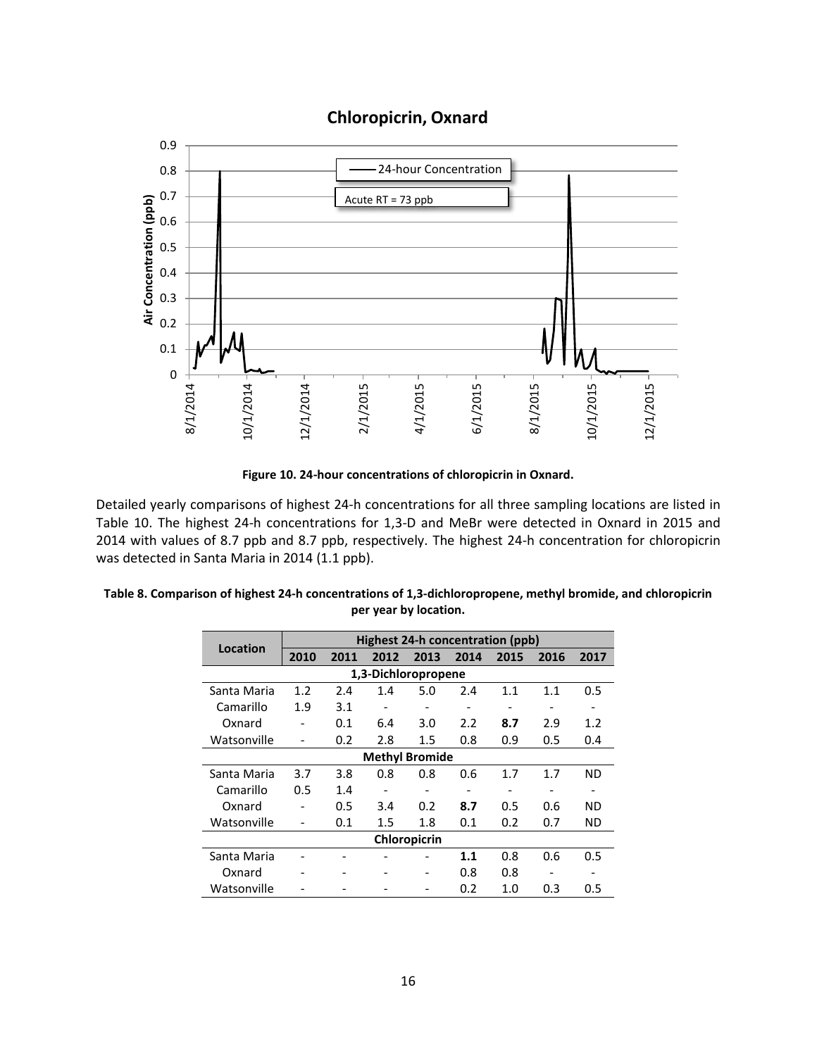Figure 10. 24-hour concentrations of chloropicrin in Oxnard.

Detailed yearly comparisons of highest 24-h concentrations for all three sampling locations are listed in Table 10. The highest 24-h concentrations for 1,3-D and MeBr were detected in Oxnard in 2015 and 2014 with values of 8.7 ppb and 8.7 ppb, respectively. The highest 24-h concentration for chloropicrin was detected in Santa Maria in 2014 (1.1 ppb).

**Table 8. Comparison of highest 24-h concentrations of 1,3-dichloropropene, methyl bromide, and chloropicrin per year by location.**

| Location | Highest 24-h concentration (ppb) | | | | | | | |
|---|---|---|---|---|---|---|---|---|
| | 2010 | 2011 | 2012 | 2013 | 2014 | 2015 | 2016 | 2017 |
| **1,3-Dichloropropene** | | | | | | | | |
| Santa Maria | 1.2 | 2.4 | 1.4 | 5.0 | 2.4 | 1.1 | 1.1 | 0.5 |
| Camarillo | 1.9 | 3.1 | - | - | - | - | - | - |
| Oxnard | - | 0.1 | 6.4 | 3.0 | 2.2 | **8.7** | 2.9 | 1.2 |
| Watsonville | - | 0.2 | 2.8 | 1.5 | 0.8 | 0.9 | 0.5 | 0.4 |
| **Methyl Bromide** | | | | | | | | |
| Santa Maria | 3.7 | 3.8 | 0.8 | 0.8 | 0.6 | 1.7 | 1.7 | ND |
| Camarillo | 0.5 | 1.4 | - | - | - | - | - | - |
| Oxnard | - | 0.5 | 3.4 | 0.2 | **8.7** | 0.5 | 0.6 | ND |
| Watsonville | - | 0.1 | 1.5 | 1.8 | 0.1 | 0.2 | 0.7 | ND |
| **Chloropicrin** | | | | | | | | |
| Santa Maria | - | - | - | - | **1.1** | 0.8 | 0.6 | 0.5 |
| Oxnard | - | - | - | - | 0.8 | 0.8 | - | - |
| Watsonville | - | - | - | - | 0.2 | 1.0 | 0.3 | 0.5 |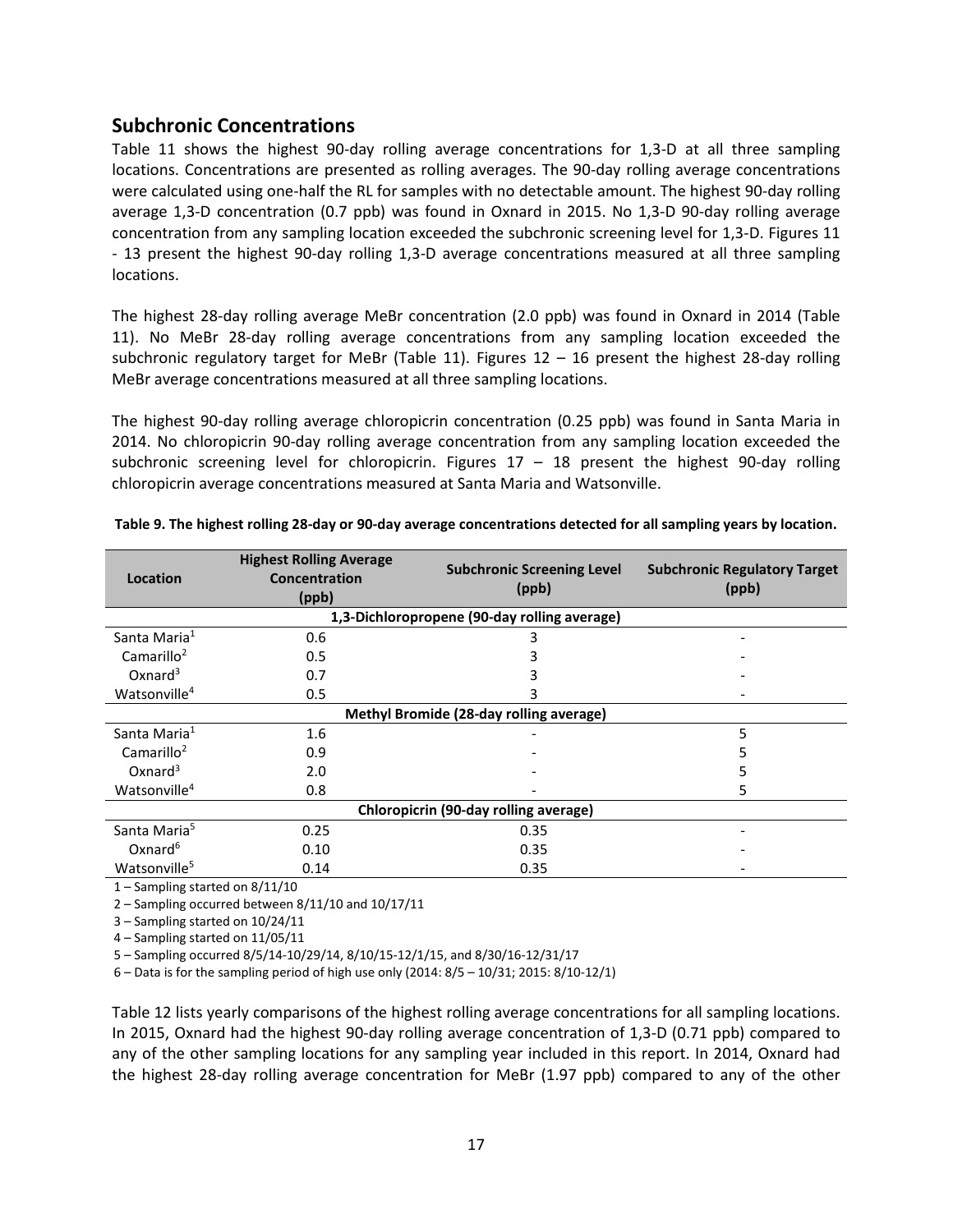## Subchronic Concentrations

Table 11 shows the highest 90-day rolling average concentrations for 1,3-D at all three sampling locations. Concentrations are presented as rolling averages. The 90-day rolling average concentrations were calculated using one-half the RL for samples with no detectable amount. The highest 90-day rolling average 1,3-D concentration (0.7 ppb) was found in Oxnard in 2015. No 1,3-D 90-day rolling average concentration from any sampling location exceeded the subchronic screening level for 1,3-D. Figures 11 - 13 present the highest 90-day rolling 1,3-D average concentrations measured at all three sampling locations.

The highest 28-day rolling average MeBr concentration (2.0 ppb) was found in Oxnard in 2014 (Table 11). No MeBr 28-day rolling average concentrations from any sampling location exceeded the subchronic regulatory target for MeBr (Table 11). Figures 12 – 16 present the highest 28-day rolling MeBr average concentrations measured at all three sampling locations.

The highest 90-day rolling average chloropicrin concentration (0.25 ppb) was found in Santa Maria in 2014. No chloropicrin 90-day rolling average concentration from any sampling location exceeded the subchronic screening level for chloropicrin. Figures 17 – 18 present the highest 90-day rolling chloropicrin average concentrations measured at Santa Maria and Watsonville.

**Table 9. The highest rolling 28-day or 90-day average concentrations detected for all sampling years by location.**

| Location | Highest Rolling Average Concentration (ppb) | Subchronic Screening Level (ppb) | Subchronic Regulatory Target (ppb) |
|---|---|---|---|
| **1,3-Dichloropropene (90-day rolling average)** | | | |
| Santa Maria[1] | 0.6 | 3 | - |
| Camarillo[2] | 0.5 | 3 | - |
| Oxnard[3] | 0.7 | 3 | - |
| Watsonville[4] | 0.5 | 3 | - |
| **Methyl Bromide (28-day rolling average)** | | | |
| Santa Maria[1] | 1.6 | - | 5 |
| Camarillo[2] | 0.9 | - | 5 |
| Oxnard[3] | 2.0 | - | 5 |
| Watsonville[4] | 0.8 | - | 5 |
| **Chloropicrin (90-day rolling average)** | | | |
| Santa Maria[5] | 0.25 | 0.35 | - |
| Oxnard[6] | 0.10 | 0.35 | - |
| Watsonville[5] | 0.14 | 0.35 | - |

1 – Sampling started on 8/11/10

2 – Sampling occurred between 8/11/10 and 10/17/11

3 – Sampling started on 10/24/11

4 – Sampling started on 11/05/11

5 – Sampling occurred 8/5/14-10/29/14, 8/10/15-12/1/15, and 8/30/16-12/31/17

6 – Data is for the sampling period of high use only (2014: 8/5 – 10/31; 2015: 8/10-12/1)

Table 12 lists yearly comparisons of the highest rolling average concentrations for all sampling locations. In 2015, Oxnard had the highest 90-day rolling average concentration of 1,3-D (0.71 ppb) compared to any of the other sampling locations for any sampling year included in this report. In 2014, Oxnard had the highest 28-day rolling average concentration for MeBr (1.97 ppb) compared to any of the other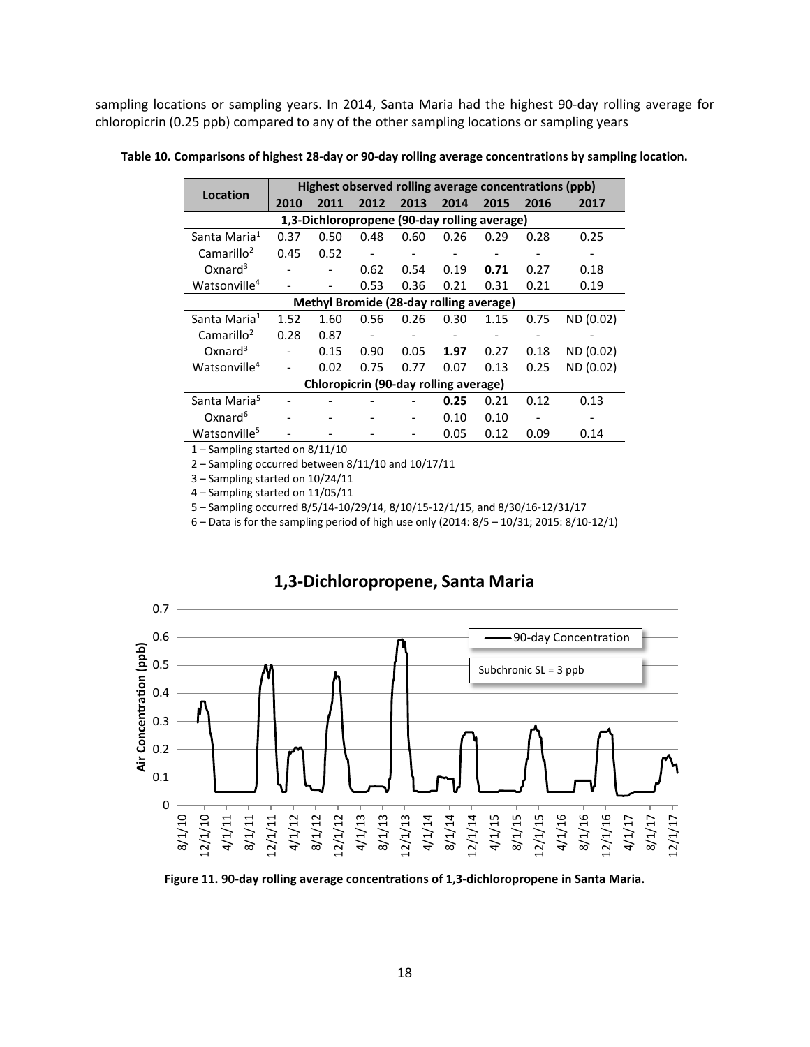sampling locations or sampling years. In 2014, Santa Maria had the highest 90-day rolling average for chloropicrin (0.25 ppb) compared to any of the other sampling locations or sampling years

**Table 10. Comparisons of highest 28-day or 90-day rolling average concentrations by sampling location.**

| Location | Highest observed rolling average concentrations (ppb) | | | | | | | |
|---|---|---|---|---|---|---|---|---|
| | 2010 | 2011 | 2012 | 2013 | 2014 | 2015 | 2016 | 2017 |
| **1,3-Dichloropropene (90-day rolling average)** | | | | | | | | |
| Santa Maria[1] | 0.37 | 0.50 | 0.48 | 0.60 | 0.26 | 0.29 | 0.28 | 0.25 |
| Camarillo[2] | 0.45 | 0.52 | - | - | - | - | - | - |
| Oxnard[3] | - | - | 0.62 | 0.54 | 0.19 | **0.71** | 0.27 | 0.18 |
| Watsonville[4] | - | - | 0.53 | 0.36 | 0.21 | 0.31 | 0.21 | 0.19 |
| **Methyl Bromide (28-day rolling average)** | | | | | | | | |
| Santa Maria[1] | 1.52 | 1.60 | 0.56 | 0.26 | 0.30 | 1.15 | 0.75 | ND (0.02) |
| Camarillo[2] | 0.28 | 0.87 | - | - | - | - | - | - |
| Oxnard[3] | - | 0.15 | 0.90 | 0.05 | **1.97** | 0.27 | 0.18 | ND (0.02) |
| Watsonville[4] | - | 0.02 | 0.75 | 0.77 | 0.07 | 0.13 | 0.25 | ND (0.02) |
| **Chloropicrin (90-day rolling average)** | | | | | | | | |
| Santa Maria[5] | - | - | - | - | **0.25** | 0.21 | 0.12 | 0.13 |
| Oxnard[6] | - | - | - | - | 0.10 | 0.10 | - | - |
| Watsonville[5] | - | - | - | - | 0.05 | 0.12 | 0.09 | 0.14 |

1 – Sampling started on 8/11/10

2 – Sampling occurred between 8/11/10 and 10/17/11

3 – Sampling started on 10/24/11

4 – Sampling started on 11/05/11

5 – Sampling occurred 8/5/14-10/29/14, 8/10/15-12/1/15, and 8/30/16-12/31/17

6 – Data is for the sampling period of high use only (2014: 8/5 – 10/31; 2015: 8/10-12/1)

**Figure 11. 90-day rolling average concentrations of 1,3-dichloropropene in Santa Maria.**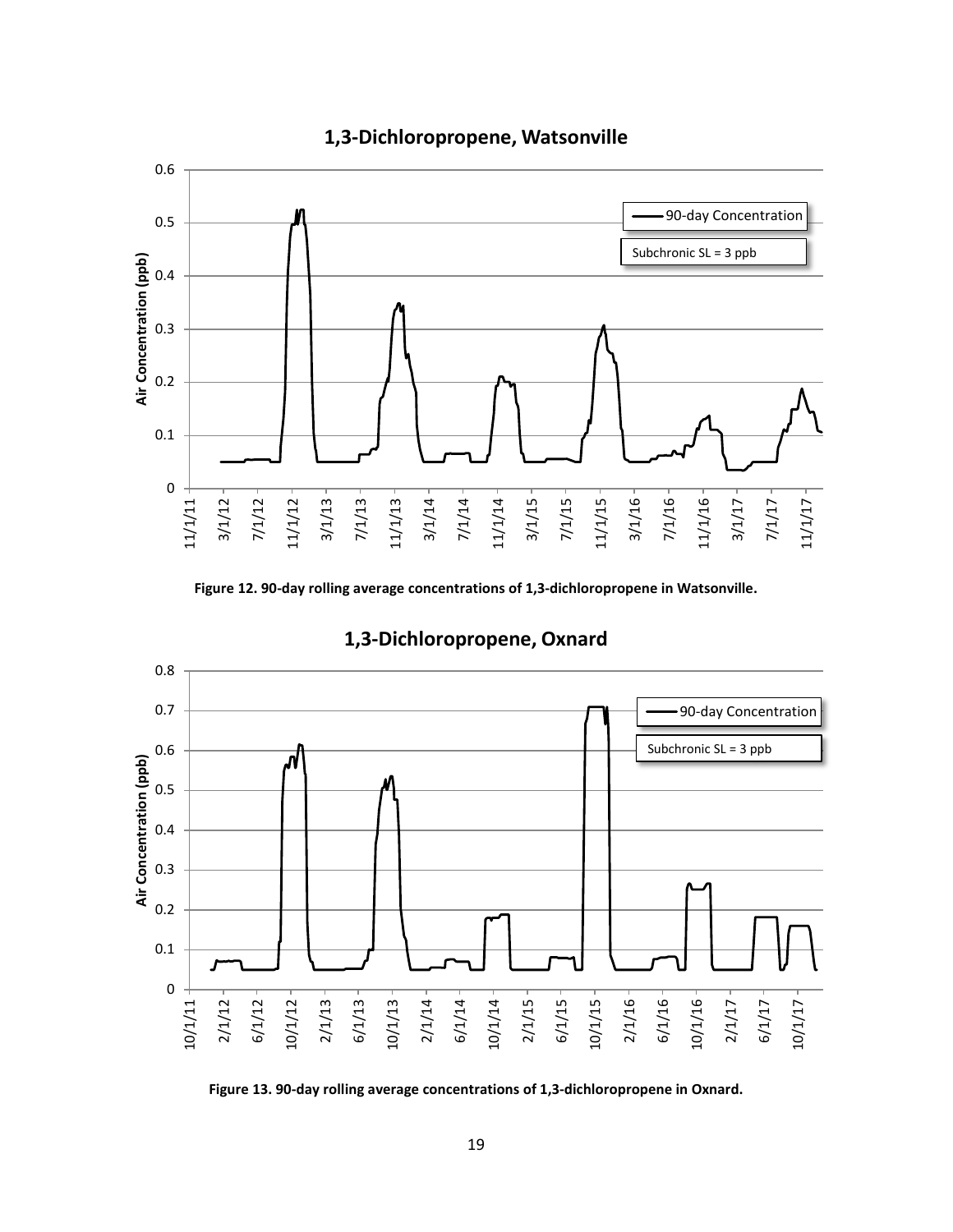Figure 12. 90-day rolling average concentrations of 1,3-dichloropropene in Watsonville.

Figure 13. 90-day rolling average concentrations of 1,3-dichloropropene in Oxnard.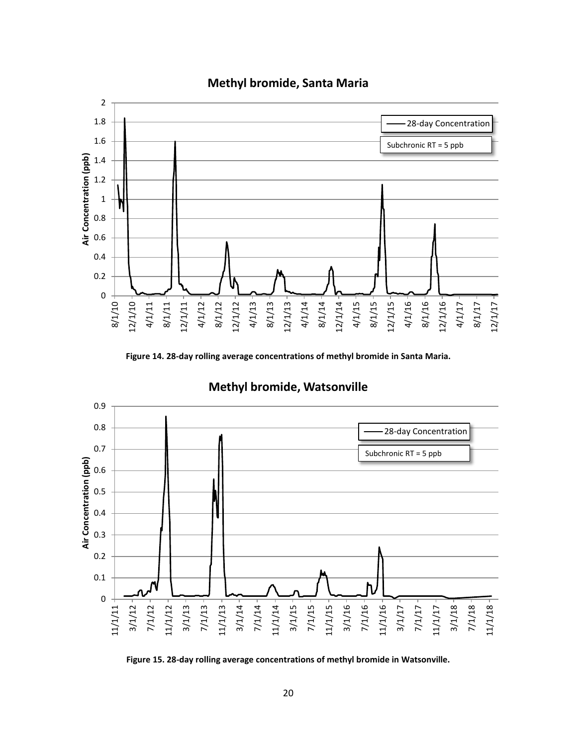Figure 14. 28-day rolling average concentrations of methyl bromide in Santa Maria.

Figure 15. 28-day rolling average concentrations of methyl bromide in Watsonville.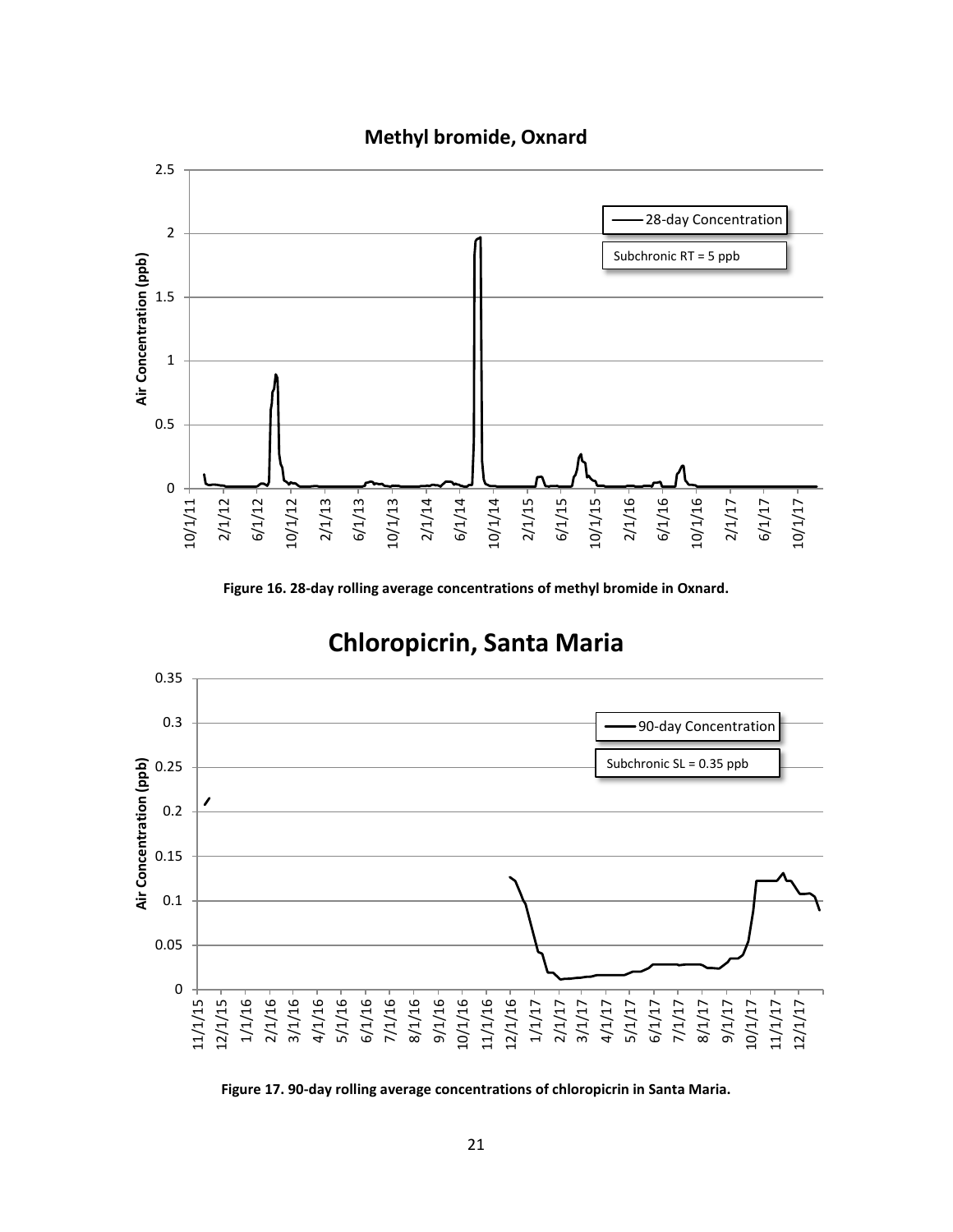**Figure 16. 28-day rolling average concentrations of methyl bromide in Oxnard.**

**Figure 17. 90-day rolling average concentrations of chloropicrin in Santa Maria.**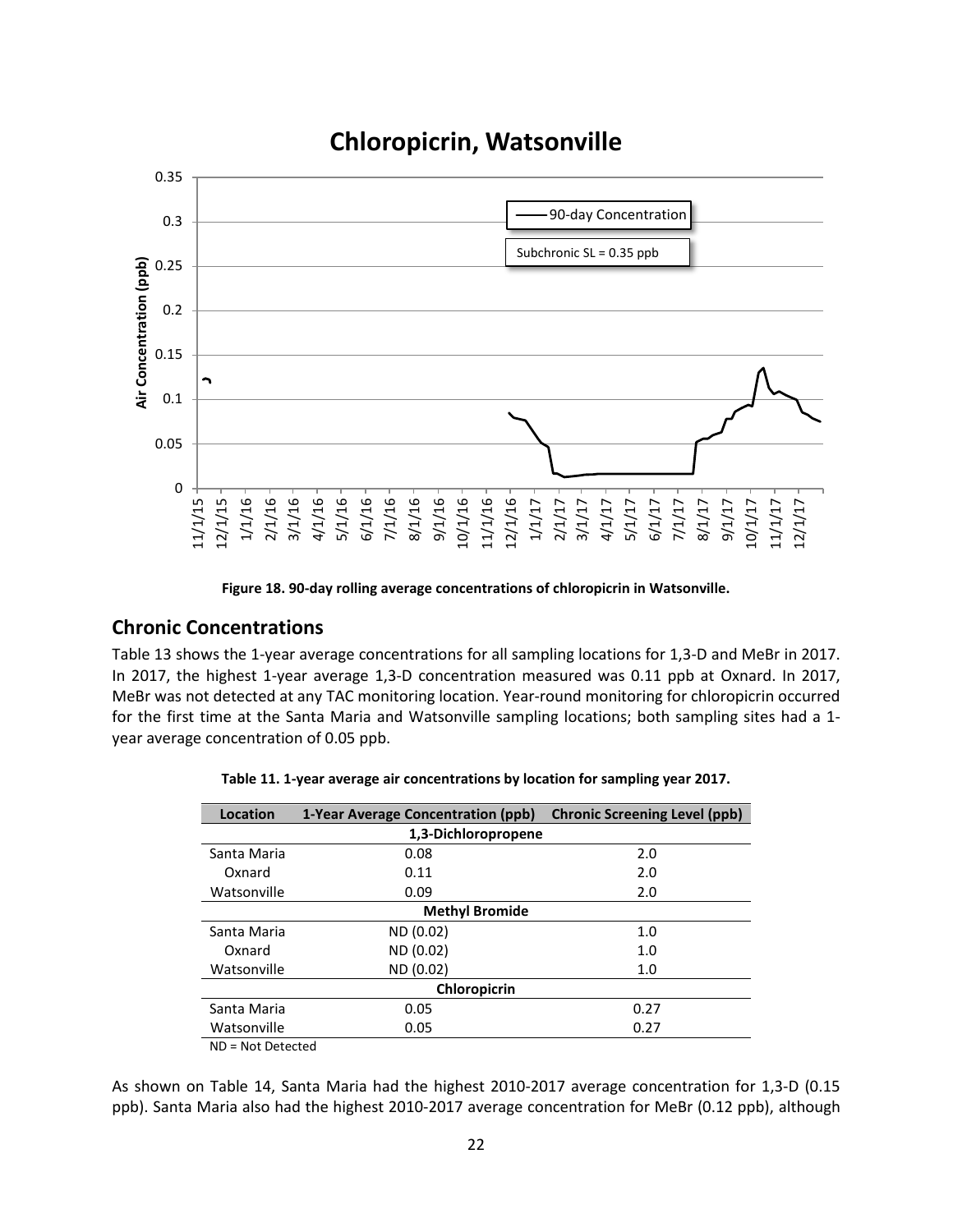Figure 18. 90-day rolling average concentrations of chloropicrin in Watsonville.

## Chronic Concentrations

Table 13 shows the 1-year average concentrations for all sampling locations for 1,3-D and MeBr in 2017. In 2017, the highest 1-year average 1,3-D concentration measured was 0.11 ppb at Oxnard. In 2017, MeBr was not detected at any TAC monitoring location. Year-round monitoring for chloropicrin occurred for the first time at the Santa Maria and Watsonville sampling locations; both sampling sites had a 1-year average concentration of 0.05 ppb.

**Table 11. 1-year average air concentrations by location for sampling year 2017.**

| Location | 1-Year Average Concentration (ppb) | Chronic Screening Level (ppb) |
|---|---|---|
| **1,3-Dichloropropene** | | |
| Santa Maria | 0.08 | 2.0 |
| Oxnard | 0.11 | 2.0 |
| Watsonville | 0.09 | 2.0 |
| **Methyl Bromide** | | |
| Santa Maria | ND (0.02) | 1.0 |
| Oxnard | ND (0.02) | 1.0 |
| Watsonville | ND (0.02) | 1.0 |
| **Chloropicrin** | | |
| Santa Maria | 0.05 | 0.27 |
| Watsonville | 0.05 | 0.27 |

ND = Not Detected

As shown on Table 14, Santa Maria had the highest 2010-2017 average concentration for 1,3-D (0.15 ppb). Santa Maria also had the highest 2010-2017 average concentration for MeBr (0.12 ppb), although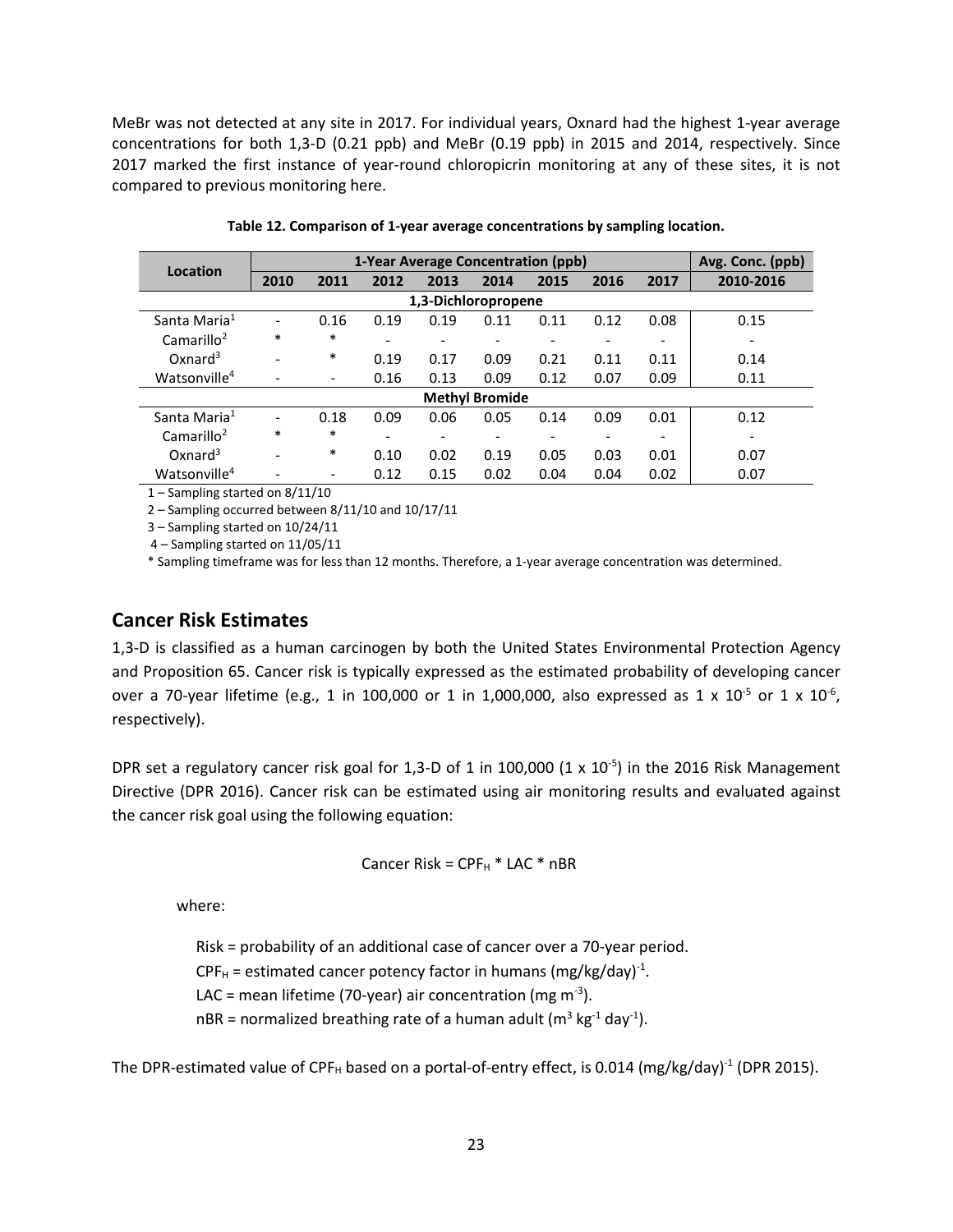MeBr was not detected at any site in 2017. For individual years, Oxnard had the highest 1-year average concentrations for both 1,3-D (0.21 ppb) and MeBr (0.19 ppb) in 2015 and 2014, respectively. Since 2017 marked the first instance of year-round chloropicrin monitoring at any of these sites, it is not compared to previous monitoring here.

**Table 12. Comparison of 1-year average concentrations by sampling location.**

| Location | 1-Year Average Concentration (ppb) | | | | | | | | Avg. Conc. (ppb) |
|---|---|---|---|---|---|---|---|---|---|
| | 2010 | 2011 | 2012 | 2013 | 2014 | 2015 | 2016 | 2017 | 2010-2016 |
| **1,3-Dichloropropene** | | | | | | | | | |
| Santa Maria[1] | - | 0.16 | 0.19 | 0.19 | 0.11 | 0.11 | 0.12 | 0.08 | 0.15 |
| Camarillo[2] | * | * | - | - | - | - | - | - | - |
| Oxnard[3] | - | * | 0.19 | 0.17 | 0.09 | 0.21 | 0.11 | 0.11 | 0.14 |
| Watsonville[4] | - | - | 0.16 | 0.13 | 0.09 | 0.12 | 0.07 | 0.09 | 0.11 |
| **Methyl Bromide** | | | | | | | | | |
| Santa Maria[1] | - | 0.18 | 0.09 | 0.06 | 0.05 | 0.14 | 0.09 | 0.01 | 0.12 |
| Camarillo[2] | * | * | - | - | - | - | - | - | - |
| Oxnard[3] | - | * | 0.10 | 0.02 | 0.19 | 0.05 | 0.03 | 0.01 | 0.07 |
| Watsonville[4] | - | - | 0.12 | 0.15 | 0.02 | 0.04 | 0.04 | 0.02 | 0.07 |

1 – Sampling started on 8/11/10

2 – Sampling occurred between 8/11/10 and 10/17/11

3 – Sampling started on 10/24/11

4 – Sampling started on 11/05/11

* Sampling timeframe was for less than 12 months. Therefore, a 1-year average concentration was determined.

## Cancer Risk Estimates

1,3-D is classified as a human carcinogen by both the United States Environmental Protection Agency and Proposition 65. Cancer risk is typically expressed as the estimated probability of developing cancer over a 70-year lifetime (e.g., 1 in 100,000 or 1 in 1,000,000, also expressed as $1 \times 10^{-5}$ or $1 \times 10^{-6}$, respectively).

DPR set a regulatory cancer risk goal for 1,3-D of 1 in 100,000 ($1 \times 10^{-5}$) in the 2016 Risk Management Directive (DPR 2016). Cancer risk can be estimated using air monitoring results and evaluated against the cancer risk goal using the following equation:

$$\text{Cancer Risk} = CPF_H * LAC * nBR$$

where:

Risk = probability of an additional case of cancer over a 70-year period.

$CPF_H$ = estimated cancer potency factor in humans $(mg/kg/day)^{-1}$.

LAC = mean lifetime (70-year) air concentration ($mg\ m^{-3}$).

nBR = normalized breathing rate of a human adult ($m^3\ kg^{-1}\ day^{-1}$).

The DPR-estimated value of $CPF_H$ based on a portal-of-entry effect, is 0.014 $(mg/kg/day)^{-1}$ (DPR 2015).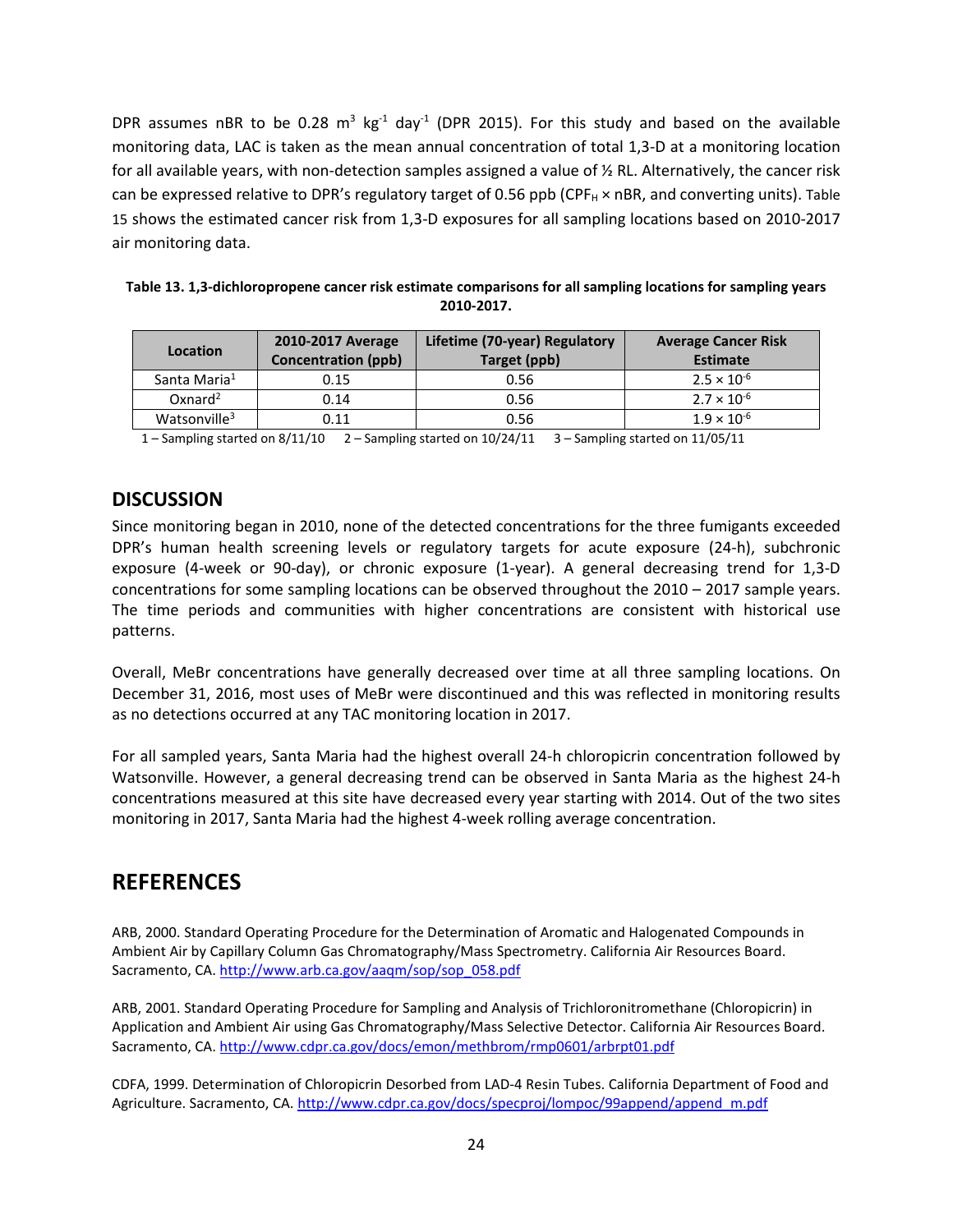DPR assumes nBR to be 0.28 $m^3$ $kg^{-1}$ $day^{-1}$ (DPR 2015). For this study and based on the available monitoring data, LAC is taken as the mean annual concentration of total 1,3-D at a monitoring location for all available years, with non-detection samples assigned a value of ½ RL. Alternatively, the cancer risk can be expressed relative to DPR's regulatory target of 0.56 ppb ($CPF_H$ × nBR, and converting units). Table 15 shows the estimated cancer risk from 1,3-D exposures for all sampling locations based on 2010-2017 air monitoring data.

**Table 13. 1,3-dichloropropene cancer risk estimate comparisons for all sampling locations for sampling years 2010-2017.**

| Location | 2010-2017 Average Concentration (ppb) | Lifetime (70-year) Regulatory Target (ppb) | Average Cancer Risk Estimate |
|---|---|---|---|
| Santa Maria[1] | 0.15 | 0.56 | $2.5 \times 10^{-6}$ |
| Oxnard[2] | 0.14 | 0.56 | $2.7 \times 10^{-6}$ |
| Watsonville[3] | 0.11 | 0.56 | $1.9 \times 10^{-6}$ |

1 – Sampling started on 8/11/10 2 – Sampling started on 10/24/11 3 – Sampling started on 11/05/11

## DISCUSSION

Since monitoring began in 2010, none of the detected concentrations for the three fumigants exceeded DPR's human health screening levels or regulatory targets for acute exposure (24-h), subchronic exposure (4-week or 90-day), or chronic exposure (1-year). A general decreasing trend for 1,3-D concentrations for some sampling locations can be observed throughout the 2010 – 2017 sample years. The time periods and communities with higher concentrations are consistent with historical use patterns.

Overall, MeBr concentrations have generally decreased over time at all three sampling locations. On December 31, 2016, most uses of MeBr were discontinued and this was reflected in monitoring results as no detections occurred at any TAC monitoring location in 2017.

For all sampled years, Santa Maria had the highest overall 24-h chloropicrin concentration followed by Watsonville. However, a general decreasing trend can be observed in Santa Maria as the highest 24-h concentrations measured at this site have decreased every year starting with 2014. Out of the two sites monitoring in 2017, Santa Maria had the highest 4-week rolling average concentration.

## REFERENCES

ARB, 2000. Standard Operating Procedure for the Determination of Aromatic and Halogenated Compounds in Ambient Air by Capillary Column Gas Chromatography/Mass Spectrometry. California Air Resources Board. Sacramento, CA. http://www.arb.ca.gov/aaqm/sop/sop_058.pdf

ARB, 2001. Standard Operating Procedure for Sampling and Analysis of Trichloronitromethane (Chloropicrin) in Application and Ambient Air using Gas Chromatography/Mass Selective Detector. California Air Resources Board. Sacramento, CA. http://www.cdpr.ca.gov/docs/emon/methbrom/rmp0601/arbrpt01.pdf

CDFA, 1999. Determination of Chloropicrin Desorbed from LAD-4 Resin Tubes. California Department of Food and Agriculture. Sacramento, CA. http://www.cdpr.ca.gov/docs/specproj/lompoc/99append/append_m.pdf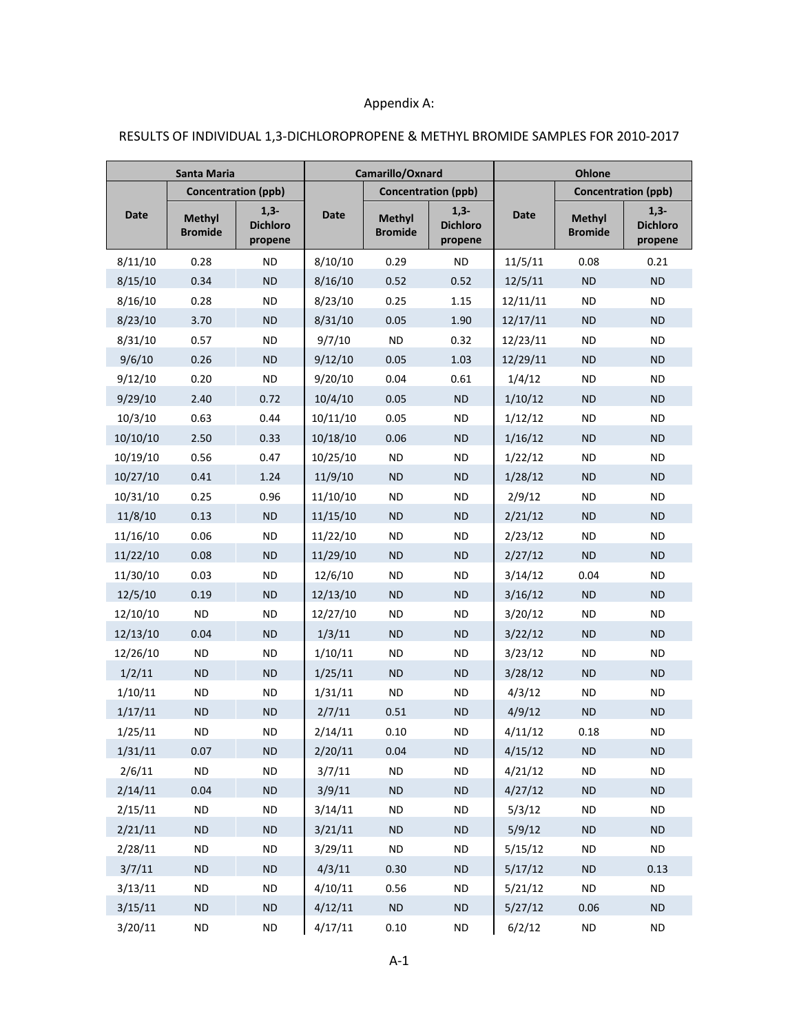Appendix A:

RESULTS OF INDIVIDUAL 1,3-DICHLOROPROPENE & METHYL BROMIDE SAMPLES FOR 2010-2017

| Santa Maria | | | Camarillo/Oxnard | | | Ohlone | | |
|---|---|---|---|---|---|---|---|---|
| Date | Concentration (ppb) | | Date | Concentration (ppb) | | Date | Concentration (ppb) | |
| | Methyl Bromide | 1,3-Dichloro propene | | Methyl Bromide | 1,3-Dichloro propene | | Methyl Bromide | 1,3-Dichloro propene |
| 8/11/10 | 0.28 | ND | 8/10/10 | 0.29 | ND | 11/5/11 | 0.08 | 0.21 |
| 8/15/10 | 0.34 | ND | 8/16/10 | 0.52 | 0.52 | 12/5/11 | ND | ND |
| 8/16/10 | 0.28 | ND | 8/23/10 | 0.25 | 1.15 | 12/11/11 | ND | ND |
| 8/23/10 | 3.70 | ND | 8/31/10 | 0.05 | 1.90 | 12/17/11 | ND | ND |
| 8/31/10 | 0.57 | ND | 9/7/10 | ND | 0.32 | 12/23/11 | ND | ND |
| 9/6/10 | 0.26 | ND | 9/12/10 | 0.05 | 1.03 | 12/29/11 | ND | ND |
| 9/12/10 | 0.20 | ND | 9/20/10 | 0.04 | 0.61 | 1/4/12 | ND | ND |
| 9/29/10 | 2.40 | 0.72 | 10/4/10 | 0.05 | ND | 1/10/12 | ND | ND |
| 10/3/10 | 0.63 | 0.44 | 10/11/10 | 0.05 | ND | 1/12/12 | ND | ND |
| 10/10/10 | 2.50 | 0.33 | 10/18/10 | 0.06 | ND | 1/16/12 | ND | ND |
| 10/19/10 | 0.56 | 0.47 | 10/25/10 | ND | ND | 1/22/12 | ND | ND |
| 10/27/10 | 0.41 | 1.24 | 11/9/10 | ND | ND | 1/28/12 | ND | ND |
| 10/31/10 | 0.25 | 0.96 | 11/10/10 | ND | ND | 2/9/12 | ND | ND |
| 11/8/10 | 0.13 | ND | 11/15/10 | ND | ND | 2/21/12 | ND | ND |
| 11/16/10 | 0.06 | ND | 11/22/10 | ND | ND | 2/23/12 | ND | ND |
| 11/22/10 | 0.08 | ND | 11/29/10 | ND | ND | 2/27/12 | ND | ND |
| 11/30/10 | 0.03 | ND | 12/6/10 | ND | ND | 3/14/12 | 0.04 | ND |
| 12/5/10 | 0.19 | ND | 12/13/10 | ND | ND | 3/16/12 | ND | ND |
| 12/10/10 | ND | ND | 12/27/10 | ND | ND | 3/20/12 | ND | ND |
| 12/13/10 | 0.04 | ND | 1/3/11 | ND | ND | 3/22/12 | ND | ND |
| 12/26/10 | ND | ND | 1/10/11 | ND | ND | 3/23/12 | ND | ND |
| 1/2/11 | ND | ND | 1/25/11 | ND | ND | 3/28/12 | ND | ND |
| 1/10/11 | ND | ND | 1/31/11 | ND | ND | 4/3/12 | ND | ND |
| 1/17/11 | ND | ND | 2/7/11 | 0.51 | ND | 4/9/12 | ND | ND |
| 1/25/11 | ND | ND | 2/14/11 | 0.10 | ND | 4/11/12 | 0.18 | ND |
| 1/31/11 | 0.07 | ND | 2/20/11 | 0.04 | ND | 4/15/12 | ND | ND |
| 2/6/11 | ND | ND | 3/7/11 | ND | ND | 4/21/12 | ND | ND |
| 2/14/11 | 0.04 | ND | 3/9/11 | ND | ND | 4/27/12 | ND | ND |
| 2/15/11 | ND | ND | 3/14/11 | ND | ND | 5/3/12 | ND | ND |
| 2/21/11 | ND | ND | 3/21/11 | ND | ND | 5/9/12 | ND | ND |
| 2/28/11 | ND | ND | 3/29/11 | ND | ND | 5/15/12 | ND | ND |
| 3/7/11 | ND | ND | 4/3/11 | 0.30 | ND | 5/17/12 | ND | 0.13 |
| 3/13/11 | ND | ND | 4/10/11 | 0.56 | ND | 5/21/12 | ND | ND |
| 3/15/11 | ND | ND | 4/12/11 | ND | ND | 5/27/12 | 0.06 | ND |
| 3/20/11 | ND | ND | 4/17/11 | 0.10 | ND | 6/2/12 | ND | ND |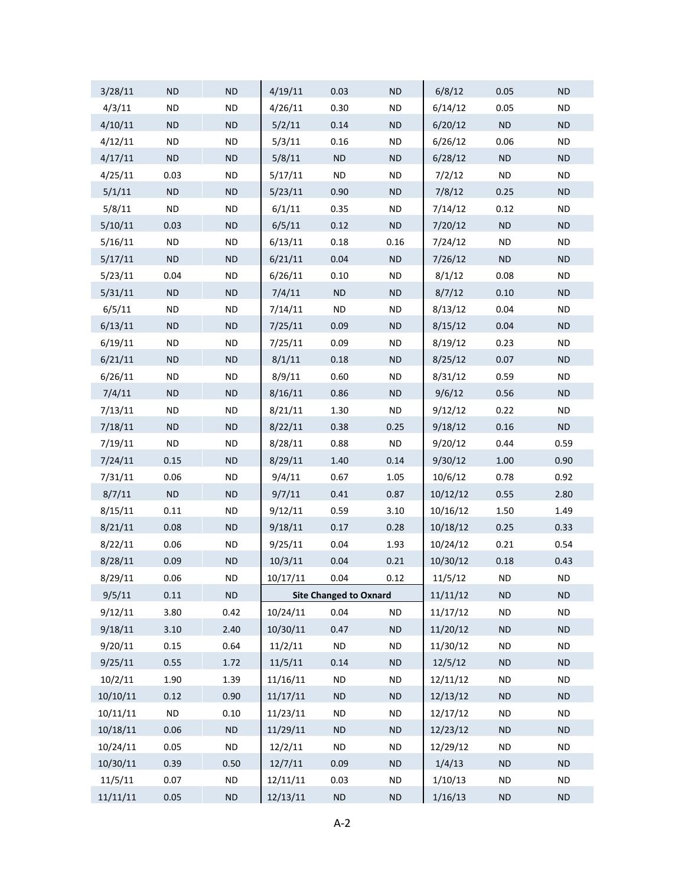| | | | | | | | | |
|---|---|---|---|---|---|---|---|---|
| 3/28/11 | ND | ND | 4/19/11 | 0.03 | ND | 6/8/12 | 0.05 | ND |
| 4/3/11 | ND | ND | 4/26/11 | 0.30 | ND | 6/14/12 | 0.05 | ND |
| 4/10/11 | ND | ND | 5/2/11 | 0.14 | ND | 6/20/12 | ND | ND |
| 4/12/11 | ND | ND | 5/3/11 | 0.16 | ND | 6/26/12 | 0.06 | ND |
| 4/17/11 | ND | ND | 5/8/11 | ND | ND | 6/28/12 | ND | ND |
| 4/25/11 | 0.03 | ND | 5/17/11 | ND | ND | 7/2/12 | ND | ND |
| 5/1/11 | ND | ND | 5/23/11 | 0.90 | ND | 7/8/12 | 0.25 | ND |
| 5/8/11 | ND | ND | 6/1/11 | 0.35 | ND | 7/14/12 | 0.12 | ND |
| 5/10/11 | 0.03 | ND | 6/5/11 | 0.12 | ND | 7/20/12 | ND | ND |
| 5/16/11 | ND | ND | 6/13/11 | 0.18 | 0.16 | 7/24/12 | ND | ND |
| 5/17/11 | ND | ND | 6/21/11 | 0.04 | ND | 7/26/12 | ND | ND |
| 5/23/11 | 0.04 | ND | 6/26/11 | 0.10 | ND | 8/1/12 | 0.08 | ND |
| 5/31/11 | ND | ND | 7/4/11 | ND | ND | 8/7/12 | 0.10 | ND |
| 6/5/11 | ND | ND | 7/14/11 | ND | ND | 8/13/12 | 0.04 | ND |
| 6/13/11 | ND | ND | 7/25/11 | 0.09 | ND | 8/15/12 | 0.04 | ND |
| 6/19/11 | ND | ND | 7/25/11 | 0.09 | ND | 8/19/12 | 0.23 | ND |
| 6/21/11 | ND | ND | 8/1/11 | 0.18 | ND | 8/25/12 | 0.07 | ND |
| 6/26/11 | ND | ND | 8/9/11 | 0.60 | ND | 8/31/12 | 0.59 | ND |
| 7/4/11 | ND | ND | 8/16/11 | 0.86 | ND | 9/6/12 | 0.56 | ND |
| 7/13/11 | ND | ND | 8/21/11 | 1.30 | ND | 9/12/12 | 0.22 | ND |
| 7/18/11 | ND | ND | 8/22/11 | 0.38 | 0.25 | 9/18/12 | 0.16 | ND |
| 7/19/11 | ND | ND | 8/28/11 | 0.88 | ND | 9/20/12 | 0.44 | 0.59 |
| 7/24/11 | 0.15 | ND | 8/29/11 | 1.40 | 0.14 | 9/30/12 | 1.00 | 0.90 |
| 7/31/11 | 0.06 | ND | 9/4/11 | 0.67 | 1.05 | 10/6/12 | 0.78 | 0.92 |
| 8/7/11 | ND | ND | 9/7/11 | 0.41 | 0.87 | 10/12/12 | 0.55 | 2.80 |
| 8/15/11 | 0.11 | ND | 9/12/11 | 0.59 | 3.10 | 10/16/12 | 1.50 | 1.49 |
| 8/21/11 | 0.08 | ND | 9/18/11 | 0.17 | 0.28 | 10/18/12 | 0.25 | 0.33 |
| 8/22/11 | 0.06 | ND | 9/25/11 | 0.04 | 1.93 | 10/24/12 | 0.21 | 0.54 |
| 8/28/11 | 0.09 | ND | 10/3/11 | 0.04 | 0.21 | 10/30/12 | 0.18 | 0.43 |
| 8/29/11 | 0.06 | ND | 10/17/11 | 0.04 | 0.12 | 11/5/12 | ND | ND |
| 9/5/11 | 0.11 | ND | **Site Changed to Oxnard** | | | 11/11/12 | ND | ND |
| 9/12/11 | 3.80 | 0.42 | 10/24/11 | 0.04 | ND | 11/17/12 | ND | ND |
| 9/18/11 | 3.10 | 2.40 | 10/30/11 | 0.47 | ND | 11/20/12 | ND | ND |
| 9/20/11 | 0.15 | 0.64 | 11/2/11 | ND | ND | 11/30/12 | ND | ND |
| 9/25/11 | 0.55 | 1.72 | 11/5/11 | 0.14 | ND | 12/5/12 | ND | ND |
| 10/2/11 | 1.90 | 1.39 | 11/16/11 | ND | ND | 12/11/12 | ND | ND |
| 10/10/11 | 0.12 | 0.90 | 11/17/11 | ND | ND | 12/13/12 | ND | ND |
| 10/11/11 | ND | 0.10 | 11/23/11 | ND | ND | 12/17/12 | ND | ND |
| 10/18/11 | 0.06 | ND | 11/29/11 | ND | ND | 12/23/12 | ND | ND |
| 10/24/11 | 0.05 | ND | 12/2/11 | ND | ND | 12/29/12 | ND | ND |
| 10/30/11 | 0.39 | 0.50 | 12/7/11 | 0.09 | ND | 1/4/13 | ND | ND |
| 11/5/11 | 0.07 | ND | 12/11/11 | 0.03 | ND | 1/10/13 | ND | ND |
| 11/11/11 | 0.05 | ND | 12/13/11 | ND | ND | 1/16/13 | ND | ND |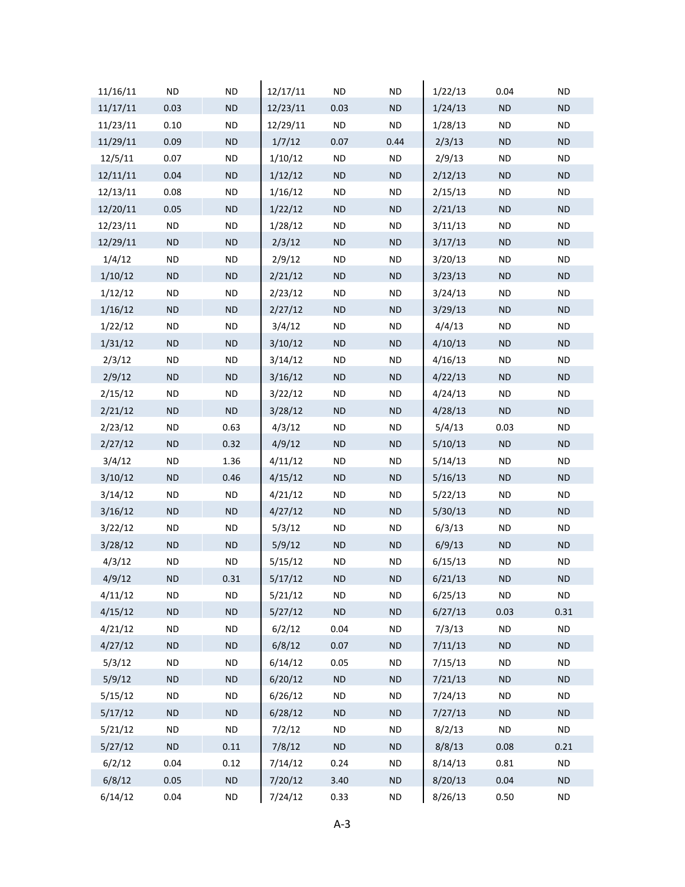| | | | | | | | | |
|---|---|---|---|---|---|---|---|---|
| 11/16/11 | ND | ND | 12/17/11 | ND | ND | 1/22/13 | 0.04 | ND |
| 11/17/11 | 0.03 | ND | 12/23/11 | 0.03 | ND | 1/24/13 | ND | ND |
| 11/23/11 | 0.10 | ND | 12/29/11 | ND | ND | 1/28/13 | ND | ND |
| 11/29/11 | 0.09 | ND | 1/7/12 | 0.07 | 0.44 | 2/3/13 | ND | ND |
| 12/5/11 | 0.07 | ND | 1/10/12 | ND | ND | 2/9/13 | ND | ND |
| 12/11/11 | 0.04 | ND | 1/12/12 | ND | ND | 2/12/13 | ND | ND |
| 12/13/11 | 0.08 | ND | 1/16/12 | ND | ND | 2/15/13 | ND | ND |
| 12/20/11 | 0.05 | ND | 1/22/12 | ND | ND | 2/21/13 | ND | ND |
| 12/23/11 | ND | ND | 1/28/12 | ND | ND | 3/11/13 | ND | ND |
| 12/29/11 | ND | ND | 2/3/12 | ND | ND | 3/17/13 | ND | ND |
| 1/4/12 | ND | ND | 2/9/12 | ND | ND | 3/20/13 | ND | ND |
| 1/10/12 | ND | ND | 2/21/12 | ND | ND | 3/23/13 | ND | ND |
| 1/12/12 | ND | ND | 2/23/12 | ND | ND | 3/24/13 | ND | ND |
| 1/16/12 | ND | ND | 2/27/12 | ND | ND | 3/29/13 | ND | ND |
| 1/22/12 | ND | ND | 3/4/12 | ND | ND | 4/4/13 | ND | ND |
| 1/31/12 | ND | ND | 3/10/12 | ND | ND | 4/10/13 | ND | ND |
| 2/3/12 | ND | ND | 3/14/12 | ND | ND | 4/16/13 | ND | ND |
| 2/9/12 | ND | ND | 3/16/12 | ND | ND | 4/22/13 | ND | ND |
| 2/15/12 | ND | ND | 3/22/12 | ND | ND | 4/24/13 | ND | ND |
| 2/21/12 | ND | ND | 3/28/12 | ND | ND | 4/28/13 | ND | ND |
| 2/23/12 | ND | 0.63 | 4/3/12 | ND | ND | 5/4/13 | 0.03 | ND |
| 2/27/12 | ND | 0.32 | 4/9/12 | ND | ND | 5/10/13 | ND | ND |
| 3/4/12 | ND | 1.36 | 4/11/12 | ND | ND | 5/14/13 | ND | ND |
| 3/10/12 | ND | 0.46 | 4/15/12 | ND | ND | 5/16/13 | ND | ND |
| 3/14/12 | ND | ND | 4/21/12 | ND | ND | 5/22/13 | ND | ND |
| 3/16/12 | ND | ND | 4/27/12 | ND | ND | 5/30/13 | ND | ND |
| 3/22/12 | ND | ND | 5/3/12 | ND | ND | 6/3/13 | ND | ND |
| 3/28/12 | ND | ND | 5/9/12 | ND | ND | 6/9/13 | ND | ND |
| 4/3/12 | ND | ND | 5/15/12 | ND | ND | 6/15/13 | ND | ND |
| 4/9/12 | ND | 0.31 | 5/17/12 | ND | ND | 6/21/13 | ND | ND |
| 4/11/12 | ND | ND | 5/21/12 | ND | ND | 6/25/13 | ND | ND |
| 4/15/12 | ND | ND | 5/27/12 | ND | ND | 6/27/13 | 0.03 | 0.31 |
| 4/21/12 | ND | ND | 6/2/12 | 0.04 | ND | 7/3/13 | ND | ND |
| 4/27/12 | ND | ND | 6/8/12 | 0.07 | ND | 7/11/13 | ND | ND |
| 5/3/12 | ND | ND | 6/14/12 | 0.05 | ND | 7/15/13 | ND | ND |
| 5/9/12 | ND | ND | 6/20/12 | ND | ND | 7/21/13 | ND | ND |
| 5/15/12 | ND | ND | 6/26/12 | ND | ND | 7/24/13 | ND | ND |
| 5/17/12 | ND | ND | 6/28/12 | ND | ND | 7/27/13 | ND | ND |
| 5/21/12 | ND | ND | 7/2/12 | ND | ND | 8/2/13 | ND | ND |
| 5/27/12 | ND | 0.11 | 7/8/12 | ND | ND | 8/8/13 | 0.08 | 0.21 |
| 6/2/12 | 0.04 | 0.12 | 7/14/12 | 0.24 | ND | 8/14/13 | 0.81 | ND |
| 6/8/12 | 0.05 | ND | 7/20/12 | 3.40 | ND | 8/20/13 | 0.04 | ND |
| 6/14/12 | 0.04 | ND | 7/24/12 | 0.33 | ND | 8/26/13 | 0.50 | ND |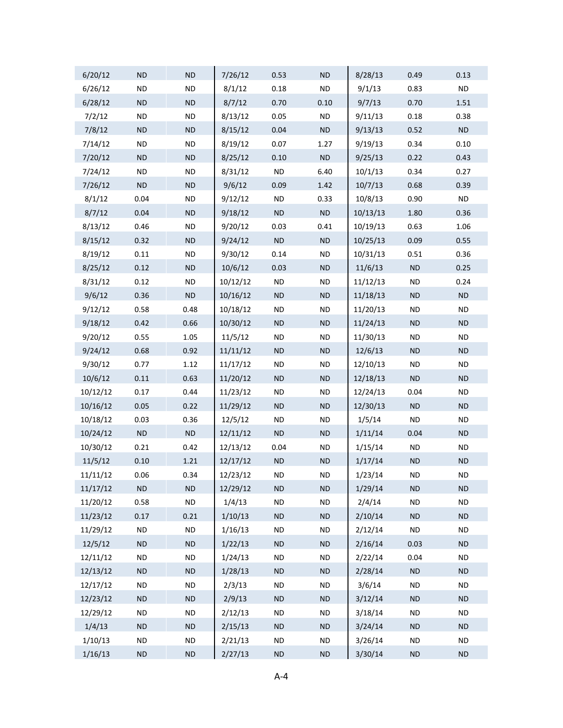| | | | | | | | | |
|---|---|---|---|---|---|---|---|---|
| 6/20/12 | ND | ND | 7/26/12 | 0.53 | ND | 8/28/13 | 0.49 | 0.13 |
| 6/26/12 | ND | ND | 8/1/12 | 0.18 | ND | 9/1/13 | 0.83 | ND |
| 6/28/12 | ND | ND | 8/7/12 | 0.70 | 0.10 | 9/7/13 | 0.70 | 1.51 |
| 7/2/12 | ND | ND | 8/13/12 | 0.05 | ND | 9/11/13 | 0.18 | 0.38 |
| 7/8/12 | ND | ND | 8/15/12 | 0.04 | ND | 9/13/13 | 0.52 | ND |
| 7/14/12 | ND | ND | 8/19/12 | 0.07 | 1.27 | 9/19/13 | 0.34 | 0.10 |
| 7/20/12 | ND | ND | 8/25/12 | 0.10 | ND | 9/25/13 | 0.22 | 0.43 |
| 7/24/12 | ND | ND | 8/31/12 | ND | 6.40 | 10/1/13 | 0.34 | 0.27 |
| 7/26/12 | ND | ND | 9/6/12 | 0.09 | 1.42 | 10/7/13 | 0.68 | 0.39 |
| 8/1/12 | 0.04 | ND | 9/12/12 | ND | 0.33 | 10/8/13 | 0.90 | ND |
| 8/7/12 | 0.04 | ND | 9/18/12 | ND | ND | 10/13/13 | 1.80 | 0.36 |
| 8/13/12 | 0.46 | ND | 9/20/12 | 0.03 | 0.41 | 10/19/13 | 0.63 | 1.06 |
| 8/15/12 | 0.32 | ND | 9/24/12 | ND | ND | 10/25/13 | 0.09 | 0.55 |
| 8/19/12 | 0.11 | ND | 9/30/12 | 0.14 | ND | 10/31/13 | 0.51 | 0.36 |
| 8/25/12 | 0.12 | ND | 10/6/12 | 0.03 | ND | 11/6/13 | ND | 0.25 |
| 8/31/12 | 0.12 | ND | 10/12/12 | ND | ND | 11/12/13 | ND | 0.24 |
| 9/6/12 | 0.36 | ND | 10/16/12 | ND | ND | 11/18/13 | ND | ND |
| 9/12/12 | 0.58 | 0.48 | 10/18/12 | ND | ND | 11/20/13 | ND | ND |
| 9/18/12 | 0.42 | 0.66 | 10/30/12 | ND | ND | 11/24/13 | ND | ND |
| 9/20/12 | 0.55 | 1.05 | 11/5/12 | ND | ND | 11/30/13 | ND | ND |
| 9/24/12 | 0.68 | 0.92 | 11/11/12 | ND | ND | 12/6/13 | ND | ND |
| 9/30/12 | 0.77 | 1.12 | 11/17/12 | ND | ND | 12/10/13 | ND | ND |
| 10/6/12 | 0.11 | 0.63 | 11/20/12 | ND | ND | 12/18/13 | ND | ND |
| 10/12/12 | 0.17 | 0.44 | 11/23/12 | ND | ND | 12/24/13 | 0.04 | ND |
| 10/16/12 | 0.05 | 0.22 | 11/29/12 | ND | ND | 12/30/13 | ND | ND |
| 10/18/12 | 0.03 | 0.36 | 12/5/12 | ND | ND | 1/5/14 | ND | ND |
| 10/24/12 | ND | ND | 12/11/12 | ND | ND | 1/11/14 | 0.04 | ND |
| 10/30/12 | 0.21 | 0.42 | 12/13/12 | 0.04 | ND | 1/15/14 | ND | ND |
| 11/5/12 | 0.10 | 1.21 | 12/17/12 | ND | ND | 1/17/14 | ND | ND |
| 11/11/12 | 0.06 | 0.34 | 12/23/12 | ND | ND | 1/23/14 | ND | ND |
| 11/17/12 | ND | ND | 12/29/12 | ND | ND | 1/29/14 | ND | ND |
| 11/20/12 | 0.58 | ND | 1/4/13 | ND | ND | 2/4/14 | ND | ND |
| 11/23/12 | 0.17 | 0.21 | 1/10/13 | ND | ND | 2/10/14 | ND | ND |
| 11/29/12 | ND | ND | 1/16/13 | ND | ND | 2/12/14 | ND | ND |
| 12/5/12 | ND | ND | 1/22/13 | ND | ND | 2/16/14 | 0.03 | ND |
| 12/11/12 | ND | ND | 1/24/13 | ND | ND | 2/22/14 | 0.04 | ND |
| 12/13/12 | ND | ND | 1/28/13 | ND | ND | 2/28/14 | ND | ND |
| 12/17/12 | ND | ND | 2/3/13 | ND | ND | 3/6/14 | ND | ND |
| 12/23/12 | ND | ND | 2/9/13 | ND | ND | 3/12/14 | ND | ND |
| 12/29/12 | ND | ND | 2/12/13 | ND | ND | 3/18/14 | ND | ND |
| 1/4/13 | ND | ND | 2/15/13 | ND | ND | 3/24/14 | ND | ND |
| 1/10/13 | ND | ND | 2/21/13 | ND | ND | 3/26/14 | ND | ND |
| 1/16/13 | ND | ND | 2/27/13 | ND | ND | 3/30/14 | ND | ND |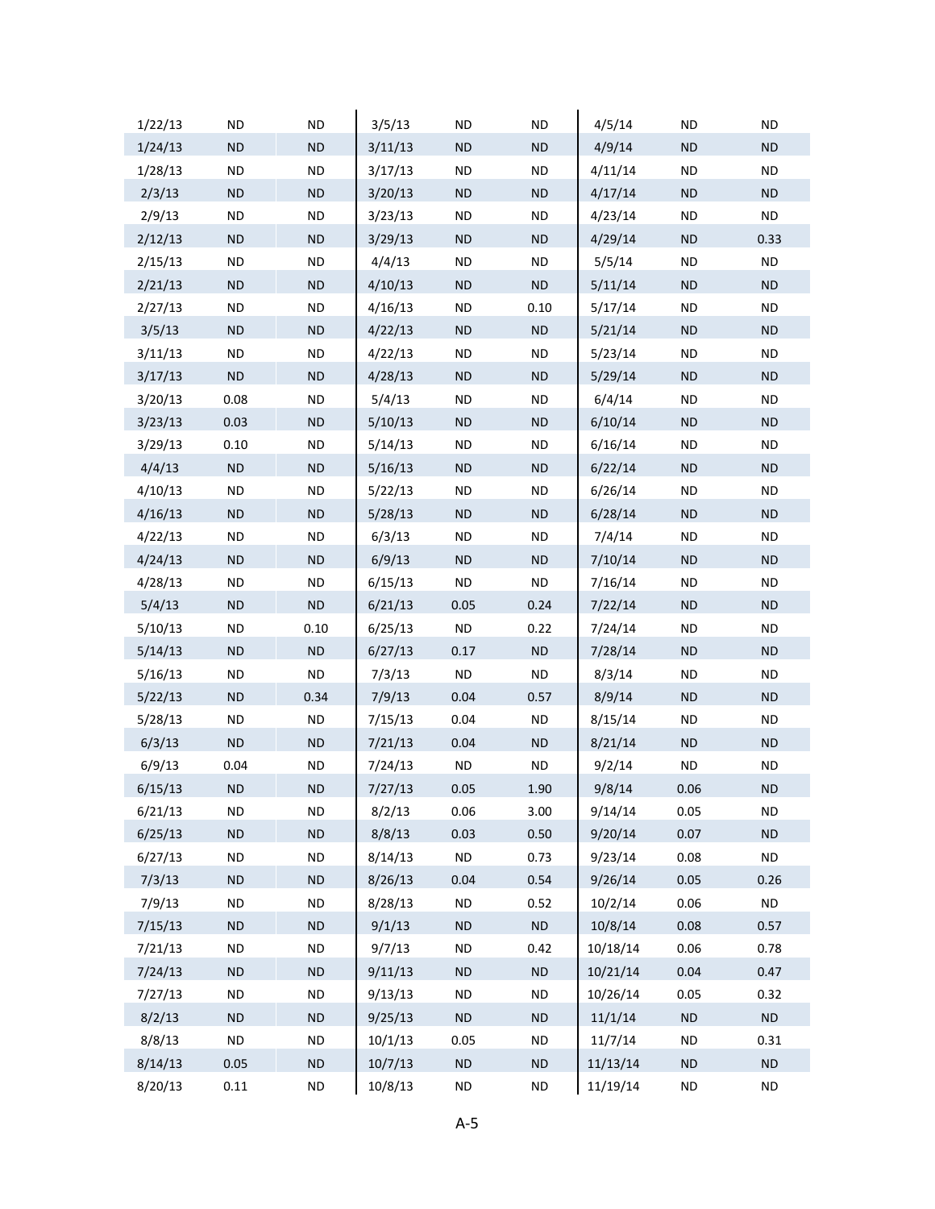| | | | | | | | | |
|---|---|---|---|---|---|---|---|---|
| 1/22/13 | ND | ND | 3/5/13 | ND | ND | 4/5/14 | ND | ND |
| 1/24/13 | ND | ND | 3/11/13 | ND | ND | 4/9/14 | ND | ND |
| 1/28/13 | ND | ND | 3/17/13 | ND | ND | 4/11/14 | ND | ND |
| 2/3/13 | ND | ND | 3/20/13 | ND | ND | 4/17/14 | ND | ND |
| 2/9/13 | ND | ND | 3/23/13 | ND | ND | 4/23/14 | ND | ND |
| 2/12/13 | ND | ND | 3/29/13 | ND | ND | 4/29/14 | ND | 0.33 |
| 2/15/13 | ND | ND | 4/4/13 | ND | ND | 5/5/14 | ND | ND |
| 2/21/13 | ND | ND | 4/10/13 | ND | ND | 5/11/14 | ND | ND |
| 2/27/13 | ND | ND | 4/16/13 | ND | 0.10 | 5/17/14 | ND | ND |
| 3/5/13 | ND | ND | 4/22/13 | ND | ND | 5/21/14 | ND | ND |
| 3/11/13 | ND | ND | 4/22/13 | ND | ND | 5/23/14 | ND | ND |
| 3/17/13 | ND | ND | 4/28/13 | ND | ND | 5/29/14 | ND | ND |
| 3/20/13 | 0.08 | ND | 5/4/13 | ND | ND | 6/4/14 | ND | ND |
| 3/23/13 | 0.03 | ND | 5/10/13 | ND | ND | 6/10/14 | ND | ND |
| 3/29/13 | 0.10 | ND | 5/14/13 | ND | ND | 6/16/14 | ND | ND |
| 4/4/13 | ND | ND | 5/16/13 | ND | ND | 6/22/14 | ND | ND |
| 4/10/13 | ND | ND | 5/22/13 | ND | ND | 6/26/14 | ND | ND |
| 4/16/13 | ND | ND | 5/28/13 | ND | ND | 6/28/14 | ND | ND |
| 4/22/13 | ND | ND | 6/3/13 | ND | ND | 7/4/14 | ND | ND |
| 4/24/13 | ND | ND | 6/9/13 | ND | ND | 7/10/14 | ND | ND |
| 4/28/13 | ND | ND | 6/15/13 | ND | ND | 7/16/14 | ND | ND |
| 5/4/13 | ND | ND | 6/21/13 | 0.05 | 0.24 | 7/22/14 | ND | ND |
| 5/10/13 | ND | 0.10 | 6/25/13 | ND | 0.22 | 7/24/14 | ND | ND |
| 5/14/13 | ND | ND | 6/27/13 | 0.17 | ND | 7/28/14 | ND | ND |
| 5/16/13 | ND | ND | 7/3/13 | ND | ND | 8/3/14 | ND | ND |
| 5/22/13 | ND | 0.34 | 7/9/13 | 0.04 | 0.57 | 8/9/14 | ND | ND |
| 5/28/13 | ND | ND | 7/15/13 | 0.04 | ND | 8/15/14 | ND | ND |
| 6/3/13 | ND | ND | 7/21/13 | 0.04 | ND | 8/21/14 | ND | ND |
| 6/9/13 | 0.04 | ND | 7/24/13 | ND | ND | 9/2/14 | ND | ND |
| 6/15/13 | ND | ND | 7/27/13 | 0.05 | 1.90 | 9/8/14 | 0.06 | ND |
| 6/21/13 | ND | ND | 8/2/13 | 0.06 | 3.00 | 9/14/14 | 0.05 | ND |
| 6/25/13 | ND | ND | 8/8/13 | 0.03 | 0.50 | 9/20/14 | 0.07 | ND |
| 6/27/13 | ND | ND | 8/14/13 | ND | 0.73 | 9/23/14 | 0.08 | ND |
| 7/3/13 | ND | ND | 8/26/13 | 0.04 | 0.54 | 9/26/14 | 0.05 | 0.26 |
| 7/9/13 | ND | ND | 8/28/13 | ND | 0.52 | 10/2/14 | 0.06 | ND |
| 7/15/13 | ND | ND | 9/1/13 | ND | ND | 10/8/14 | 0.08 | 0.57 |
| 7/21/13 | ND | ND | 9/7/13 | ND | 0.42 | 10/18/14 | 0.06 | 0.78 |
| 7/24/13 | ND | ND | 9/11/13 | ND | ND | 10/21/14 | 0.04 | 0.47 |
| 7/27/13 | ND | ND | 9/13/13 | ND | ND | 10/26/14 | 0.05 | 0.32 |
| 8/2/13 | ND | ND | 9/25/13 | ND | ND | 11/1/14 | ND | ND |
| 8/8/13 | ND | ND | 10/1/13 | 0.05 | ND | 11/7/14 | ND | 0.31 |
| 8/14/13 | 0.05 | ND | 10/7/13 | ND | ND | 11/13/14 | ND | ND |
| 8/20/13 | 0.11 | ND | 10/8/13 | ND | ND | 11/19/14 | ND | ND |

A-5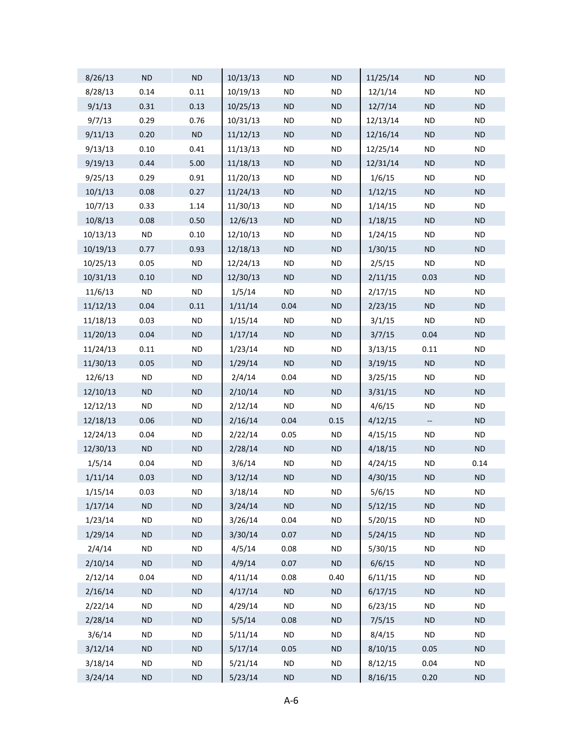| | | | | | | | | |
|---|---|---|---|---|---|---|---|---|
| 8/26/13 | ND | ND | 10/13/13 | ND | ND | 11/25/14 | ND | ND |
| 8/28/13 | 0.14 | 0.11 | 10/19/13 | ND | ND | 12/1/14 | ND | ND |
| 9/1/13 | 0.31 | 0.13 | 10/25/13 | ND | ND | 12/7/14 | ND | ND |
| 9/7/13 | 0.29 | 0.76 | 10/31/13 | ND | ND | 12/13/14 | ND | ND |
| 9/11/13 | 0.20 | ND | 11/12/13 | ND | ND | 12/16/14 | ND | ND |
| 9/13/13 | 0.10 | 0.41 | 11/13/13 | ND | ND | 12/25/14 | ND | ND |
| 9/19/13 | 0.44 | 5.00 | 11/18/13 | ND | ND | 12/31/14 | ND | ND |
| 9/25/13 | 0.29 | 0.91 | 11/20/13 | ND | ND | 1/6/15 | ND | ND |
| 10/1/13 | 0.08 | 0.27 | 11/24/13 | ND | ND | 1/12/15 | ND | ND |
| 10/7/13 | 0.33 | 1.14 | 11/30/13 | ND | ND | 1/14/15 | ND | ND |
| 10/8/13 | 0.08 | 0.50 | 12/6/13 | ND | ND | 1/18/15 | ND | ND |
| 10/13/13 | ND | 0.10 | 12/10/13 | ND | ND | 1/24/15 | ND | ND |
| 10/19/13 | 0.77 | 0.93 | 12/18/13 | ND | ND | 1/30/15 | ND | ND |
| 10/25/13 | 0.05 | ND | 12/24/13 | ND | ND | 2/5/15 | ND | ND |
| 10/31/13 | 0.10 | ND | 12/30/13 | ND | ND | 2/11/15 | 0.03 | ND |
| 11/6/13 | ND | ND | 1/5/14 | ND | ND | 2/17/15 | ND | ND |
| 11/12/13 | 0.04 | 0.11 | 1/11/14 | 0.04 | ND | 2/23/15 | ND | ND |
| 11/18/13 | 0.03 | ND | 1/15/14 | ND | ND | 3/1/15 | ND | ND |
| 11/20/13 | 0.04 | ND | 1/17/14 | ND | ND | 3/7/15 | 0.04 | ND |
| 11/24/13 | 0.11 | ND | 1/23/14 | ND | ND | 3/13/15 | 0.11 | ND |
| 11/30/13 | 0.05 | ND | 1/29/14 | ND | ND | 3/19/15 | ND | ND |
| 12/6/13 | ND | ND | 2/4/14 | 0.04 | ND | 3/25/15 | ND | ND |
| 12/10/13 | ND | ND | 2/10/14 | ND | ND | 3/31/15 | ND | ND |
| 12/12/13 | ND | ND | 2/12/14 | ND | ND | 4/6/15 | ND | ND |
| 12/18/13 | 0.06 | ND | 2/16/14 | 0.04 | 0.15 | 4/12/15 | -- | ND |
| 12/24/13 | 0.04 | ND | 2/22/14 | 0.05 | ND | 4/15/15 | ND | ND |
| 12/30/13 | ND | ND | 2/28/14 | ND | ND | 4/18/15 | ND | ND |
| 1/5/14 | 0.04 | ND | 3/6/14 | ND | ND | 4/24/15 | ND | 0.14 |
| 1/11/14 | 0.03 | ND | 3/12/14 | ND | ND | 4/30/15 | ND | ND |
| 1/15/14 | 0.03 | ND | 3/18/14 | ND | ND | 5/6/15 | ND | ND |
| 1/17/14 | ND | ND | 3/24/14 | ND | ND | 5/12/15 | ND | ND |
| 1/23/14 | ND | ND | 3/26/14 | 0.04 | ND | 5/20/15 | ND | ND |
| 1/29/14 | ND | ND | 3/30/14 | 0.07 | ND | 5/24/15 | ND | ND |
| 2/4/14 | ND | ND | 4/5/14 | 0.08 | ND | 5/30/15 | ND | ND |
| 2/10/14 | ND | ND | 4/9/14 | 0.07 | ND | 6/6/15 | ND | ND |
| 2/12/14 | 0.04 | ND | 4/11/14 | 0.08 | 0.40 | 6/11/15 | ND | ND |
| 2/16/14 | ND | ND | 4/17/14 | ND | ND | 6/17/15 | ND | ND |
| 2/22/14 | ND | ND | 4/29/14 | ND | ND | 6/23/15 | ND | ND |
| 2/28/14 | ND | ND | 5/5/14 | 0.08 | ND | 7/5/15 | ND | ND |
| 3/6/14 | ND | ND | 5/11/14 | ND | ND | 8/4/15 | ND | ND |
| 3/12/14 | ND | ND | 5/17/14 | 0.05 | ND | 8/10/15 | 0.05 | ND |
| 3/18/14 | ND | ND | 5/21/14 | ND | ND | 8/12/15 | 0.04 | ND |
| 3/24/14 | ND | ND | 5/23/14 | ND | ND | 8/16/15 | 0.20 | ND |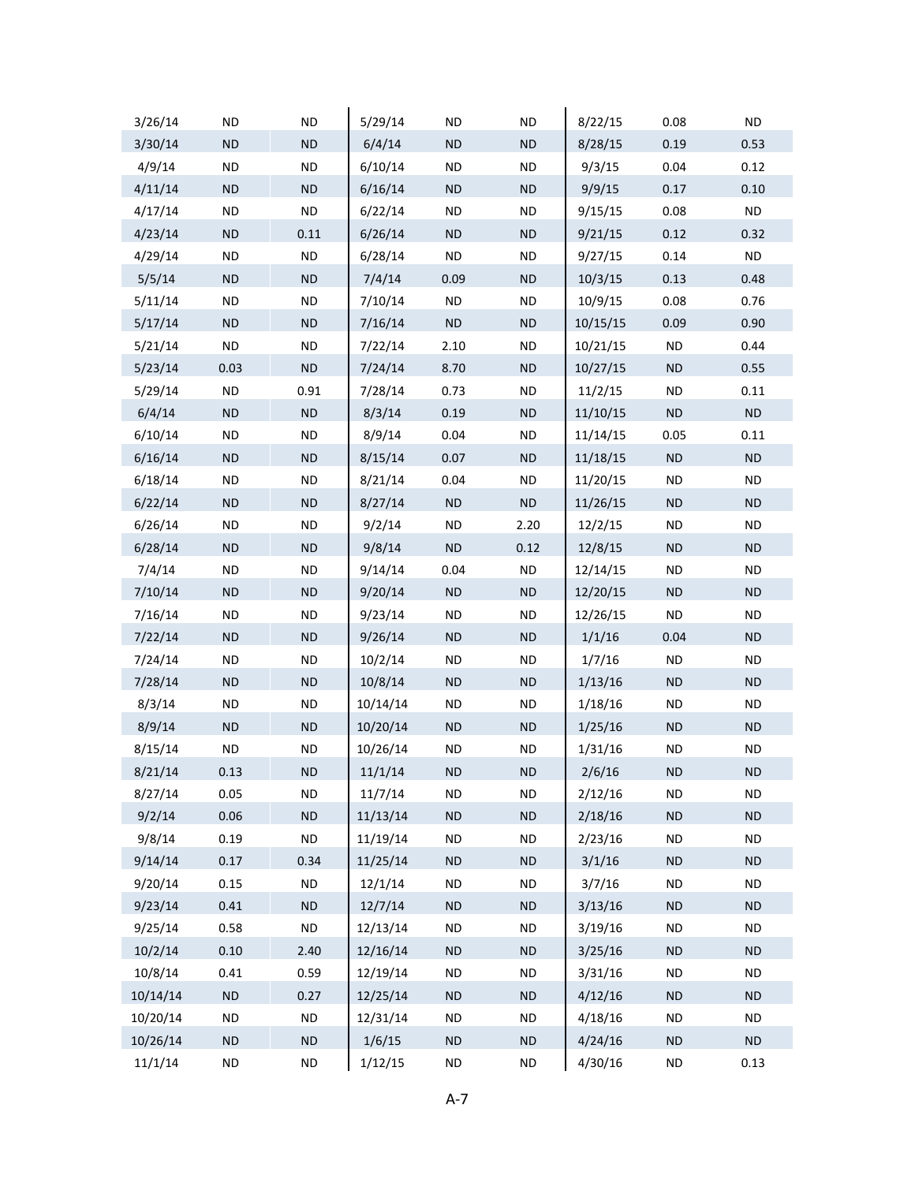| | | | | | | | | |
|---|---|---|---|---|---|---|---|---|
| 3/26/14 | ND | ND | 5/29/14 | ND | ND | 8/22/15 | 0.08 | ND |
| 3/30/14 | ND | ND | 6/4/14 | ND | ND | 8/28/15 | 0.19 | 0.53 |
| 4/9/14 | ND | ND | 6/10/14 | ND | ND | 9/3/15 | 0.04 | 0.12 |
| 4/11/14 | ND | ND | 6/16/14 | ND | ND | 9/9/15 | 0.17 | 0.10 |
| 4/17/14 | ND | ND | 6/22/14 | ND | ND | 9/15/15 | 0.08 | ND |
| 4/23/14 | ND | 0.11 | 6/26/14 | ND | ND | 9/21/15 | 0.12 | 0.32 |
| 4/29/14 | ND | ND | 6/28/14 | ND | ND | 9/27/15 | 0.14 | ND |
| 5/5/14 | ND | ND | 7/4/14 | 0.09 | ND | 10/3/15 | 0.13 | 0.48 |
| 5/11/14 | ND | ND | 7/10/14 | ND | ND | 10/9/15 | 0.08 | 0.76 |
| 5/17/14 | ND | ND | 7/16/14 | ND | ND | 10/15/15 | 0.09 | 0.90 |
| 5/21/14 | ND | ND | 7/22/14 | 2.10 | ND | 10/21/15 | ND | 0.44 |
| 5/23/14 | 0.03 | ND | 7/24/14 | 8.70 | ND | 10/27/15 | ND | 0.55 |
| 5/29/14 | ND | 0.91 | 7/28/14 | 0.73 | ND | 11/2/15 | ND | 0.11 |
| 6/4/14 | ND | ND | 8/3/14 | 0.19 | ND | 11/10/15 | ND | ND |
| 6/10/14 | ND | ND | 8/9/14 | 0.04 | ND | 11/14/15 | 0.05 | 0.11 |
| 6/16/14 | ND | ND | 8/15/14 | 0.07 | ND | 11/18/15 | ND | ND |
| 6/18/14 | ND | ND | 8/21/14 | 0.04 | ND | 11/20/15 | ND | ND |
| 6/22/14 | ND | ND | 8/27/14 | ND | ND | 11/26/15 | ND | ND |
| 6/26/14 | ND | ND | 9/2/14 | ND | 2.20 | 12/2/15 | ND | ND |
| 6/28/14 | ND | ND | 9/8/14 | ND | 0.12 | 12/8/15 | ND | ND |
| 7/4/14 | ND | ND | 9/14/14 | 0.04 | ND | 12/14/15 | ND | ND |
| 7/10/14 | ND | ND | 9/20/14 | ND | ND | 12/20/15 | ND | ND |
| 7/16/14 | ND | ND | 9/23/14 | ND | ND | 12/26/15 | ND | ND |
| 7/22/14 | ND | ND | 9/26/14 | ND | ND | 1/1/16 | 0.04 | ND |
| 7/24/14 | ND | ND | 10/2/14 | ND | ND | 1/7/16 | ND | ND |
| 7/28/14 | ND | ND | 10/8/14 | ND | ND | 1/13/16 | ND | ND |
| 8/3/14 | ND | ND | 10/14/14 | ND | ND | 1/18/16 | ND | ND |
| 8/9/14 | ND | ND | 10/20/14 | ND | ND | 1/25/16 | ND | ND |
| 8/15/14 | ND | ND | 10/26/14 | ND | ND | 1/31/16 | ND | ND |
| 8/21/14 | 0.13 | ND | 11/1/14 | ND | ND | 2/6/16 | ND | ND |
| 8/27/14 | 0.05 | ND | 11/7/14 | ND | ND | 2/12/16 | ND | ND |
| 9/2/14 | 0.06 | ND | 11/13/14 | ND | ND | 2/18/16 | ND | ND |
| 9/8/14 | 0.19 | ND | 11/19/14 | ND | ND | 2/23/16 | ND | ND |
| 9/14/14 | 0.17 | 0.34 | 11/25/14 | ND | ND | 3/1/16 | ND | ND |
| 9/20/14 | 0.15 | ND | 12/1/14 | ND | ND | 3/7/16 | ND | ND |
| 9/23/14 | 0.41 | ND | 12/7/14 | ND | ND | 3/13/16 | ND | ND |
| 9/25/14 | 0.58 | ND | 12/13/14 | ND | ND | 3/19/16 | ND | ND |
| 10/2/14 | 0.10 | 2.40 | 12/16/14 | ND | ND | 3/25/16 | ND | ND |
| 10/8/14 | 0.41 | 0.59 | 12/19/14 | ND | ND | 3/31/16 | ND | ND |
| 10/14/14 | ND | 0.27 | 12/25/14 | ND | ND | 4/12/16 | ND | ND |
| 10/20/14 | ND | ND | 12/31/14 | ND | ND | 4/18/16 | ND | ND |
| 10/26/14 | ND | ND | 1/6/15 | ND | ND | 4/24/16 | ND | ND |
| 11/1/14 | ND | ND | 1/12/15 | ND | ND | 4/30/16 | ND | 0.13 |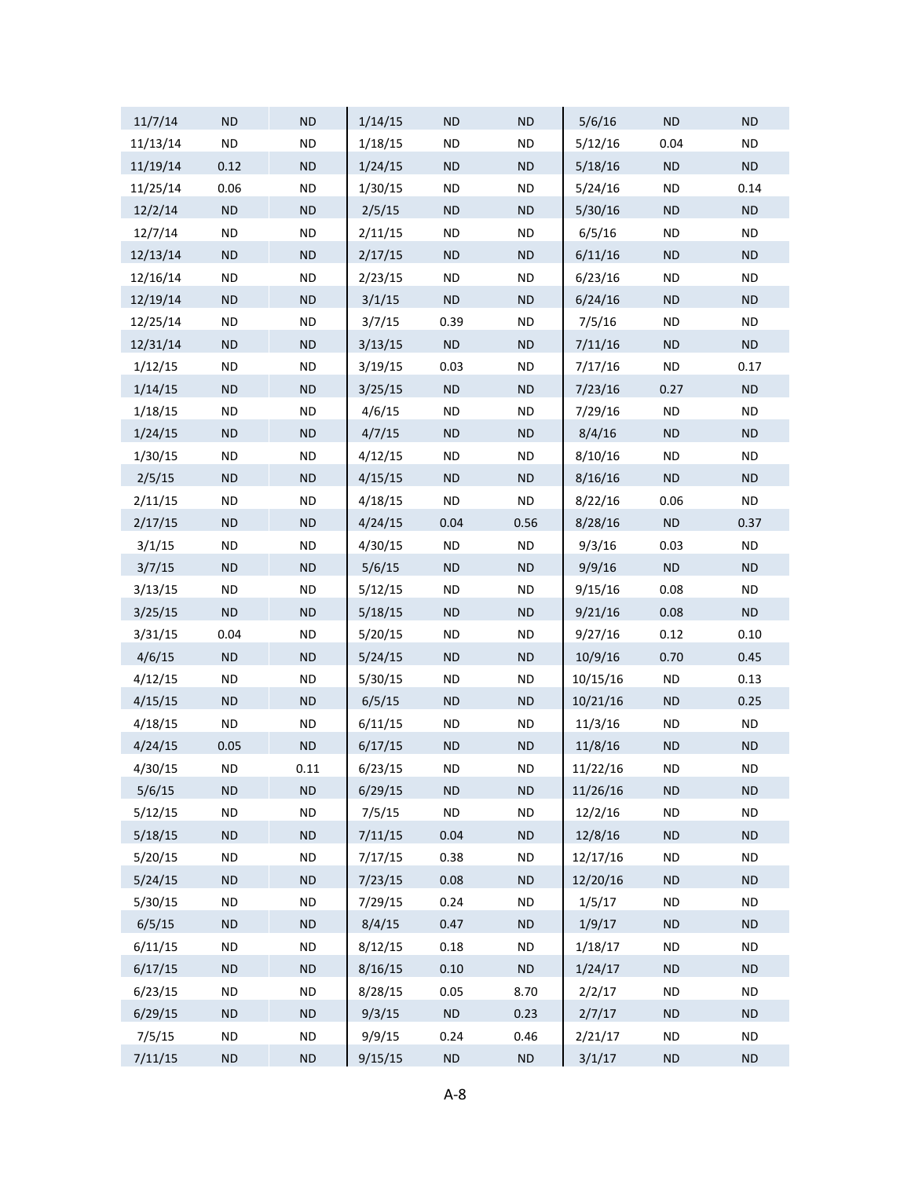| | | | | | | | | |
|---|---|---|---|---|---|---|---|---|
| 11/7/14 | ND | ND | 1/14/15 | ND | ND | 5/6/16 | ND | ND |
| 11/13/14 | ND | ND | 1/18/15 | ND | ND | 5/12/16 | 0.04 | ND |
| 11/19/14 | 0.12 | ND | 1/24/15 | ND | ND | 5/18/16 | ND | ND |
| 11/25/14 | 0.06 | ND | 1/30/15 | ND | ND | 5/24/16 | ND | 0.14 |
| 12/2/14 | ND | ND | 2/5/15 | ND | ND | 5/30/16 | ND | ND |
| 12/7/14 | ND | ND | 2/11/15 | ND | ND | 6/5/16 | ND | ND |
| 12/13/14 | ND | ND | 2/17/15 | ND | ND | 6/11/16 | ND | ND |
| 12/16/14 | ND | ND | 2/23/15 | ND | ND | 6/23/16 | ND | ND |
| 12/19/14 | ND | ND | 3/1/15 | ND | ND | 6/24/16 | ND | ND |
| 12/25/14 | ND | ND | 3/7/15 | 0.39 | ND | 7/5/16 | ND | ND |
| 12/31/14 | ND | ND | 3/13/15 | ND | ND | 7/11/16 | ND | ND |
| 1/12/15 | ND | ND | 3/19/15 | 0.03 | ND | 7/17/16 | ND | 0.17 |
| 1/14/15 | ND | ND | 3/25/15 | ND | ND | 7/23/16 | 0.27 | ND |
| 1/18/15 | ND | ND | 4/6/15 | ND | ND | 7/29/16 | ND | ND |
| 1/24/15 | ND | ND | 4/7/15 | ND | ND | 8/4/16 | ND | ND |
| 1/30/15 | ND | ND | 4/12/15 | ND | ND | 8/10/16 | ND | ND |
| 2/5/15 | ND | ND | 4/15/15 | ND | ND | 8/16/16 | ND | ND |
| 2/11/15 | ND | ND | 4/18/15 | ND | ND | 8/22/16 | 0.06 | ND |
| 2/17/15 | ND | ND | 4/24/15 | 0.04 | 0.56 | 8/28/16 | ND | 0.37 |
| 3/1/15 | ND | ND | 4/30/15 | ND | ND | 9/3/16 | 0.03 | ND |
| 3/7/15 | ND | ND | 5/6/15 | ND | ND | 9/9/16 | ND | ND |
| 3/13/15 | ND | ND | 5/12/15 | ND | ND | 9/15/16 | 0.08 | ND |
| 3/25/15 | ND | ND | 5/18/15 | ND | ND | 9/21/16 | 0.08 | ND |
| 3/31/15 | 0.04 | ND | 5/20/15 | ND | ND | 9/27/16 | 0.12 | 0.10 |
| 4/6/15 | ND | ND | 5/24/15 | ND | ND | 10/9/16 | 0.70 | 0.45 |
| 4/12/15 | ND | ND | 5/30/15 | ND | ND | 10/15/16 | ND | 0.13 |
| 4/15/15 | ND | ND | 6/5/15 | ND | ND | 10/21/16 | ND | 0.25 |
| 4/18/15 | ND | ND | 6/11/15 | ND | ND | 11/3/16 | ND | ND |
| 4/24/15 | 0.05 | ND | 6/17/15 | ND | ND | 11/8/16 | ND | ND |
| 4/30/15 | ND | 0.11 | 6/23/15 | ND | ND | 11/22/16 | ND | ND |
| 5/6/15 | ND | ND | 6/29/15 | ND | ND | 11/26/16 | ND | ND |
| 5/12/15 | ND | ND | 7/5/15 | ND | ND | 12/2/16 | ND | ND |
| 5/18/15 | ND | ND | 7/11/15 | 0.04 | ND | 12/8/16 | ND | ND |
| 5/20/15 | ND | ND | 7/17/15 | 0.38 | ND | 12/17/16 | ND | ND |
| 5/24/15 | ND | ND | 7/23/15 | 0.08 | ND | 12/20/16 | ND | ND |
| 5/30/15 | ND | ND | 7/29/15 | 0.24 | ND | 1/5/17 | ND | ND |
| 6/5/15 | ND | ND | 8/4/15 | 0.47 | ND | 1/9/17 | ND | ND |
| 6/11/15 | ND | ND | 8/12/15 | 0.18 | ND | 1/18/17 | ND | ND |
| 6/17/15 | ND | ND | 8/16/15 | 0.10 | ND | 1/24/17 | ND | ND |
| 6/23/15 | ND | ND | 8/28/15 | 0.05 | 8.70 | 2/2/17 | ND | ND |
| 6/29/15 | ND | ND | 9/3/15 | ND | 0.23 | 2/7/17 | ND | ND |
| 7/5/15 | ND | ND | 9/9/15 | 0.24 | 0.46 | 2/21/17 | ND | ND |
| 7/11/15 | ND | ND | 9/15/15 | ND | ND | 3/1/17 | ND | ND |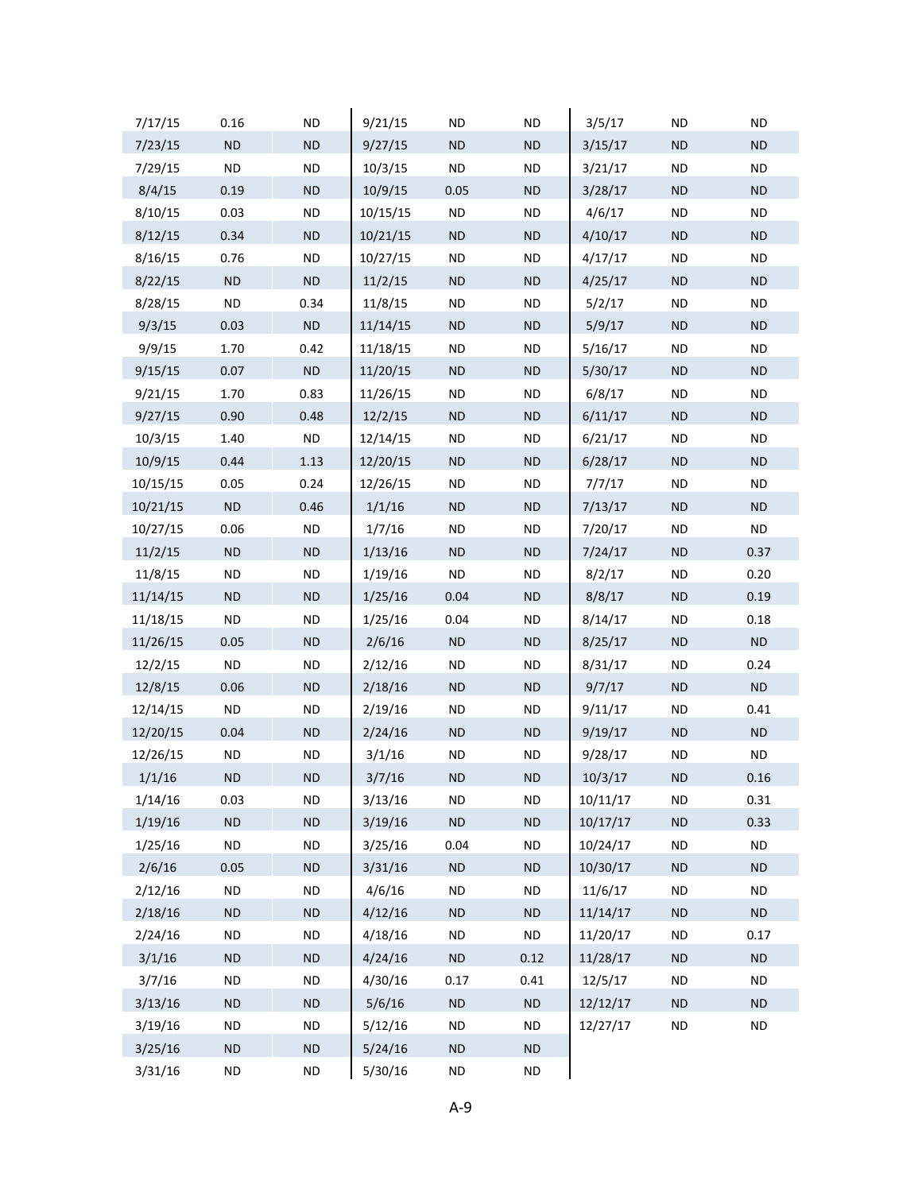| | | | | | | | | |
|---|---|---|---|---|---|---|---|---|
| 7/17/15 | 0.16 | ND | 9/21/15 | ND | ND | 3/5/17 | ND | ND |
| 7/23/15 | ND | ND | 9/27/15 | ND | ND | 3/15/17 | ND | ND |
| 7/29/15 | ND | ND | 10/3/15 | ND | ND | 3/21/17 | ND | ND |
| 8/4/15 | 0.19 | ND | 10/9/15 | 0.05 | ND | 3/28/17 | ND | ND |
| 8/10/15 | 0.03 | ND | 10/15/15 | ND | ND | 4/6/17 | ND | ND |
| 8/12/15 | 0.34 | ND | 10/21/15 | ND | ND | 4/10/17 | ND | ND |
| 8/16/15 | 0.76 | ND | 10/27/15 | ND | ND | 4/17/17 | ND | ND |
| 8/22/15 | ND | ND | 11/2/15 | ND | ND | 4/25/17 | ND | ND |
| 8/28/15 | ND | 0.34 | 11/8/15 | ND | ND | 5/2/17 | ND | ND |
| 9/3/15 | 0.03 | ND | 11/14/15 | ND | ND | 5/9/17 | ND | ND |
| 9/9/15 | 1.70 | 0.42 | 11/18/15 | ND | ND | 5/16/17 | ND | ND |
| 9/15/15 | 0.07 | ND | 11/20/15 | ND | ND | 5/30/17 | ND | ND |
| 9/21/15 | 1.70 | 0.83 | 11/26/15 | ND | ND | 6/8/17 | ND | ND |
| 9/27/15 | 0.90 | 0.48 | 12/2/15 | ND | ND | 6/11/17 | ND | ND |
| 10/3/15 | 1.40 | ND | 12/14/15 | ND | ND | 6/21/17 | ND | ND |
| 10/9/15 | 0.44 | 1.13 | 12/20/15 | ND | ND | 6/28/17 | ND | ND |
| 10/15/15 | 0.05 | 0.24 | 12/26/15 | ND | ND | 7/7/17 | ND | ND |
| 10/21/15 | ND | 0.46 | 1/1/16 | ND | ND | 7/13/17 | ND | ND |
| 10/27/15 | 0.06 | ND | 1/7/16 | ND | ND | 7/20/17 | ND | ND |
| 11/2/15 | ND | ND | 1/13/16 | ND | ND | 7/24/17 | ND | 0.37 |
| 11/8/15 | ND | ND | 1/19/16 | ND | ND | 8/2/17 | ND | 0.20 |
| 11/14/15 | ND | ND | 1/25/16 | 0.04 | ND | 8/8/17 | ND | 0.19 |
| 11/18/15 | ND | ND | 1/25/16 | 0.04 | ND | 8/14/17 | ND | 0.18 |
| 11/26/15 | 0.05 | ND | 2/6/16 | ND | ND | 8/25/17 | ND | ND |
| 12/2/15 | ND | ND | 2/12/16 | ND | ND | 8/31/17 | ND | 0.24 |
| 12/8/15 | 0.06 | ND | 2/18/16 | ND | ND | 9/7/17 | ND | ND |
| 12/14/15 | ND | ND | 2/19/16 | ND | ND | 9/11/17 | ND | 0.41 |
| 12/20/15 | 0.04 | ND | 2/24/16 | ND | ND | 9/19/17 | ND | ND |
| 12/26/15 | ND | ND | 3/1/16 | ND | ND | 9/28/17 | ND | ND |
| 1/1/16 | ND | ND | 3/7/16 | ND | ND | 10/3/17 | ND | 0.16 |
| 1/14/16 | 0.03 | ND | 3/13/16 | ND | ND | 10/11/17 | ND | 0.31 |
| 1/19/16 | ND | ND | 3/19/16 | ND | ND | 10/17/17 | ND | 0.33 |
| 1/25/16 | ND | ND | 3/25/16 | 0.04 | ND | 10/24/17 | ND | ND |
| 2/6/16 | 0.05 | ND | 3/31/16 | ND | ND | 10/30/17 | ND | ND |
| 2/12/16 | ND | ND | 4/6/16 | ND | ND | 11/6/17 | ND | ND |
| 2/18/16 | ND | ND | 4/12/16 | ND | ND | 11/14/17 | ND | ND |
| 2/24/16 | ND | ND | 4/18/16 | ND | ND | 11/20/17 | ND | 0.17 |
| 3/1/16 | ND | ND | 4/24/16 | ND | 0.12 | 11/28/17 | ND | ND |
| 3/7/16 | ND | ND | 4/30/16 | 0.17 | 0.41 | 12/5/17 | ND | ND |
| 3/13/16 | ND | ND | 5/6/16 | ND | ND | 12/12/17 | ND | ND |
| 3/19/16 | ND | ND | 5/12/16 | ND | ND | 12/27/17 | ND | ND |
| 3/25/16 | ND | ND | 5/24/16 | ND | ND | | | |
| 3/31/16 | ND | ND | 5/30/16 | ND | ND | | | |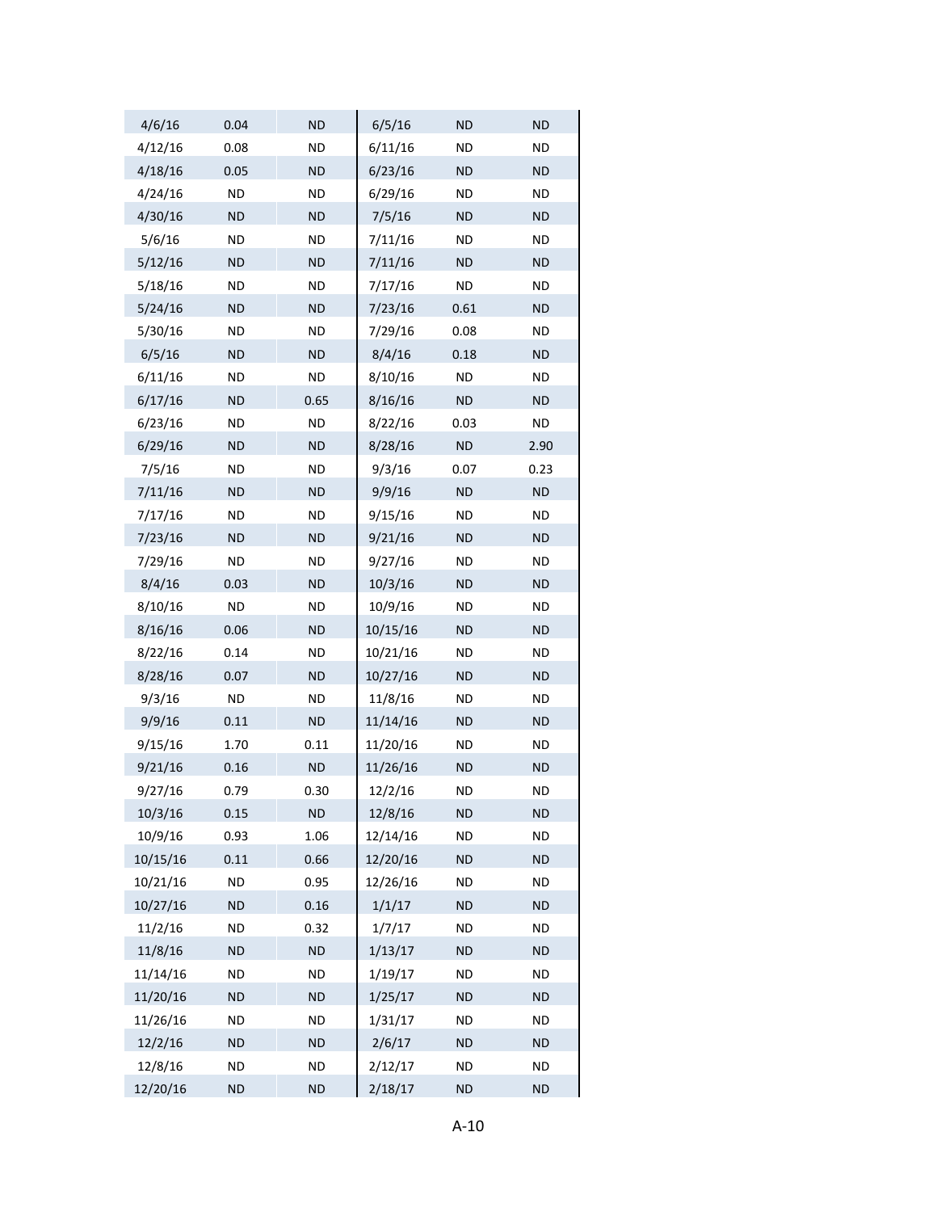| | | | | | |
|---|---|---|---|---|---|
| 4/6/16 | 0.04 | ND | 6/5/16 | ND | ND |
| 4/12/16 | 0.08 | ND | 6/11/16 | ND | ND |
| 4/18/16 | 0.05 | ND | 6/23/16 | ND | ND |
| 4/24/16 | ND | ND | 6/29/16 | ND | ND |
| 4/30/16 | ND | ND | 7/5/16 | ND | ND |
| 5/6/16 | ND | ND | 7/11/16 | ND | ND |
| 5/12/16 | ND | ND | 7/11/16 | ND | ND |
| 5/18/16 | ND | ND | 7/17/16 | ND | ND |
| 5/24/16 | ND | ND | 7/23/16 | 0.61 | ND |
| 5/30/16 | ND | ND | 7/29/16 | 0.08 | ND |
| 6/5/16 | ND | ND | 8/4/16 | 0.18 | ND |
| 6/11/16 | ND | ND | 8/10/16 | ND | ND |
| 6/17/16 | ND | 0.65 | 8/16/16 | ND | ND |
| 6/23/16 | ND | ND | 8/22/16 | 0.03 | ND |
| 6/29/16 | ND | ND | 8/28/16 | ND | 2.90 |
| 7/5/16 | ND | ND | 9/3/16 | 0.07 | 0.23 |
| 7/11/16 | ND | ND | 9/9/16 | ND | ND |
| 7/17/16 | ND | ND | 9/15/16 | ND | ND |
| 7/23/16 | ND | ND | 9/21/16 | ND | ND |
| 7/29/16 | ND | ND | 9/27/16 | ND | ND |
| 8/4/16 | 0.03 | ND | 10/3/16 | ND | ND |
| 8/10/16 | ND | ND | 10/9/16 | ND | ND |
| 8/16/16 | 0.06 | ND | 10/15/16 | ND | ND |
| 8/22/16 | 0.14 | ND | 10/21/16 | ND | ND |
| 8/28/16 | 0.07 | ND | 10/27/16 | ND | ND |
| 9/3/16 | ND | ND | 11/8/16 | ND | ND |
| 9/9/16 | 0.11 | ND | 11/14/16 | ND | ND |
| 9/15/16 | 1.70 | 0.11 | 11/20/16 | ND | ND |
| 9/21/16 | 0.16 | ND | 11/26/16 | ND | ND |
| 9/27/16 | 0.79 | 0.30 | 12/2/16 | ND | ND |
| 10/3/16 | 0.15 | ND | 12/8/16 | ND | ND |
| 10/9/16 | 0.93 | 1.06 | 12/14/16 | ND | ND |
| 10/15/16 | 0.11 | 0.66 | 12/20/16 | ND | ND |
| 10/21/16 | ND | 0.95 | 12/26/16 | ND | ND |
| 10/27/16 | ND | 0.16 | 1/1/17 | ND | ND |
| 11/2/16 | ND | 0.32 | 1/7/17 | ND | ND |
| 11/8/16 | ND | ND | 1/13/17 | ND | ND |
| 11/14/16 | ND | ND | 1/19/17 | ND | ND |
| 11/20/16 | ND | ND | 1/25/17 | ND | ND |
| 11/26/16 | ND | ND | 1/31/17 | ND | ND |
| 12/2/16 | ND | ND | 2/6/17 | ND | ND |
| 12/8/16 | ND | ND | 2/12/17 | ND | ND |
| 12/20/16 | ND | ND | 2/18/17 | ND | ND |

A-10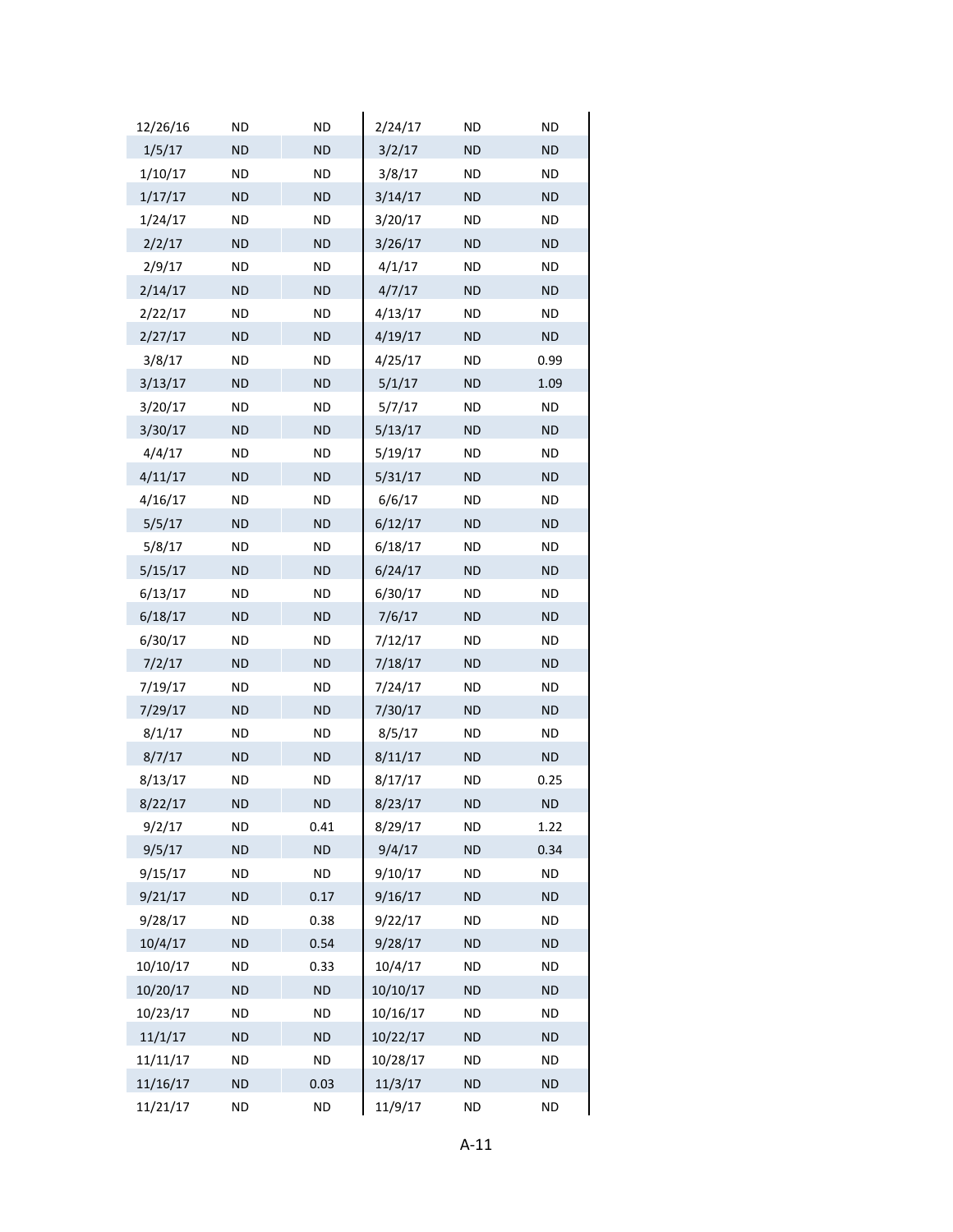| | | | | | |
|---|---|---|---|---|---|
| 12/26/16 | ND | ND | 2/24/17 | ND | ND |
| 1/5/17 | ND | ND | 3/2/17 | ND | ND |
| 1/10/17 | ND | ND | 3/8/17 | ND | ND |
| 1/17/17 | ND | ND | 3/14/17 | ND | ND |
| 1/24/17 | ND | ND | 3/20/17 | ND | ND |
| 2/2/17 | ND | ND | 3/26/17 | ND | ND |
| 2/9/17 | ND | ND | 4/1/17 | ND | ND |
| 2/14/17 | ND | ND | 4/7/17 | ND | ND |
| 2/22/17 | ND | ND | 4/13/17 | ND | ND |
| 2/27/17 | ND | ND | 4/19/17 | ND | ND |
| 3/8/17 | ND | ND | 4/25/17 | ND | 0.99 |
| 3/13/17 | ND | ND | 5/1/17 | ND | 1.09 |
| 3/20/17 | ND | ND | 5/7/17 | ND | ND |
| 3/30/17 | ND | ND | 5/13/17 | ND | ND |
| 4/4/17 | ND | ND | 5/19/17 | ND | ND |
| 4/11/17 | ND | ND | 5/31/17 | ND | ND |
| 4/16/17 | ND | ND | 6/6/17 | ND | ND |
| 5/5/17 | ND | ND | 6/12/17 | ND | ND |
| 5/8/17 | ND | ND | 6/18/17 | ND | ND |
| 5/15/17 | ND | ND | 6/24/17 | ND | ND |
| 6/13/17 | ND | ND | 6/30/17 | ND | ND |
| 6/18/17 | ND | ND | 7/6/17 | ND | ND |
| 6/30/17 | ND | ND | 7/12/17 | ND | ND |
| 7/2/17 | ND | ND | 7/18/17 | ND | ND |
| 7/19/17 | ND | ND | 7/24/17 | ND | ND |
| 7/29/17 | ND | ND | 7/30/17 | ND | ND |
| 8/1/17 | ND | ND | 8/5/17 | ND | ND |
| 8/7/17 | ND | ND | 8/11/17 | ND | ND |
| 8/13/17 | ND | ND | 8/17/17 | ND | 0.25 |
| 8/22/17 | ND | ND | 8/23/17 | ND | ND |
| 9/2/17 | ND | 0.41 | 8/29/17 | ND | 1.22 |
| 9/5/17 | ND | ND | 9/4/17 | ND | 0.34 |
| 9/15/17 | ND | ND | 9/10/17 | ND | ND |
| 9/21/17 | ND | 0.17 | 9/16/17 | ND | ND |
| 9/28/17 | ND | 0.38 | 9/22/17 | ND | ND |
| 10/4/17 | ND | 0.54 | 9/28/17 | ND | ND |
| 10/10/17 | ND | 0.33 | 10/4/17 | ND | ND |
| 10/20/17 | ND | ND | 10/10/17 | ND | ND |
| 10/23/17 | ND | ND | 10/16/17 | ND | ND |
| 11/1/17 | ND | ND | 10/22/17 | ND | ND |
| 11/11/17 | ND | ND | 10/28/17 | ND | ND |
| 11/16/17 | ND | 0.03 | 11/3/17 | ND | ND |
| 11/21/17 | ND | ND | 11/9/17 | ND | ND |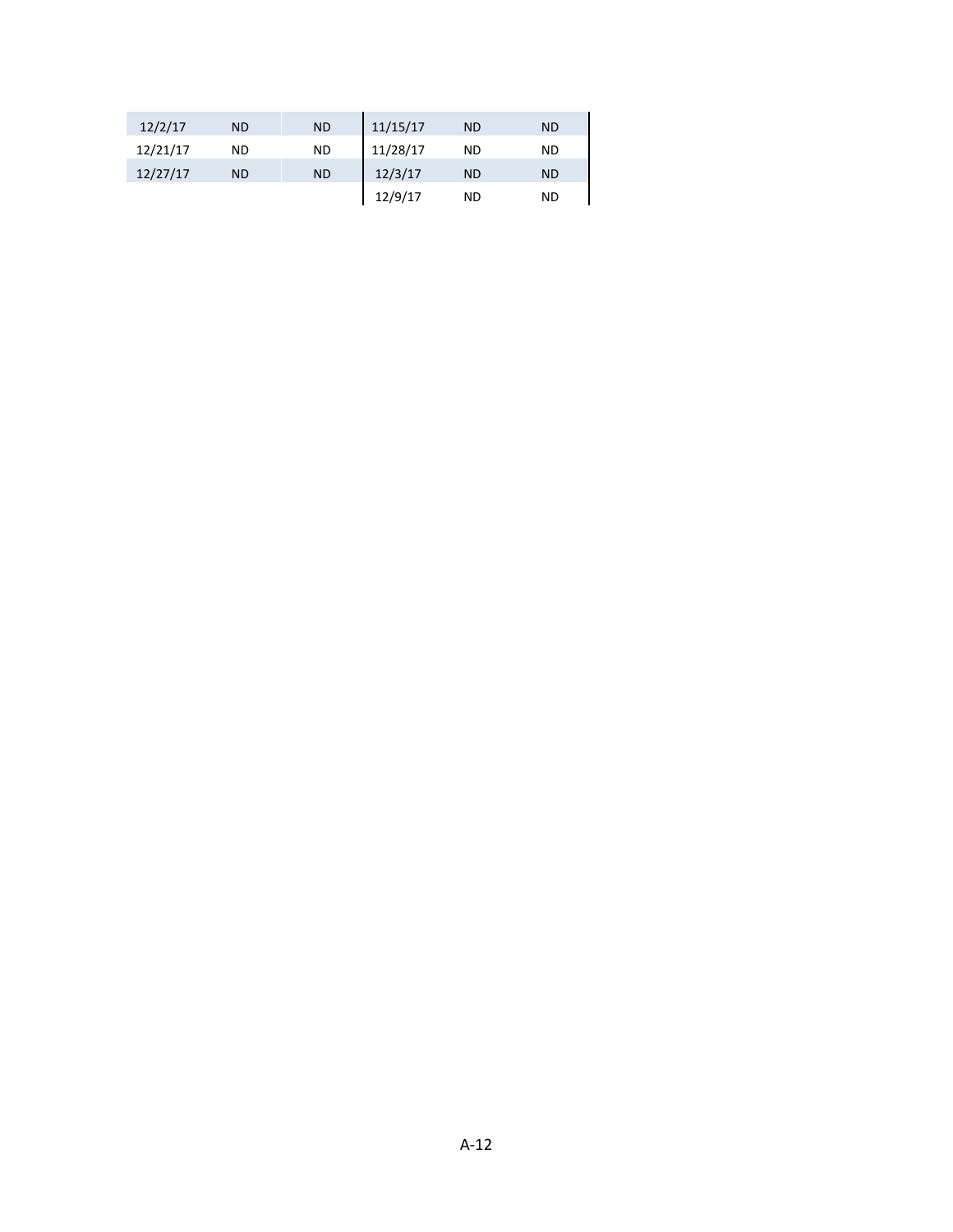| | | | | | |
|---|---|---|---|---|---|
| 12/2/17 | ND | ND | 11/15/17 | ND | ND |
| 12/21/17 | ND | ND | 11/28/17 | ND | ND |
| 12/27/17 | ND | ND | 12/3/17 | ND | ND |
| | | | 12/9/17 | ND | ND |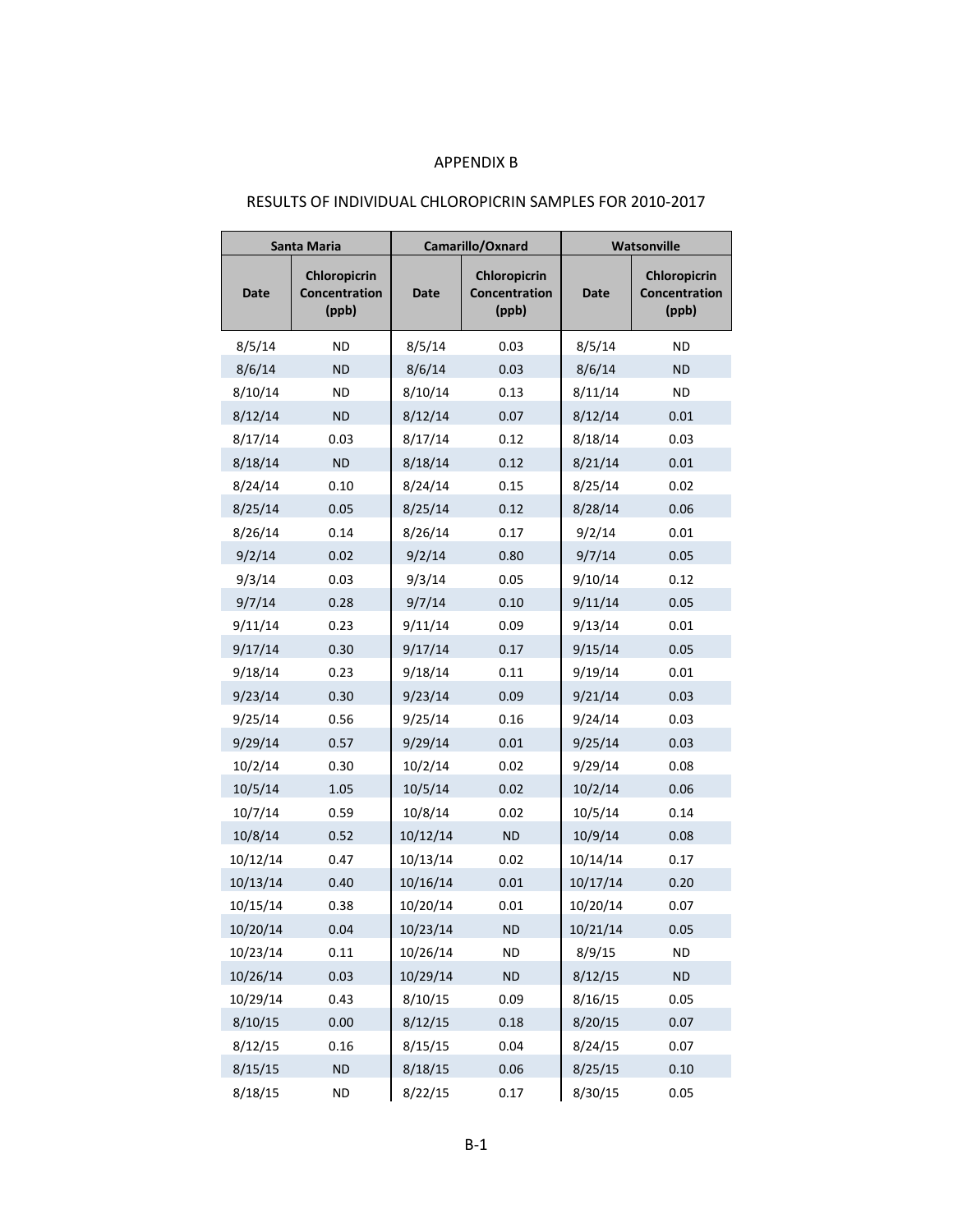APPENDIX B

RESULTS OF INDIVIDUAL CHLOROPICRIN SAMPLES FOR 2010-2017

| Santa Maria | | Camarillo/Oxnard | | Watsonville | |
|---|---|---|---|---|---|
| Date | Chloropicrin Concentration (ppb) | Date | Chloropicrin Concentration (ppb) | Date | Chloropicrin Concentration (ppb) |
| 8/5/14 | ND | 8/5/14 | 0.03 | 8/5/14 | ND |
| 8/6/14 | ND | 8/6/14 | 0.03 | 8/6/14 | ND |
| 8/10/14 | ND | 8/10/14 | 0.13 | 8/11/14 | ND |
| 8/12/14 | ND | 8/12/14 | 0.07 | 8/12/14 | 0.01 |
| 8/17/14 | 0.03 | 8/17/14 | 0.12 | 8/18/14 | 0.03 |
| 8/18/14 | ND | 8/18/14 | 0.12 | 8/21/14 | 0.01 |
| 8/24/14 | 0.10 | 8/24/14 | 0.15 | 8/25/14 | 0.02 |
| 8/25/14 | 0.05 | 8/25/14 | 0.12 | 8/28/14 | 0.06 |
| 8/26/14 | 0.14 | 8/26/14 | 0.17 | 9/2/14 | 0.01 |
| 9/2/14 | 0.02 | 9/2/14 | 0.80 | 9/7/14 | 0.05 |
| 9/3/14 | 0.03 | 9/3/14 | 0.05 | 9/10/14 | 0.12 |
| 9/7/14 | 0.28 | 9/7/14 | 0.10 | 9/11/14 | 0.05 |
| 9/11/14 | 0.23 | 9/11/14 | 0.09 | 9/13/14 | 0.01 |
| 9/17/14 | 0.30 | 9/17/14 | 0.17 | 9/15/14 | 0.05 |
| 9/18/14 | 0.23 | 9/18/14 | 0.11 | 9/19/14 | 0.01 |
| 9/23/14 | 0.30 | 9/23/14 | 0.09 | 9/21/14 | 0.03 |
| 9/25/14 | 0.56 | 9/25/14 | 0.16 | 9/24/14 | 0.03 |
| 9/29/14 | 0.57 | 9/29/14 | 0.01 | 9/25/14 | 0.03 |
| 10/2/14 | 0.30 | 10/2/14 | 0.02 | 9/29/14 | 0.08 |
| 10/5/14 | 1.05 | 10/5/14 | 0.02 | 10/2/14 | 0.06 |
| 10/7/14 | 0.59 | 10/8/14 | 0.02 | 10/5/14 | 0.14 |
| 10/8/14 | 0.52 | 10/12/14 | ND | 10/9/14 | 0.08 |
| 10/12/14 | 0.47 | 10/13/14 | 0.02 | 10/14/14 | 0.17 |
| 10/13/14 | 0.40 | 10/16/14 | 0.01 | 10/17/14 | 0.20 |
| 10/15/14 | 0.38 | 10/20/14 | 0.01 | 10/20/14 | 0.07 |
| 10/20/14 | 0.04 | 10/23/14 | ND | 10/21/14 | 0.05 |
| 10/23/14 | 0.11 | 10/26/14 | ND | 8/9/15 | ND |
| 10/26/14 | 0.03 | 10/29/14 | ND | 8/12/15 | ND |
| 10/29/14 | 0.43 | 8/10/15 | 0.09 | 8/16/15 | 0.05 |
| 8/10/15 | 0.00 | 8/12/15 | 0.18 | 8/20/15 | 0.07 |
| 8/12/15 | 0.16 | 8/15/15 | 0.04 | 8/24/15 | 0.07 |
| 8/15/15 | ND | 8/18/15 | 0.06 | 8/25/15 | 0.10 |
| 8/18/15 | ND | 8/22/15 | 0.17 | 8/30/15 | 0.05 |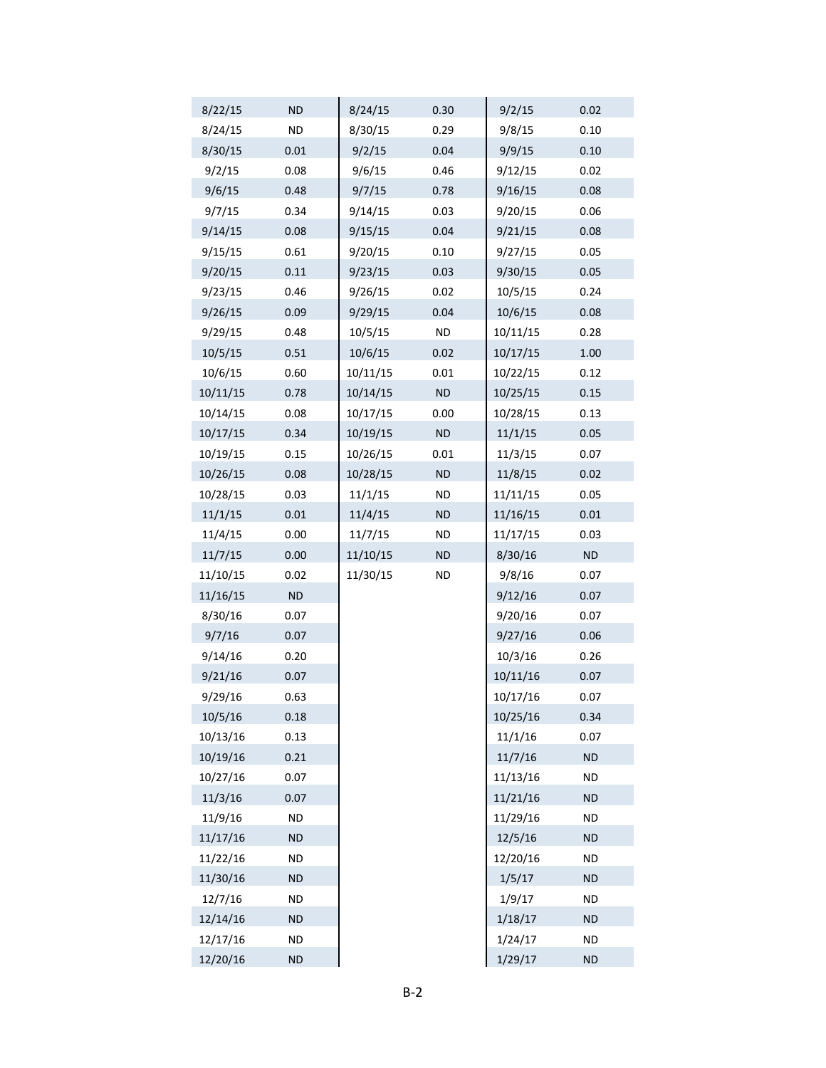| | | | | | |
|---|---|---|---|---|---|
| 8/22/15 | ND | 8/24/15 | 0.30 | 9/2/15 | 0.02 |
| 8/24/15 | ND | 8/30/15 | 0.29 | 9/8/15 | 0.10 |
| 8/30/15 | 0.01 | 9/2/15 | 0.04 | 9/9/15 | 0.10 |
| 9/2/15 | 0.08 | 9/6/15 | 0.46 | 9/12/15 | 0.02 |
| 9/6/15 | 0.48 | 9/7/15 | 0.78 | 9/16/15 | 0.08 |
| 9/7/15 | 0.34 | 9/14/15 | 0.03 | 9/20/15 | 0.06 |
| 9/14/15 | 0.08 | 9/15/15 | 0.04 | 9/21/15 | 0.08 |
| 9/15/15 | 0.61 | 9/20/15 | 0.10 | 9/27/15 | 0.05 |
| 9/20/15 | 0.11 | 9/23/15 | 0.03 | 9/30/15 | 0.05 |
| 9/23/15 | 0.46 | 9/26/15 | 0.02 | 10/5/15 | 0.24 |
| 9/26/15 | 0.09 | 9/29/15 | 0.04 | 10/6/15 | 0.08 |
| 9/29/15 | 0.48 | 10/5/15 | ND | 10/11/15 | 0.28 |
| 10/5/15 | 0.51 | 10/6/15 | 0.02 | 10/17/15 | 1.00 |
| 10/6/15 | 0.60 | 10/11/15 | 0.01 | 10/22/15 | 0.12 |
| 10/11/15 | 0.78 | 10/14/15 | ND | 10/25/15 | 0.15 |
| 10/14/15 | 0.08 | 10/17/15 | 0.00 | 10/28/15 | 0.13 |
| 10/17/15 | 0.34 | 10/19/15 | ND | 11/1/15 | 0.05 |
| 10/19/15 | 0.15 | 10/26/15 | 0.01 | 11/3/15 | 0.07 |
| 10/26/15 | 0.08 | 10/28/15 | ND | 11/8/15 | 0.02 |
| 10/28/15 | 0.03 | 11/1/15 | ND | 11/11/15 | 0.05 |
| 11/1/15 | 0.01 | 11/4/15 | ND | 11/16/15 | 0.01 |
| 11/4/15 | 0.00 | 11/7/15 | ND | 11/17/15 | 0.03 |
| 11/7/15 | 0.00 | 11/10/15 | ND | 8/30/16 | ND |
| 11/10/15 | 0.02 | 11/30/15 | ND | 9/8/16 | 0.07 |
| 11/16/15 | ND | | | 9/12/16 | 0.07 |
| 8/30/16 | 0.07 | | | 9/20/16 | 0.07 |
| 9/7/16 | 0.07 | | | 9/27/16 | 0.06 |
| 9/14/16 | 0.20 | | | 10/3/16 | 0.26 |
| 9/21/16 | 0.07 | | | 10/11/16 | 0.07 |
| 9/29/16 | 0.63 | | | 10/17/16 | 0.07 |
| 10/5/16 | 0.18 | | | 10/25/16 | 0.34 |
| 10/13/16 | 0.13 | | | 11/1/16 | 0.07 |
| 10/19/16 | 0.21 | | | 11/7/16 | ND |
| 10/27/16 | 0.07 | | | 11/13/16 | ND |
| 11/3/16 | 0.07 | | | 11/21/16 | ND |
| 11/9/16 | ND | | | 11/29/16 | ND |
| 11/17/16 | ND | | | 12/5/16 | ND |
| 11/22/16 | ND | | | 12/20/16 | ND |
| 11/30/16 | ND | | | 1/5/17 | ND |
| 12/7/16 | ND | | | 1/9/17 | ND |
| 12/14/16 | ND | | | 1/18/17 | ND |
| 12/17/16 | ND | | | 1/24/17 | ND |
| 12/20/16 | ND | | | 1/29/17 | ND |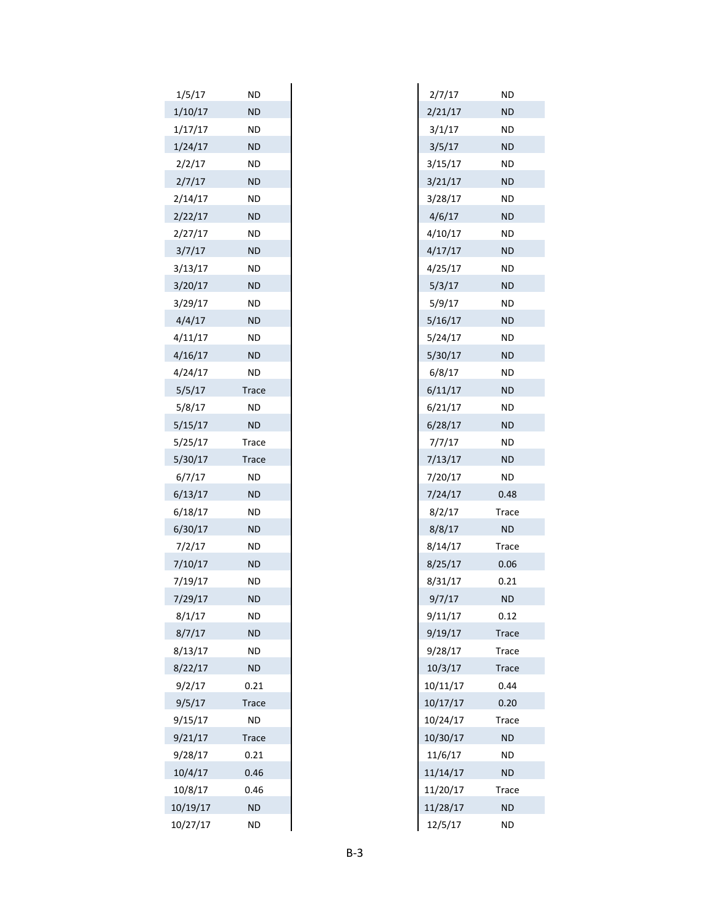| | |
|---|---|
| 1/5/17 | ND |
| 1/10/17 | ND |
| 1/17/17 | ND |
| 1/24/17 | ND |
| 2/2/17 | ND |
| 2/7/17 | ND |
| 2/14/17 | ND |
| 2/22/17 | ND |
| 2/27/17 | ND |
| 3/7/17 | ND |
| 3/13/17 | ND |
| 3/20/17 | ND |
| 3/29/17 | ND |
| 4/4/17 | ND |
| 4/11/17 | ND |
| 4/16/17 | ND |
| 4/24/17 | ND |
| 5/5/17 | Trace |
| 5/8/17 | ND |
| 5/15/17 | ND |
| 5/25/17 | Trace |
| 5/30/17 | Trace |
| 6/7/17 | ND |
| 6/13/17 | ND |
| 6/18/17 | ND |
| 6/30/17 | ND |
| 7/2/17 | ND |
| 7/10/17 | ND |
| 7/19/17 | ND |
| 7/29/17 | ND |
| 8/1/17 | ND |
| 8/7/17 | ND |
| 8/13/17 | ND |
| 8/22/17 | ND |
| 9/2/17 | 0.21 |
| 9/5/17 | Trace |
| 9/15/17 | ND |
| 9/21/17 | Trace |
| 9/28/17 | 0.21 |
| 10/4/17 | 0.46 |
| 10/8/17 | 0.46 |
| 10/19/17 | ND |
| 10/27/17 | ND |

| | |
|---|---|
| 2/7/17 | ND |
| 2/21/17 | ND |
| 3/1/17 | ND |
| 3/5/17 | ND |
| 3/15/17 | ND |
| 3/21/17 | ND |
| 3/28/17 | ND |
| 4/6/17 | ND |
| 4/10/17 | ND |
| 4/17/17 | ND |
| 4/25/17 | ND |
| 5/3/17 | ND |
| 5/9/17 | ND |
| 5/16/17 | ND |
| 5/24/17 | ND |
| 5/30/17 | ND |
| 6/8/17 | ND |
| 6/11/17 | ND |
| 6/21/17 | ND |
| 6/28/17 | ND |
| 7/7/17 | ND |
| 7/13/17 | ND |
| 7/20/17 | ND |
| 7/24/17 | 0.48 |
| 8/2/17 | Trace |
| 8/8/17 | ND |
| 8/14/17 | Trace |
| 8/25/17 | 0.06 |
| 8/31/17 | 0.21 |
| 9/7/17 | ND |
| 9/11/17 | 0.12 |
| 9/19/17 | Trace |
| 9/28/17 | Trace |
| 10/3/17 | Trace |
| 10/11/17 | 0.44 |
| 10/17/17 | 0.20 |
| 10/24/17 | Trace |
| 10/30/17 | ND |
| 11/6/17 | ND |
| 11/14/17 | ND |
| 11/20/17 | Trace |
| 11/28/17 | ND |
| 12/5/17 | ND |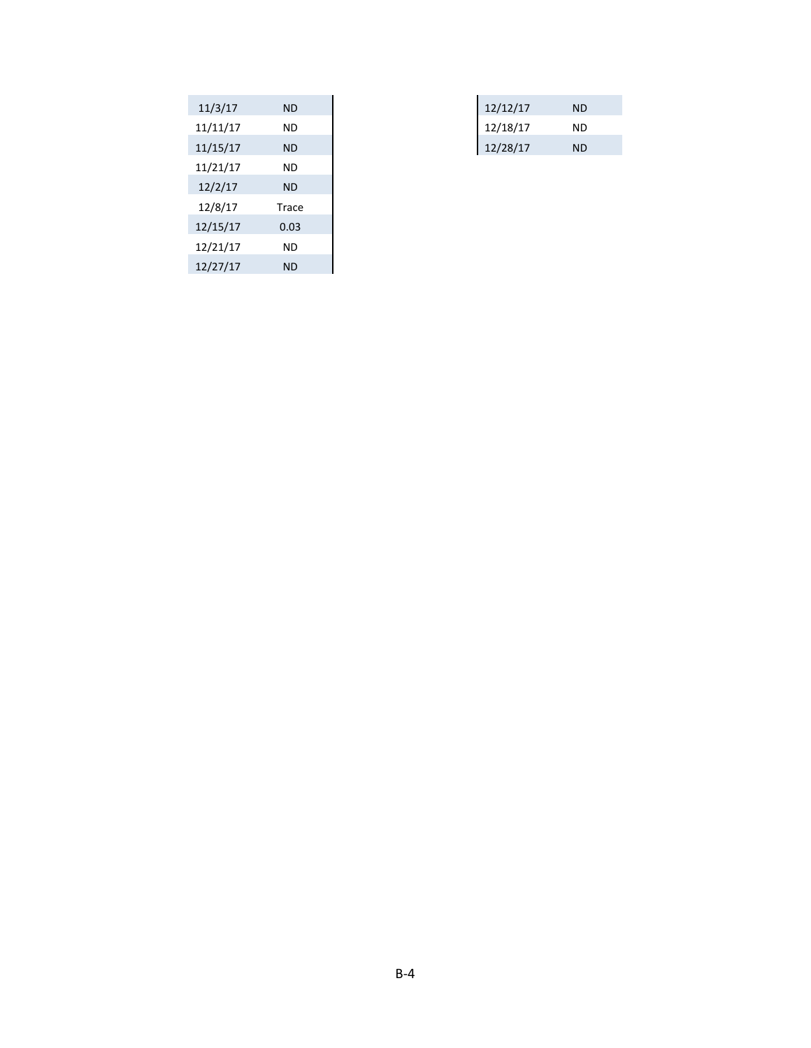| | |
|---|---|
| 11/3/17 | ND |
| 11/11/17 | ND |
| 11/15/17 | ND |
| 11/21/17 | ND |
| 12/2/17 | ND |
| 12/8/17 | Trace |
| 12/15/17 | 0.03 |
| 12/21/17 | ND |
| 12/27/17 | ND |

| | |
|---|---|
| 12/12/17 | ND |
| 12/18/17 | ND |
| 12/28/17 | ND |